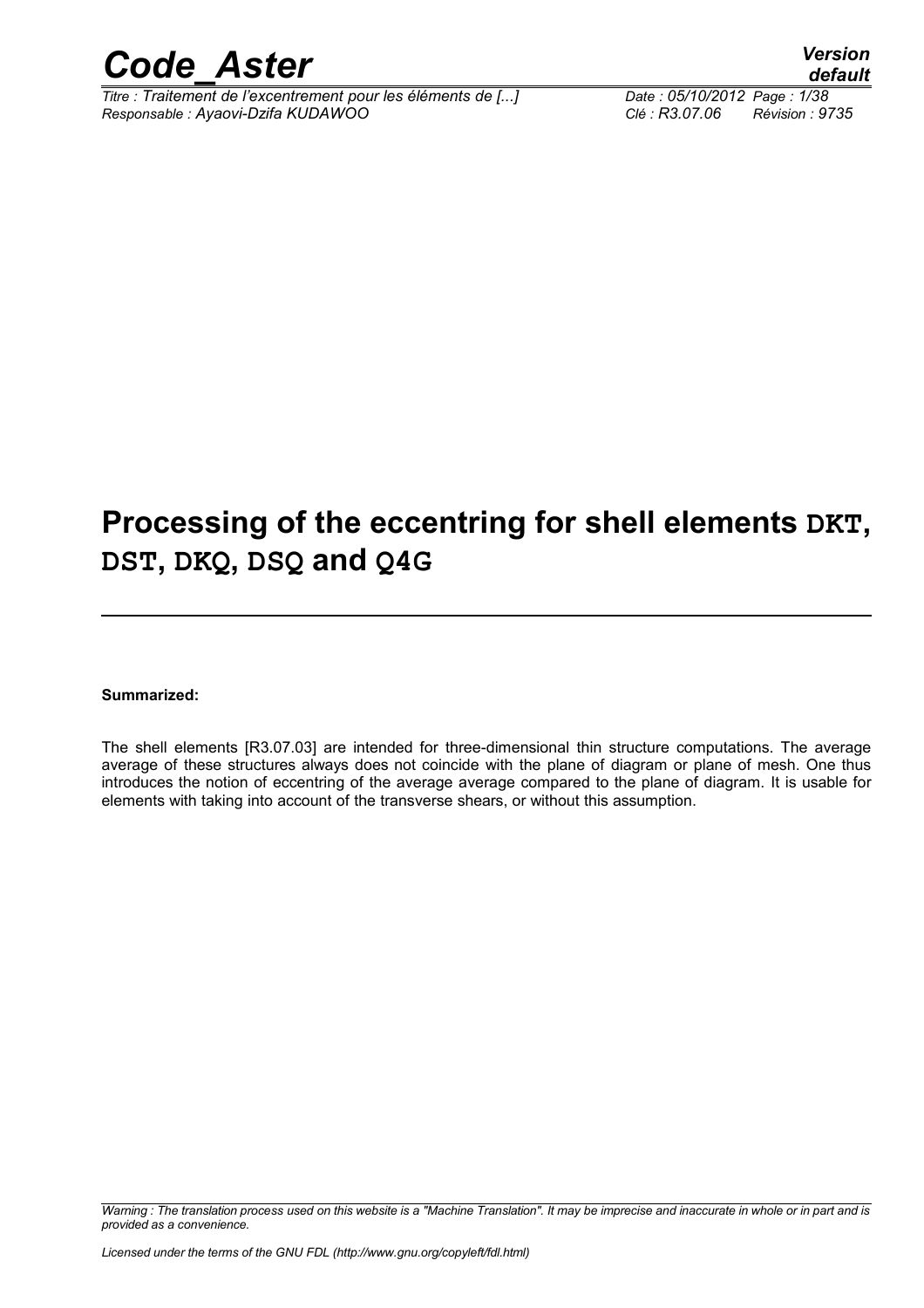# Processing of the eccentring for shell elements DKT, DST, DKQ, DSQ and Q4G

**Summarized:**

The shell elements [R3.07.03] are intended for three-dimensional thin structure computations. The average average of these structures always does not coincide with the plane of diagram or plane of mesh. One thus introduces the notion of eccentring of the average average compared to the plane of diagram. It is usable for elements with taking into account of the transverse shears, or without this assumption.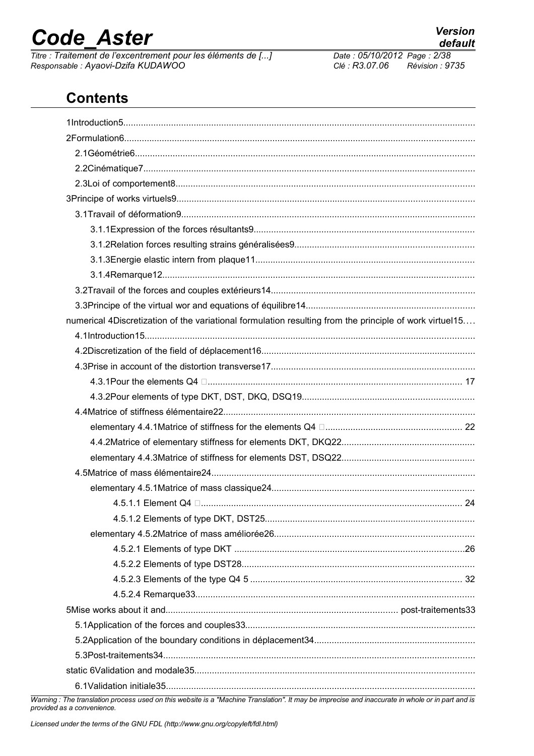## Contents

1Introduction5

2Formulation6

2.1Géométrie6

2.2Cinématique7

2.3Loi of comportement8

3Principe of works virtuels9

3.1Travail of déformation9

3.1.1Expression of the forces résultants9

3.1.2Relation forces resulting strains généralisées9

3.1.3Energie elastic intern from plaque11

3.1.4Remarque12

3.2Travail of the forces and couples extérieurs14

3.3Principe of the virtual wor and equations of équilibre14

numerical 4Discretization of the variational formulation resulting from the principle of work virtuel15...

4.1Introduction15

4.2Discretization of the field of déplacement16

4.3Prise in account of the distortion transverse17

4.3.1Pour the elements Q4 □ 17

4.3.2Pour elements of type DKT, DST, DKQ, DSQ19

4.4Matrice of stiffness élémentaire22

elementary 4.4.1Matrice of stiffness for the elements Q4 □ 22

4.4.2Matrice of elementary stiffness for elements DKT, DKQ22

elementary 4.4.3Matrice of stiffness for elements DST, DSQ22

4.5Matrice of mass élémentaire24

elementary 4.5.1Matrice of mass classique24

4.5.1.1 Element Q4 □ 24

4.5.1.2 Elements of type DKT, DST25

elementary 4.5.2Matrice of mass améliorée26

4.5.2.1 Elements of type DKT 26

4.5.2.2 Elements of type DST28

4.5.2.3 Elements of the type Q4 5 32

4.5.2.4 Remarque33

5Mise works about it and post-traitements33

5.1Application of the forces and couples33

5.2Application of the boundary conditions in déplacement34

5.3Post-traitements34

static 6Validation and modale35

6.1Validation initiale35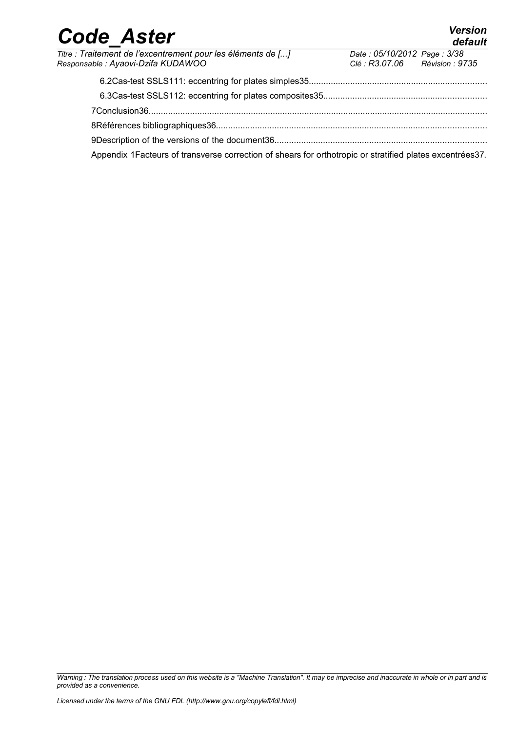6.2Cas-test SSLS111: eccentring for plates simples35

6.3Cas-test SSLS112: eccentring for plates composites35

7Conclusion36

8Références bibliographiques36

9Description of the versions of the document36

Appendix 1Facteurs of transverse correction of shears for orthotropic or stratified plates excentrées37.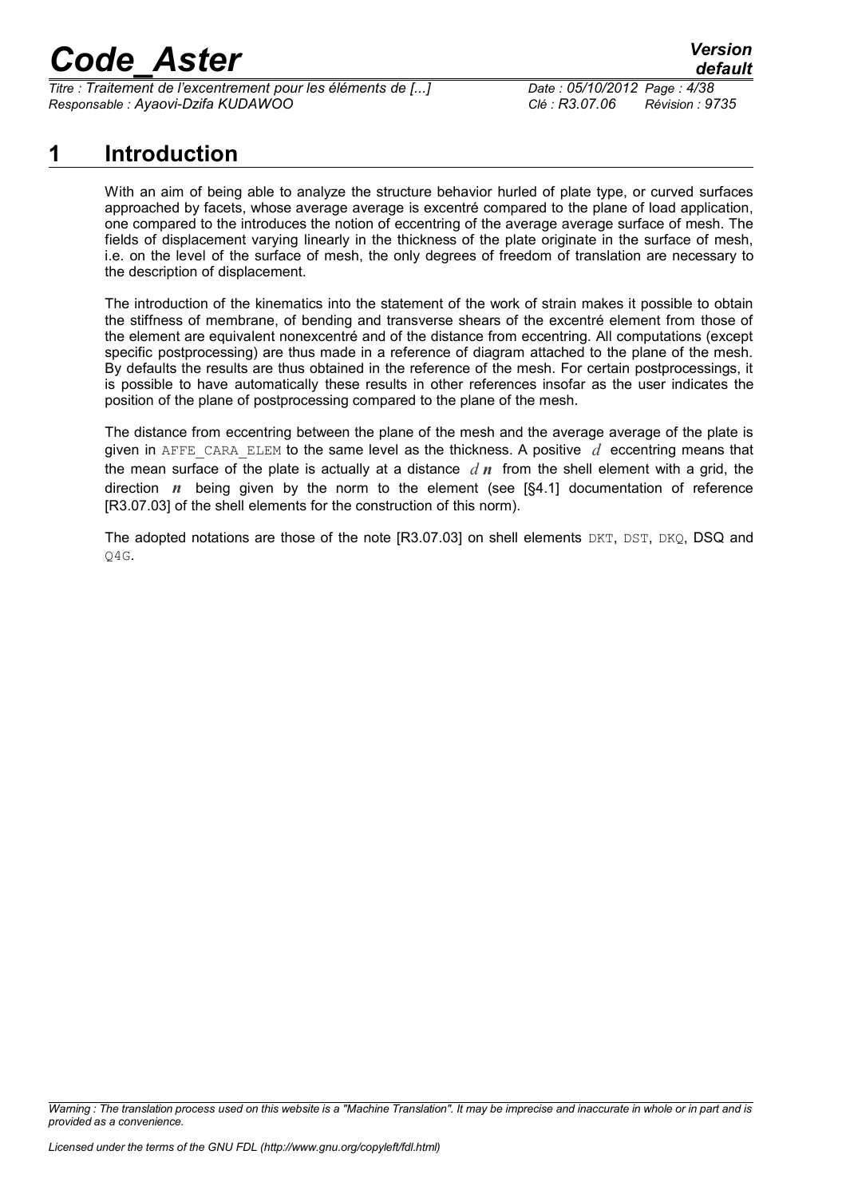# 1 Introduction

With an aim of being able to analyze the structure behavior hurled of plate type, or curved surfaces approached by facets, whose average average is excentré compared to the plane of load application, one compared to the introduces the notion of eccentring of the average average surface of mesh. The fields of displacement varying linearly in the thickness of the plate originate in the surface of mesh, i.e. on the level of the surface of mesh, the only degrees of freedom of translation are necessary to the description of displacement.

The introduction of the kinematics into the statement of the work of strain makes it possible to obtain the stiffness of membrane, of bending and transverse shears of the excentré element from those of the element are equivalent nonexcentré and of the distance from eccentring. All computations (except specific postprocessing) are thus made in a reference of diagram attached to the plane of the mesh. By defaults the results are thus obtained in the reference of the mesh. For certain postprocessings, it is possible to have automatically these results in other references insofar as the user indicates the position of the plane of postprocessing compared to the plane of the mesh.

The distance from eccentring between the plane of the mesh and the average average of the plate is given in AFFE_CARA_ELEM to the same level as the thickness. A positive $d$ eccentring means that the mean surface of the plate is actually at a distance $d\,\boldsymbol{n}$ from the shell element with a grid, the direction $\boldsymbol{n}$ being given by the norm to the element (see [§4.1] documentation of reference [R3.07.03] of the shell elements for the construction of this norm).

The adopted notations are those of the note [R3.07.03] on shell elements DKT, DST, DKQ, DSQ and Q4G.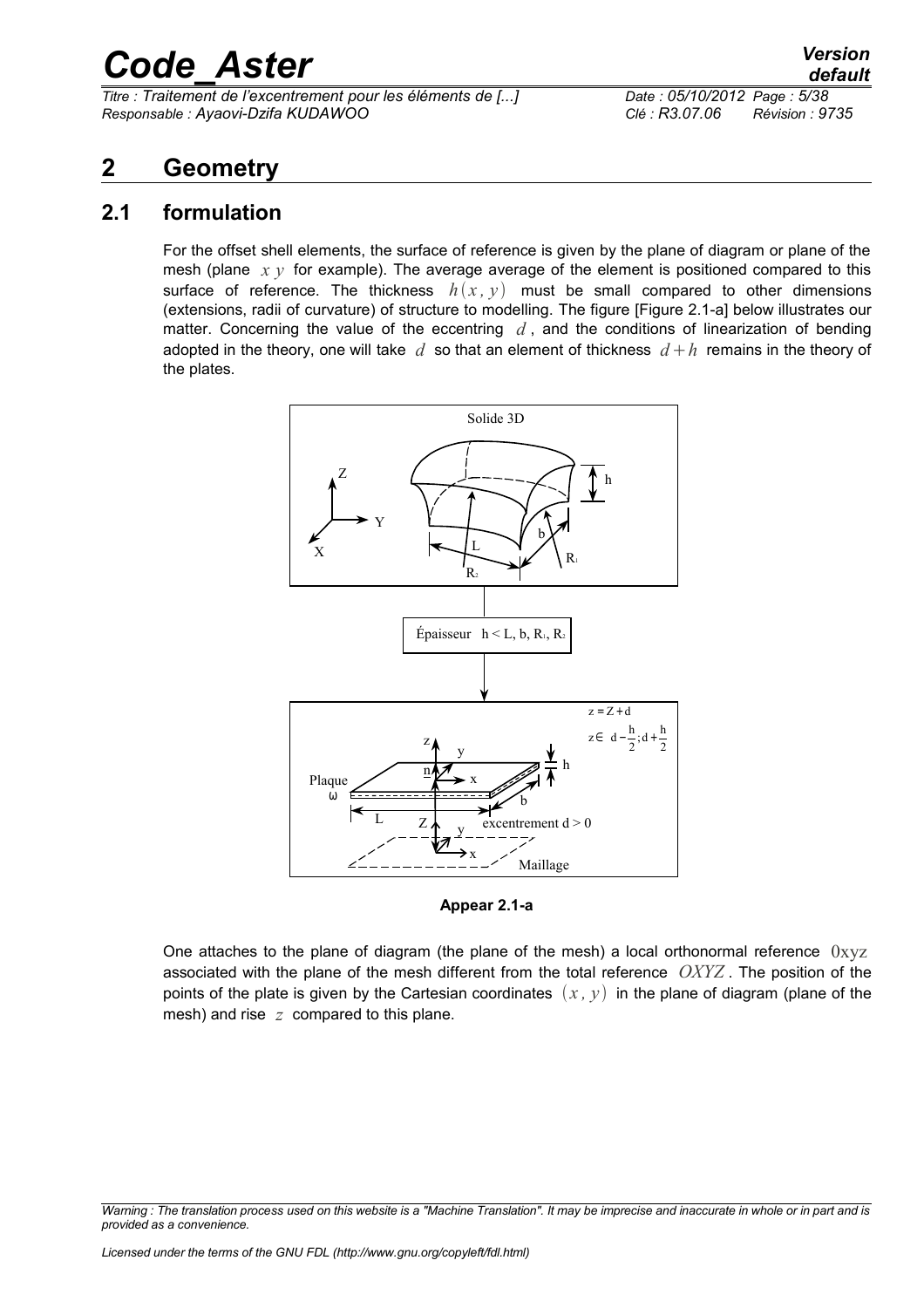# 2 Geometry

## 2.1 formulation

For the offset shell elements, the surface of reference is given by the plane of diagram or plane of the mesh (plane $x\,y$ for example). The average average of the element is positioned compared to this surface of reference. The thickness $h(x,y)$ must be small compared to other dimensions (extensions, radii of curvature) of structure to modelling. The figure [Figure 2.1-a] below illustrates our matter. Concerning the value of the eccentring $d$, and the conditions of linearization of bending adopted in the theory, one will take $d$ so that an element of thickness $d+h$ remains in the theory of the plates.

Solide 3D

Épaisseur $h < L, b, R_1, R_2$

$z = Z + d$

$z \in \left[d - \frac{h}{2}; d + \frac{h}{2}\right]$

Plaque ω

excentrement d > 0

Maillage

**Appear 2.1-a**

One attaches to the plane of diagram (the plane of the mesh) a local orthonormal reference $0xyz$ associated with the plane of the mesh different from the total reference $OXYZ$. The position of the points of the plate is given by the Cartesian coordinates $(x,y)$ in the plane of diagram (plane of the mesh) and rise $z$ compared to this plane.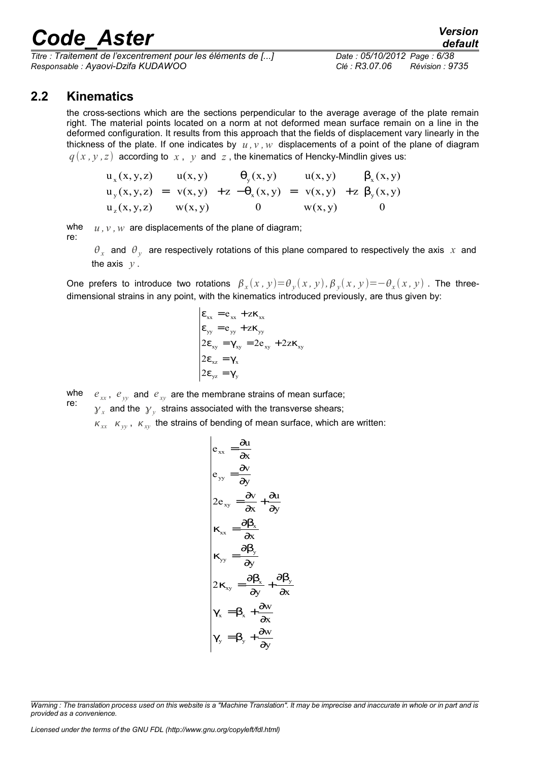## 2.2 Kinematics

the cross-sections which are the sections perpendicular to the average average of the plate remain right. The material points located on a norm at not deformed mean surface remain on a line in the deformed configuration. It results from this approach that the fields of displacement vary linearly in the thickness of the plate. If one indicates by $u, v, w$ displacements of a point of the plane of diagram $q(x, y, z)$ according to $x$, $y$ and $z$, the kinematics of Hencky-Mindlin gives us:

$$
\begin{pmatrix} u_x(x,y,z) \\ u_y(x,y,z) \\ u_z(x,y,z) \end{pmatrix} = \begin{pmatrix} u(x,y) \\ v(x,y) \\ w(x,y) \end{pmatrix} + z \begin{pmatrix} \theta_y(x,y) \\ -\theta_x(x,y) \\ 0 \end{pmatrix} = \begin{pmatrix} u(x,y) \\ v(x,y) \\ w(x,y) \end{pmatrix} + z \begin{pmatrix} \beta_x(x,y) \\ \beta_y(x,y) \\ 0 \end{pmatrix}
$$

where: $u, v, w$ are displacements of the plane of diagram;

$\theta_x$ and $\theta_y$ are respectively rotations of this plane compared to respectively the axis $x$ and the axis $y$.

One prefers to introduce two rotations $\beta_x(x, y) = \theta_y(x, y), \beta_y(x, y) = -\theta_x(x, y)$. The three-dimensional strains in any point, with the kinematics introduced previously, are thus given by:

$$
\begin{cases}
\varepsilon_{xx} = e_{xx} + z\kappa_{xx} \\
\varepsilon_{yy} = e_{yy} + z\kappa_{yy} \\
2\varepsilon_{xy} = \gamma_{xy} = 2e_{xy} + 2z\kappa_{xy} \\
2\varepsilon_{xz} = \gamma_x \\
2\varepsilon_{yz} = \gamma_y
\end{cases}
$$

where: $e_{xx}$, $e_{yy}$ and $e_{xy}$ are the membrane strains of mean surface;

$\gamma_x$ and the $\gamma_y$ strains associated with the transverse shears;

$\kappa_{xx}$ $\kappa_{yy}$, $\kappa_{xy}$ the strains of bending of mean surface, which are written:

$$
\begin{cases}
e_{xx} = \dfrac{\partial u}{\partial x} \\
e_{yy} = \dfrac{\partial v}{\partial y} \\
2e_{xy} = \dfrac{\partial v}{\partial x} + \dfrac{\partial u}{\partial y} \\
\kappa_{xx} = \dfrac{\partial \beta_x}{\partial x} \\
\kappa_{yy} = \dfrac{\partial \beta_y}{\partial y} \\
2\kappa_{xy} = \dfrac{\partial \beta_x}{\partial y} + \dfrac{\partial \beta_y}{\partial x} \\
\gamma_x = \beta_x + \dfrac{\partial w}{\partial x} \\
\gamma_y = \beta_y + \dfrac{\partial w}{\partial y}
\end{cases}
$$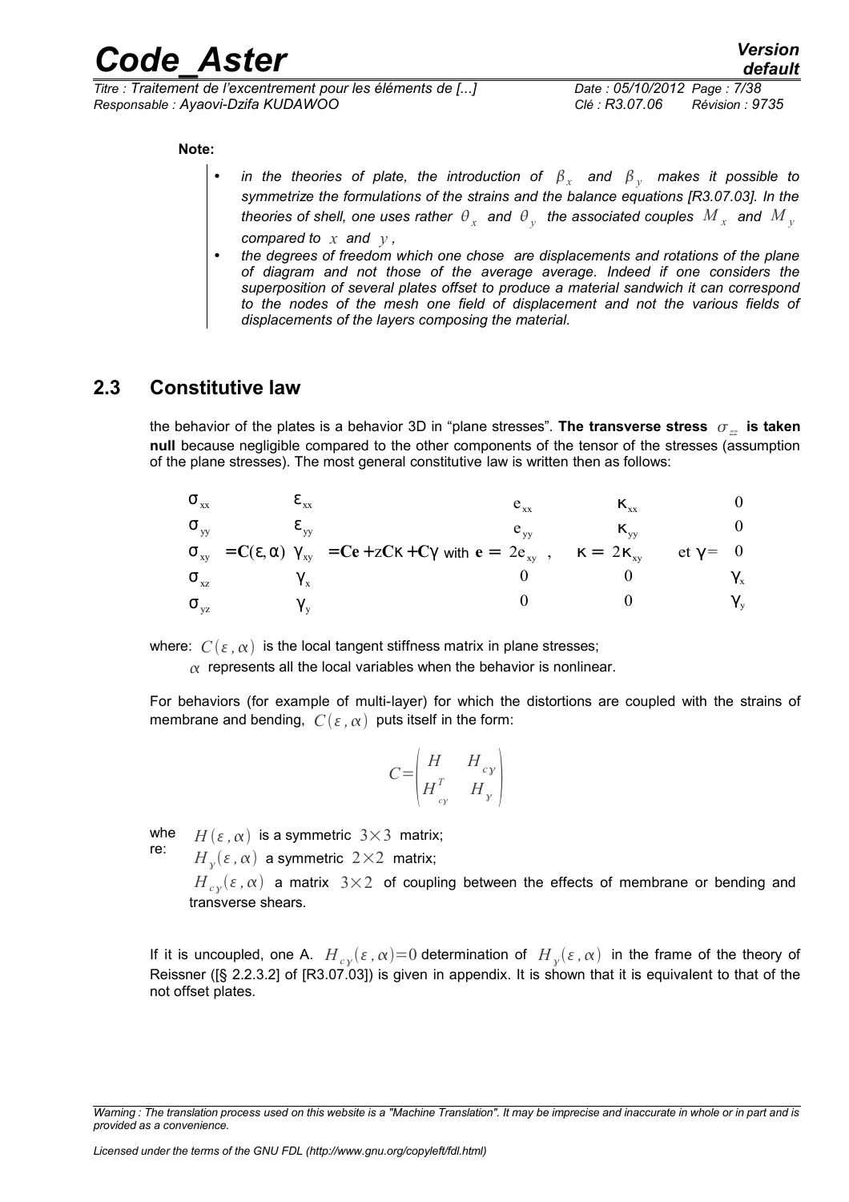**Note:**

- *in the theories of plate, the introduction of $\beta_x$ and $\beta_y$ makes it possible to symmetrize the formulations of the strains and the balance equations [R3.07.03]. In the theories of shell, one uses rather $\theta_x$ and $\theta_y$ the associated couples $M_x$ and $M_y$ compared to $x$ and $y$,*
- *the degrees of freedom which one chose are displacements and rotations of the plane of diagram and not those of the average average. Indeed if one considers the superposition of several plates offset to produce a material sandwich it can correspond to the nodes of the mesh one field of displacement and not the various fields of displacements of the layers composing the material.*

## 2.3 Constitutive law

the behavior of the plates is a behavior 3D in "plane stresses". **The transverse stress $\sigma_{zz}$ is taken null** because negligible compared to the other components of the tensor of the stresses (assumption of the plane stresses). The most general constitutive law is written then as follows:

$$\begin{pmatrix}\sigma_{xx}\\ \sigma_{yy}\\ \sigma_{xy}\\ \sigma_{xz}\\ \sigma_{yz}\end{pmatrix} = \mathbf{C}(\varepsilon,\alpha)\begin{pmatrix}\varepsilon_{xx}\\ \varepsilon_{yy}\\ \gamma_{xy}\\ \gamma_{x}\\ \gamma_{y}\end{pmatrix} = \mathbf{Ce} + z\mathbf{C}\kappa + \mathbf{C}\gamma \text{ with } \mathbf{e} = \begin{pmatrix}e_{xx}\\ e_{yy}\\ 2e_{xy}\\ 0\\ 0\end{pmatrix}, \quad \kappa = \begin{pmatrix}\kappa_{xx}\\ \kappa_{yy}\\ 2\kappa_{xy}\\ 0\\ 0\end{pmatrix} \quad \text{et } \gamma = \begin{pmatrix}0\\ 0\\ 0\\ \gamma_x\\ \gamma_y\end{pmatrix}$$

where: $C(\varepsilon,\alpha)$ is the local tangent stiffness matrix in plane stresses;

$\alpha$ represents all the local variables when the behavior is nonlinear.

For behaviors (for example of multi-layer) for which the distortions are coupled with the strains of membrane and bending, $C(\varepsilon,\alpha)$ puts itself in the form:

$$C = \begin{pmatrix} H & H_{c\gamma} \\ H_{c\gamma}^T & H_{\gamma} \end{pmatrix}$$

where: $H(\varepsilon,\alpha)$ is a symmetric $3\times 3$ matrix;

$H_{\gamma}(\varepsilon,\alpha)$ a symmetric $2\times 2$ matrix;

$H_{c\gamma}(\varepsilon,\alpha)$ a matrix $3\times 2$ of coupling between the effects of membrane or bending and transverse shears.

If it is uncoupled, one A. $H_{c\gamma}(\varepsilon,\alpha)=0$ determination of $H_{\gamma}(\varepsilon,\alpha)$ in the frame of the theory of Reissner ([§ 2.2.3.2] of [R3.07.03]) is given in appendix. It is shown that it is equivalent to that of the not offset plates.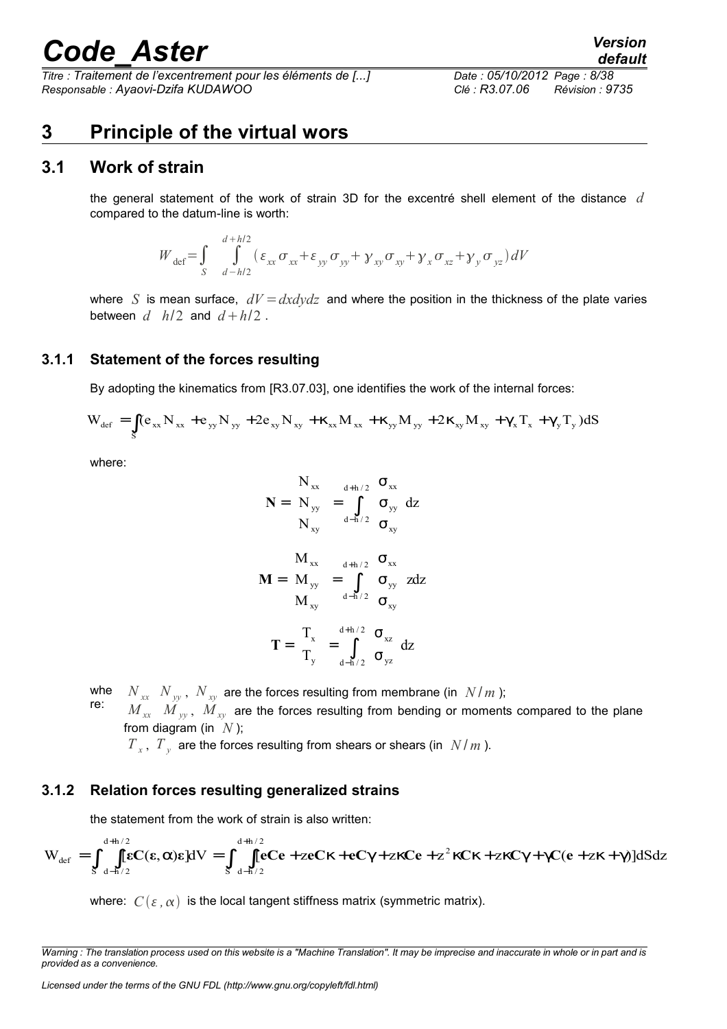# 3 Principle of the virtual wors

## 3.1 Work of strain

the general statement of the work of strain 3D for the excentré shell element of the distance $d$ compared to the datum-line is worth:

$$W_{\text{def}}=\int_S \int_{d-h/2}^{d+h/2} (\varepsilon_{xx}\sigma_{xx}+\varepsilon_{yy}\sigma_{yy}+\gamma_{xy}\sigma_{xy}+\gamma_x\sigma_{xz}+\gamma_y\sigma_{yz})dV$$

where $S$ is mean surface, $dV=dxdydz$ and where the position in the thickness of the plate varies between $d \quad h/2$ and $d+h/2$.

### 3.1.1 Statement of the forces resulting

By adopting the kinematics from [R3.07.03], one identifies the work of the internal forces:

$$W_{\text{def}}=\int_S (e_{xx}N_{xx}+e_{yy}N_{yy}+2e_{xy}N_{xy}+\kappa_{xx}M_{xx}+\kappa_{yy}M_{yy}+2\kappa_{xy}M_{xy}+\gamma_x T_x+\gamma_y T_y)dS$$

where:

$$\mathbf{N}=\begin{Bmatrix} N_{xx} \\ N_{yy} \\ N_{xy} \end{Bmatrix}=\int_{d-h/2}^{d+h/2}\begin{Bmatrix} \sigma_{xx} \\ \sigma_{yy} \\ \sigma_{xy} \end{Bmatrix}dz$$

$$\mathbf{M}=\begin{Bmatrix} M_{xx} \\ M_{yy} \\ M_{xy} \end{Bmatrix}=\int_{d-h/2}^{d+h/2}\begin{Bmatrix} \sigma_{xx} \\ \sigma_{yy} \\ \sigma_{xy} \end{Bmatrix}zdz$$

$$\mathbf{T}=\begin{Bmatrix} T_x \\ T_y \end{Bmatrix}=\int_{d-h/2}^{d+h/2}\begin{Bmatrix} \sigma_{xz} \\ \sigma_{yz} \end{Bmatrix}dz$$

where:
$N_{xx} \quad N_{yy}$, $N_{xy}$ are the forces resulting from membrane (in $N/m$);
$M_{xx} \quad M_{yy}$, $M_{xy}$ are the forces resulting from bending or moments compared to the plane from diagram (in $N$);
$T_x$, $T_y$ are the forces resulting from shears or shears (in $N/m$).

### 3.1.2 Relation forces resulting generalized strains

the statement from the work of strain is also written:

$$W_{\text{def}}=\int_S \int_{d-h/2}^{d+h/2}[\boldsymbol{\varepsilon}\mathbf{C}(\boldsymbol{\varepsilon},\boldsymbol{\alpha})\boldsymbol{\varepsilon}]dV=\int_S \int_{d-h/2}^{d+h/2}[\mathbf{eCe}+z\mathbf{eC}\boldsymbol{\kappa}+\mathbf{eC}\boldsymbol{\gamma}+z\boldsymbol{\kappa}\mathbf{Ce}+z^2\boldsymbol{\kappa}\mathbf{C}\boldsymbol{\kappa}+z\boldsymbol{\kappa}\mathbf{C}\boldsymbol{\gamma}+\boldsymbol{\gamma}\mathbf{C}(\mathbf{e}+z\boldsymbol{\kappa}+\boldsymbol{\gamma})]dSdz$$

where: $C(\varepsilon,\alpha)$ is the local tangent stiffness matrix (symmetric matrix).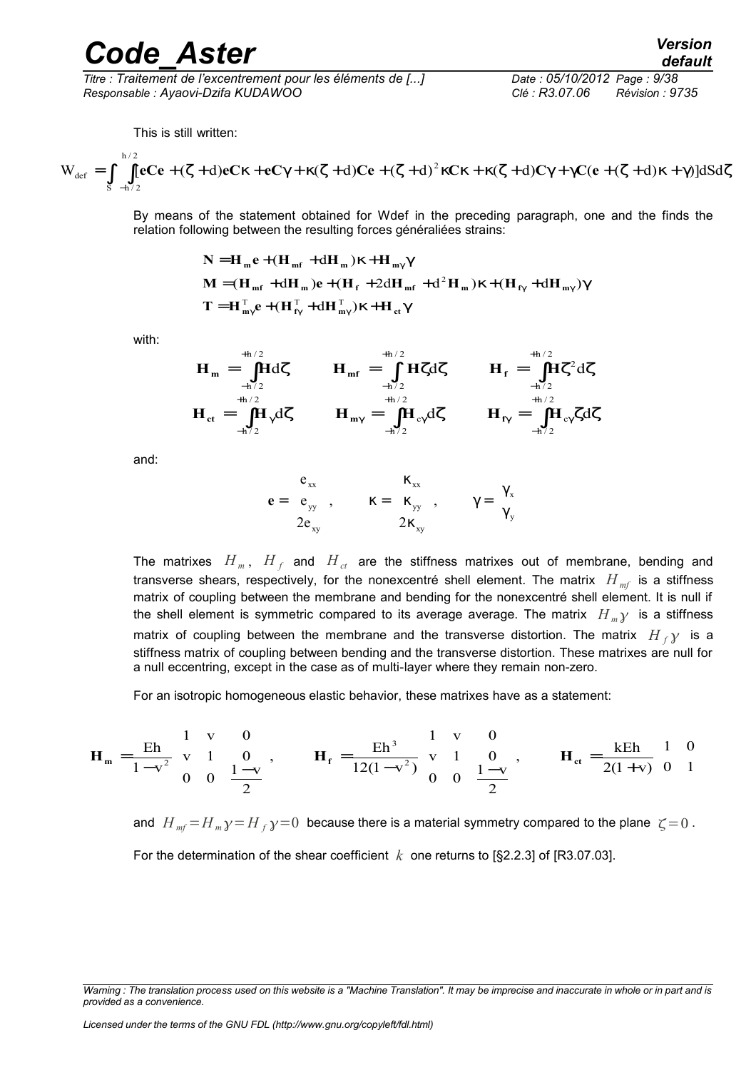This is still written:

$$W_{def} = \int_S \int_{-h/2}^{h/2} [\mathbf{eCe} + (\zeta + d)\mathbf{eC}\kappa + \mathbf{eC}\gamma + \kappa(\zeta + d)\mathbf{Ce} + (\zeta + d)^2 \kappa\mathbf{C}\kappa + \kappa(\zeta + d)\mathbf{C}\gamma + \gamma\mathbf{C}(\mathbf{e} + (\zeta + d)\kappa + \gamma)] dS d\zeta$$

By means of the statement obtained for Wdef in the preceding paragraph, one and the finds the relation following between the resulting forces généraliées strains:

$$\mathbf{N} = \mathbf{H_m e} + (\mathbf{H_{mf}} + d\mathbf{H_m})\kappa + \mathbf{H_{m\gamma}}\gamma$$

$$\mathbf{M} = (\mathbf{H_{mf}} + d\mathbf{H_m})\mathbf{e} + (\mathbf{H_f} + 2d\mathbf{H_{mf}} + d^2\mathbf{H_m})\kappa + (\mathbf{H_{f\gamma}} + d\mathbf{H_{m\gamma}})\gamma$$

$$\mathbf{T} = \mathbf{H}_{m\gamma}^T \mathbf{e} + (\mathbf{H}_{f\gamma}^T + d\mathbf{H}_{m\gamma}^T)\kappa + \mathbf{H_{ct}}\gamma$$

with:

$$\mathbf{H_m} = \int_{-h/2}^{+h/2} \mathbf{H} d\zeta \qquad \mathbf{H_{mf}} = \int_{-h/2}^{+h/2} \mathbf{H}\zeta d\zeta \qquad \mathbf{H_f} = \int_{-h/2}^{+h/2} \mathbf{H}\zeta^2 d\zeta$$

$$\mathbf{H_{ct}} = \int_{-h/2}^{+h/2} \mathbf{H}_\gamma d\zeta \qquad \mathbf{H_{m\gamma}} = \int_{-h/2}^{+h/2} \mathbf{H}_{c\gamma} d\zeta \qquad \mathbf{H_{f\gamma}} = \int_{-h/2}^{+h/2} \mathbf{H}_{c\gamma}\zeta d\zeta$$

and:

$$\mathbf{e} = \begin{pmatrix} e_{xx} \\ e_{yy} \\ 2e_{xy} \end{pmatrix}, \qquad \kappa = \begin{pmatrix} \kappa_{xx} \\ \kappa_{yy} \\ 2\kappa_{xy} \end{pmatrix}, \qquad \gamma = \begin{pmatrix} \gamma_x \\ \gamma_y \end{pmatrix}$$

The matrixes $H_m$, $H_f$ and $H_{ct}$ are the stiffness matrixes out of membrane, bending and transverse shears, respectively, for the nonexcentré shell element. The matrix $H_{mf}$ is a stiffness matrix of coupling between the membrane and bending for the nonexcentré shell element. It is null if the shell element is symmetric compared to its average average. The matrix $H_{m}\gamma$ is a stiffness matrix of coupling between the membrane and the transverse distortion. The matrix $H_{f}\gamma$ is a stiffness matrix of coupling between bending and the transverse distortion. These matrixes are null for a null eccentring, except in the case as of multi-layer where they remain non-zero.

For an isotropic homogeneous elastic behavior, these matrixes have as a statement:

$$\mathbf{H_m} = \frac{Eh}{1-\nu^2}\begin{pmatrix} 1 & \nu & 0 \\ \nu & 1 & 0 \\ 0 & 0 & \frac{1-\nu}{2} \end{pmatrix}, \qquad \mathbf{H_f} = \frac{Eh^3}{12(1-\nu^2)}\begin{pmatrix} 1 & \nu & 0 \\ \nu & 1 & 0 \\ 0 & 0 & \frac{1-\nu}{2} \end{pmatrix}, \qquad \mathbf{H_{ct}} = \frac{kEh}{2(1+\nu)}\begin{pmatrix} 1 & 0 \\ 0 & 1 \end{pmatrix}$$

and $H_{mf} = H_m\gamma = H_f\gamma = 0$ because there is a material symmetry compared to the plane $\zeta = 0$.

For the determination of the shear coefficient $k$ one returns to [§2.2.3] of [R3.07.03].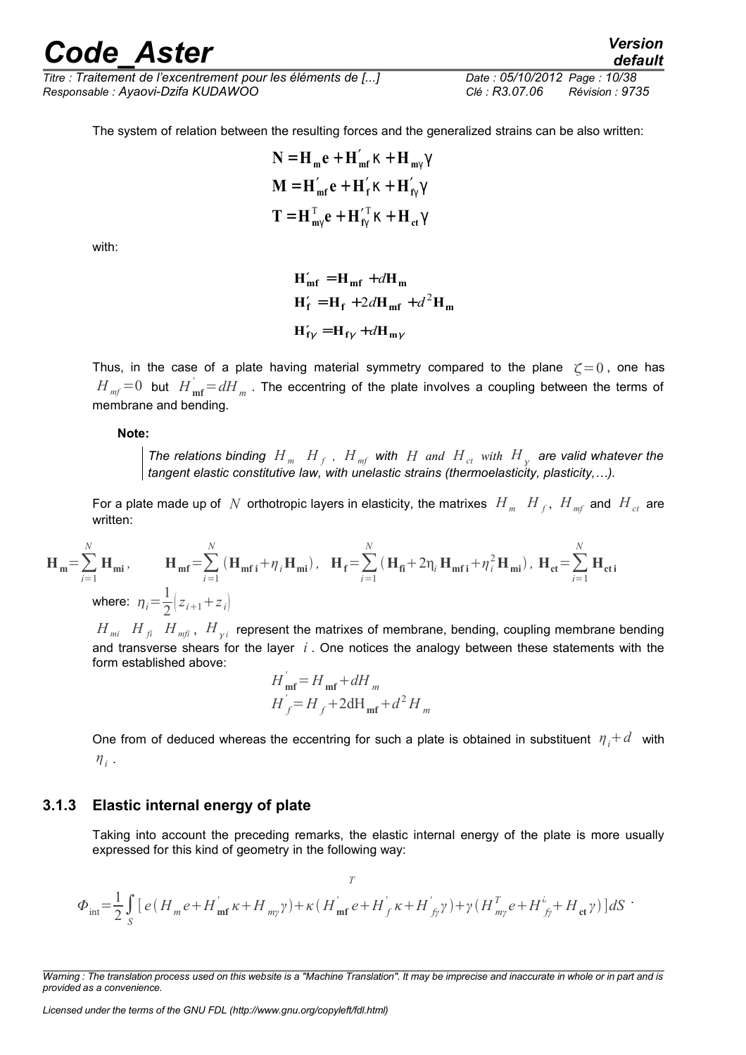The system of relation between the resulting forces and the generalized strains can be also written:

$$\mathbf{N} = \mathbf{H_m e} + \mathbf{H'_{mf}} \kappa + \mathbf{H_{m\gamma}} \gamma$$
$$\mathbf{M} = \mathbf{H'_{mf} e} + \mathbf{H'_f} \kappa + \mathbf{H'_{f\gamma}} \gamma$$
$$\mathbf{T} = \mathbf{H^T_{m\gamma} e} + \mathbf{H'^T_{f\gamma}} \kappa + \mathbf{H_{ct}} \gamma$$

with:

$$\mathbf{H'_{mf}} = \mathbf{H_{mf}} + d\mathbf{H_m}$$
$$\mathbf{H'_f} = \mathbf{H_f} + 2d\mathbf{H_{mf}} + d^2\mathbf{H_m}$$
$$\mathbf{H'_{f\gamma}} = \mathbf{H_{f\gamma}} + d\mathbf{H_{m\gamma}}$$

Thus, in the case of a plate having material symmetry compared to the plane $\zeta = 0$, one has $H_{mf} = 0$ but $H'_{\mathbf{mf}} = dH_m$. The eccentring of the plate involves a coupling between the terms of membrane and bending.

**Note:**

> *The relations binding $H_m$ $H_f$, $H_{mf}$ with $H$ and $H_{ct}$ with $H_\gamma$ are valid whatever the tangent elastic constitutive law, with unelastic strains (thermoelasticity, plasticity,…).*

For a plate made up of $N$ orthotropic layers in elasticity, the matrixes $H_m$ $H_f$, $H_{mf}$ and $H_{ct}$ are written:

$$\mathbf{H_m} = \sum_{i=1}^{N} \mathbf{H_{mi}}, \qquad \mathbf{H_{mf}} = \sum_{i=1}^{N} (\mathbf{H_{mf\,i}} + \eta_i \mathbf{H_{mi}}), \quad \mathbf{H_f} = \sum_{i=1}^{N} (\mathbf{H_{fi}} + 2\eta_i \mathbf{H_{mf\,i}} + \eta_i^2 \mathbf{H_{mi}}), \ \mathbf{H_{ct}} = \sum_{i=1}^{N} \mathbf{H_{ct\,i}}$$

where: $\eta_i = \frac{1}{2}(z_{i+1} + z_i)$

$H_{mi}$ $H_{fi}$ $H_{mfi}$, $H_{\gamma i}$ represent the matrixes of membrane, bending, coupling membrane bending and transverse shears for the layer $i$. One notices the analogy between these statements with the form established above:

$$H'_{\mathbf{mf}} = H_{\mathbf{mf}} + dH_m$$
$$H'_f = H_f + 2d\mathbf{H_{mf}} + d^2 H_m$$

One from of deduced whereas the eccentring for such a plate is obtained in substituent $\eta_i + d$ with $\eta_i$.

### 3.1.3 Elastic internal energy of plate

Taking into account the preceding remarks, the elastic internal energy of the plate is more usually expressed for this kind of geometry in the following way:

$$\Phi_{\text{int}} = \frac{1}{2} \int_S [\, e(H_m e + H'_{\mathbf{mf}} \kappa + H_{m\gamma} \gamma) + \kappa (H'^{T}_{\mathbf{mf}} e + H'_f \kappa + H'_{f\gamma} \gamma) + \gamma (H^T_{m\gamma} e + H'^{T}_{f\gamma} + H_{\mathbf{ct}} \gamma)\,] dS \,.$$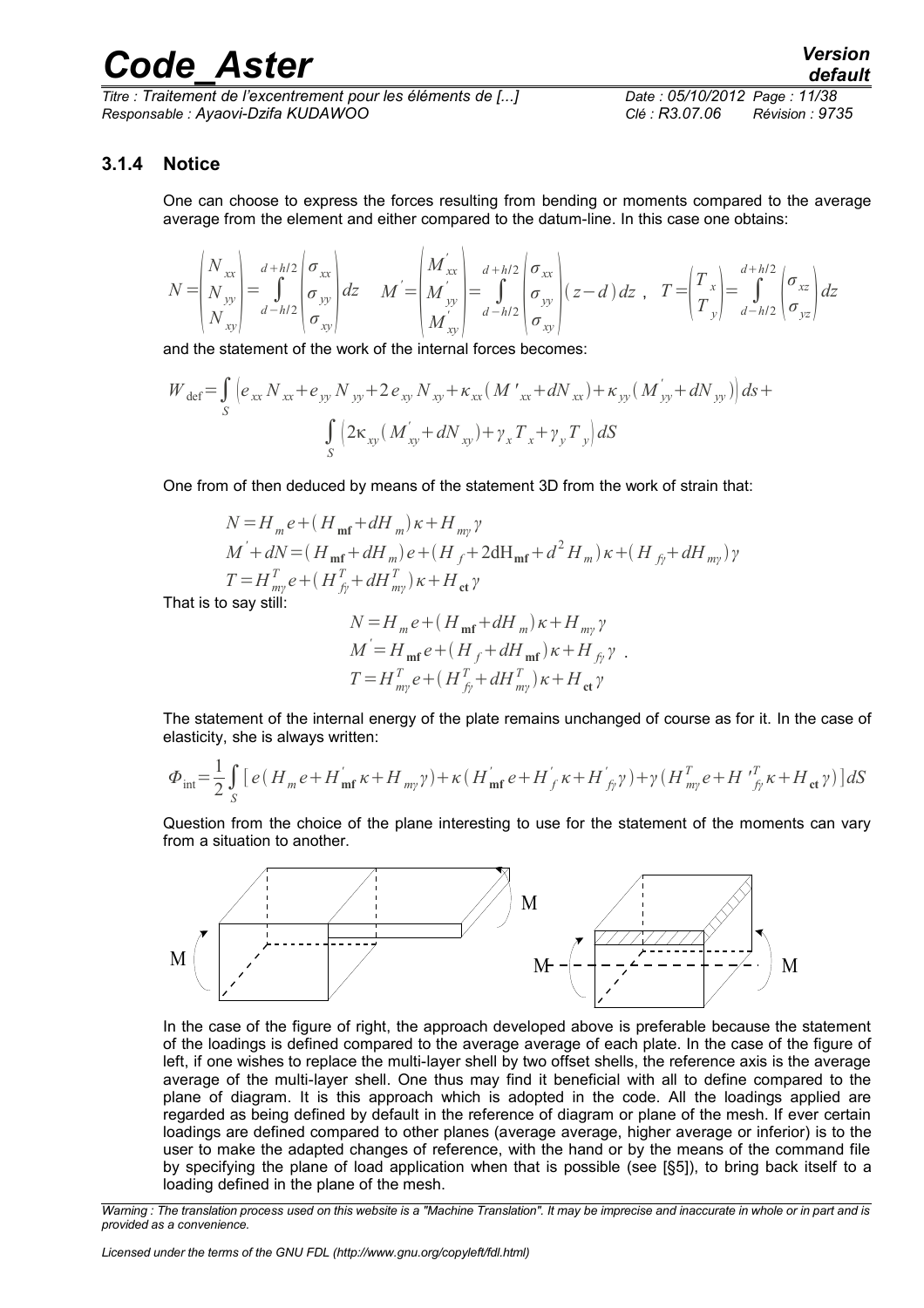### 3.1.4 Notice

One can choose to express the forces resulting from bending or moments compared to the average average from the element and either compared to the datum-line. In this case one obtains:

$$N=\begin{pmatrix}N_{xx}\\N_{yy}\\N_{xy}\end{pmatrix}=\int_{d-h/2}^{d+h/2}\begin{pmatrix}\sigma_{xx}\\\sigma_{yy}\\\sigma_{xy}\end{pmatrix}dz \quad M'=\begin{pmatrix}M'_{xx}\\M'_{yy}\\M'_{xy}\end{pmatrix}=\int_{d-h/2}^{d+h/2}\begin{pmatrix}\sigma_{xx}\\\sigma_{yy}\\\sigma_{xy}\end{pmatrix}(z-d)\,dz\ ,\quad T=\begin{pmatrix}T_x\\T_y\end{pmatrix}=\int_{d-h/2}^{d+h/2}\begin{pmatrix}\sigma_{xz}\\\sigma_{yz}\end{pmatrix}dz$$

and the statement of the work of the internal forces becomes:

$$W_{\text{def}}=\int_S \left(e_{xx}N_{xx}+e_{yy}N_{yy}+2e_{xy}N_{xy}+\kappa_{xx}(M'_{xx}+dN_{xx})+\kappa_{yy}(M'_{yy}+dN_{yy})\right)ds+$$
$$\int_S \left(2\kappa_{xy}(M'_{xy}+dN_{xy})+\gamma_x T_x+\gamma_y T_y\right)dS$$

One from of then deduced by means of the statement 3D from the work of strain that:

$$N=H_m e+(H_{\mathbf{mf}}+dH_m)\kappa+H_{m\gamma}\gamma$$
$$M'+dN=(H_{\mathbf{mf}}+dH_m)e+(H_f+2d\mathrm{H}_{\mathbf{mf}}+d^2H_m)\kappa+(H_{f\gamma}+dH_{m\gamma})\gamma$$
$$T=H_{m\gamma}^T e+(H_{f\gamma}^T+dH_{m\gamma}^T)\kappa+H_{\mathbf{ct}}\gamma$$

That is to say still:

$$N=H_m e+(H_{\mathbf{mf}}+dH_m)\kappa+H_{m\gamma}\gamma$$
$$M'=H_{\mathbf{mf}}e+(H_f+dH_{\mathbf{mf}})\kappa+H_{f\gamma}\gamma\ .$$
$$T=H_{m\gamma}^T e+(H_{f\gamma}^T+dH_{m\gamma}^T)\kappa+H_{\mathbf{ct}}\gamma$$

The statement of the internal energy of the plate remains unchanged of course as for it. In the case of elasticity, she is always written:

$$\Phi_{\text{int}}=\frac{1}{2}\int_S [\,e(H_m e+H'_{\mathbf{mf}}\kappa+H_{m\gamma}\gamma)+\kappa(H'_{\mathbf{mf}}e+H'_f\kappa+H'_{f\gamma}\gamma)+\gamma(H_{m\gamma}^T e+H'^T_{f\gamma}\kappa+H_{\mathbf{ct}}\gamma)]dS$$

Question from the choice of the plane interesting to use for the statement of the moments can vary from a situation to another.

M M M M

In the case of the figure of right, the approach developed above is preferable because the statement of the loadings is defined compared to the average average of each plate. In the case of the figure of left, if one wishes to replace the multi-layer shell by two offset shells, the reference axis is the average average of the multi-layer shell. One thus may find it beneficial with all to define compared to the plane of diagram. It is this approach which is adopted in the code. All the loadings applied are regarded as being defined by default in the reference of diagram or plane of the mesh. If ever certain loadings are defined compared to other planes (average average, higher average or inferior) is to the user to make the adapted changes of reference, with the hand or by the means of the command file by specifying the plane of load application when that is possible (see [§5]), to bring back itself to a loading defined in the plane of the mesh.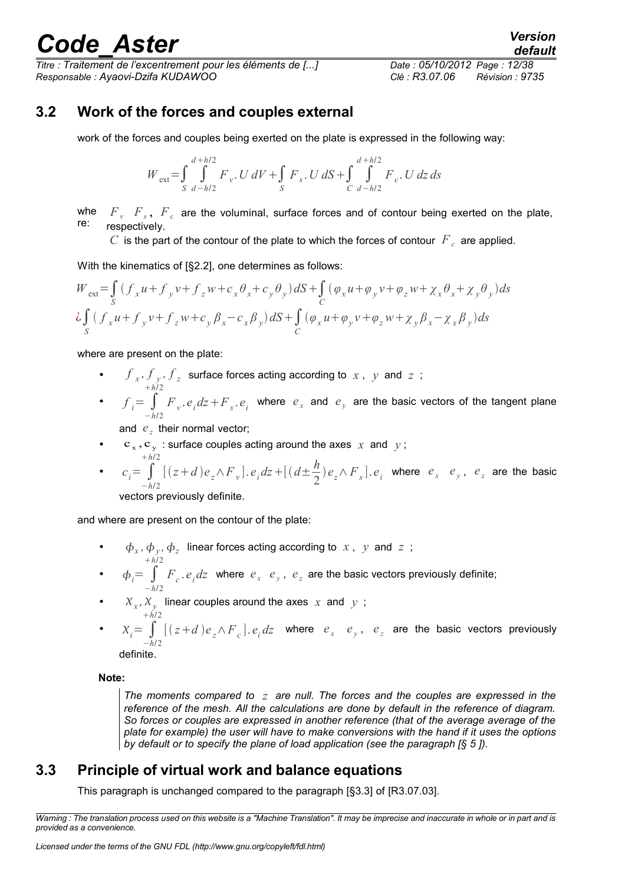## 3.2 Work of the forces and couples external

work of the forces and couples being exerted on the plate is expressed in the following way:

$$W_{\text{ext}} = \int_S \int_{d-h/2}^{d+h/2} F_v . U \, dV + \int_S F_s . U \, dS + \int_C \int_{d-h/2}^{d+h/2} F_c . U \, dz \, ds$$

where: $F_v$ $F_s$, $F_c$ are the voluminal, surface forces and of contour being exerted on the plate, respectively.

$C$ is the part of the contour of the plate to which the forces of contour $F_c$ are applied.

With the kinematics of [§2.2], one determines as follows:

$$W_{\text{ext}} = \int_S (f_x u + f_y v + f_z w + c_x \theta_x + c_y \theta_y) dS + \int_C (\varphi_x u + \varphi_y v + \varphi_z w + \chi_x \theta_x + \chi_y \theta_y) ds$$

$$¿ \int_S (f_x u + f_y v + f_z w + c_y \beta_x - c_x \beta_y) dS + \int_C (\varphi_x u + \varphi_y v + \varphi_z w + \chi_y \beta_x - \chi_x \beta_y) ds$$

where are present on the plate:

- $f_x, f_y, f_z$ surface forces acting according to $x$, $y$ and $z$ ;
- $f_i = \int_{-h/2}^{+h/2} F_v . e_i dz + F_s . e_i$ where $e_x$ and $e_y$ are the basic vectors of the tangent plane and $e_z$ their normal vector;
- $\mathbf{c}_x, \mathbf{c}_y$ : surface couples acting around the axes $x$ and $y$ ;
- $c_i = \int_{-h/2}^{+h/2} [(z+d) e_z \wedge F_v] . e_i dz + [(d \pm \frac{h}{2}) e_z \wedge F_s] . e_i$ where $e_x$ $e_y$, $e_z$ are the basic vectors previously definite.

and where are present on the contour of the plate:

- $\phi_x, \phi_y, \phi_z$ linear forces acting according to $x$, $y$ and $z$ ;
- $\phi_i = \int_{-h/2}^{+h/2} F_c . e_i dz$ where $e_x$ $e_y$, $e_z$ are the basic vectors previously definite;
- $X_x, X_y$ linear couples around the axes $x$ and $y$ ;
- $X_i = \int_{-h/2}^{+h/2} [(z+d) e_z \wedge F_c] . e_i dz$ where $e_x$ $e_y$, $e_z$ are the basic vectors previously definite.

**Note:**

*The moments compared to $z$ are null. The forces and the couples are expressed in the reference of the mesh. All the calculations are done by default in the reference of diagram. So forces or couples are expressed in another reference (that of the average average of the plate for example) the user will have to make conversions with the hand if it uses the options by default or to specify the plane of load application (see the paragraph [§ 5 ]).*

## 3.3 Principle of virtual work and balance equations

This paragraph is unchanged compared to the paragraph [§3.3] of [R3.07.03].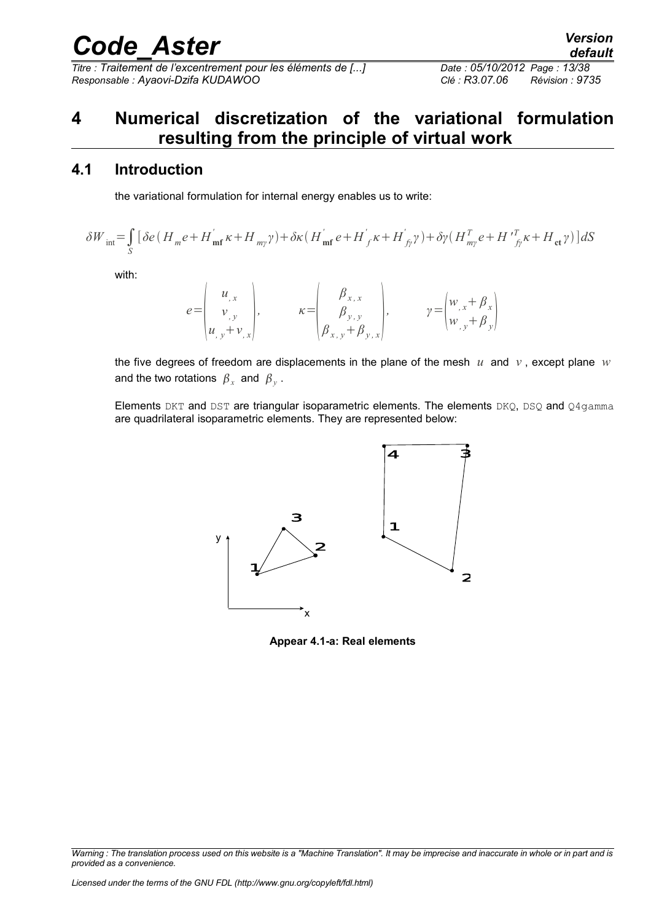# 4 Numerical discretization of the variational formulation resulting from the principle of virtual work

## 4.1 Introduction

the variational formulation for internal energy enables us to write:

$$\delta W_{\text{int}} = \int_S [\delta e (H_m e + H'_{\mathbf{mf}} \kappa + H_{m\gamma} \gamma) + \delta \kappa (H'_{\mathbf{mf}} e + H'_f \kappa + H'_{f\gamma} \gamma) + \delta \gamma (H^T_{m\gamma} e + H'^T_{f\gamma} \kappa + H_{\mathbf{ct}} \gamma)] dS$$

with:

$$e = \begin{pmatrix} u_{,x} \\ v_{,y} \\ u_{,y} + v_{,x} \end{pmatrix}, \qquad \kappa = \begin{pmatrix} \beta_{x,x} \\ \beta_{y,y} \\ \beta_{x,y} + \beta_{y,x} \end{pmatrix}, \qquad \gamma = \begin{pmatrix} w_{,x} + \beta_x \\ w_{,y} + \beta_y \end{pmatrix}$$

the five degrees of freedom are displacements in the plane of the mesh $u$ and $v$, except plane $w$ and the two rotations $\beta_x$ and $\beta_y$.

Elements DKT and DST are triangular isoparametric elements. The elements DKQ, DSQ and Q4gamma are quadrilateral isoparametric elements. They are represented below:

y

x

1

2

3

1

2

3

4

**Appear 4.1-a: Real elements**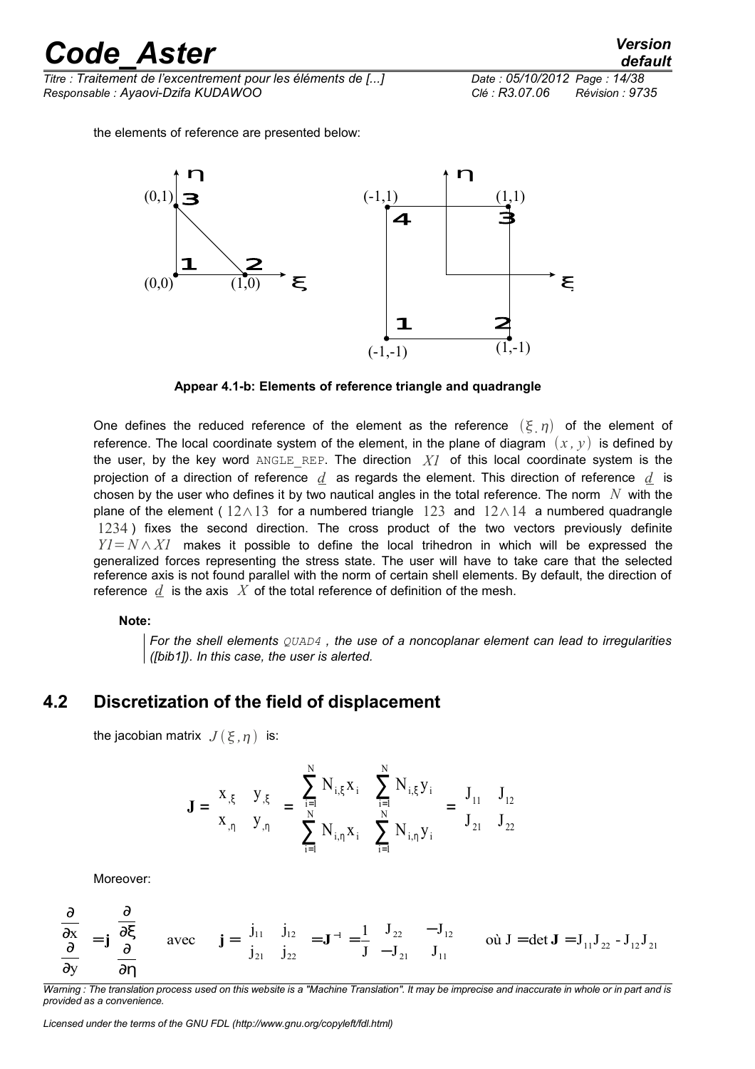the elements of reference are presented below:

Appear 4.1-b: Elements of reference triangle and quadrangle

One defines the reduced reference of the element as the reference $(\xi, \eta)$ of the element of reference. The local coordinate system of the element, in the plane of diagram $(x, y)$ is defined by the user, by the key word ANGLE_REP. The direction $X1$ of this local coordinate system is the projection of a direction of reference $\underline{d}$ as regards the element. This direction of reference $\underline{d}$ is chosen by the user who defines it by two nautical angles in the total reference. The norm $N$ with the plane of the element ( $12 \wedge 13$ for a numbered triangle $123$ and $12 \wedge 14$ a numbered quadrangle $1234$ ) fixes the second direction. The cross product of the two vectors previously definite $Y1 = N \wedge X1$ makes it possible to define the local trihedron in which will be expressed the generalized forces representing the stress state. The user will have to take care that the selected reference axis is not found parallel with the norm of certain shell elements. By default, the direction of reference $\underline{d}$ is the axis $X$ of the total reference of definition of the mesh.

**Note:**

> *For the shell elements QUAD4 , the use of a noncoplanar element can lead to irregularities ([bib1]). In this case, the user is alerted.*

## 4.2 Discretization of the field of displacement

the jacobian matrix $J(\xi, \eta)$ is:

$$\mathbf{J} = \begin{bmatrix} x_{,\xi} & y_{,\xi} \\ x_{,\eta} & y_{,\eta} \end{bmatrix} = \begin{bmatrix} \sum_{i=1}^{N} N_{i,\xi} x_i & \sum_{i=1}^{N} N_{i,\xi} y_i \\ \sum_{i=1}^{N} N_{i,\eta} x_i & \sum_{i=1}^{N} N_{i,\eta} y_i \end{bmatrix} = \begin{bmatrix} J_{11} & J_{12} \\ J_{21} & J_{22} \end{bmatrix}$$

Moreover:

$$\begin{Bmatrix} \dfrac{\partial}{\partial x} \\ \dfrac{\partial}{\partial y} \end{Bmatrix} = \mathbf{j} \begin{Bmatrix} \dfrac{\partial}{\partial \xi} \\ \dfrac{\partial}{\partial \eta} \end{Bmatrix} \quad \text{avec} \quad \mathbf{j} = \begin{bmatrix} j_{11} & j_{12} \\ j_{21} & j_{22} \end{bmatrix} = \mathbf{J}^{-1} = \frac{1}{J} \begin{bmatrix} J_{22} & -J_{12} \\ -J_{21} & J_{11} \end{bmatrix} \quad \text{où } J = \det \mathbf{J} = J_{11} J_{22} - J_{12} J_{21}$$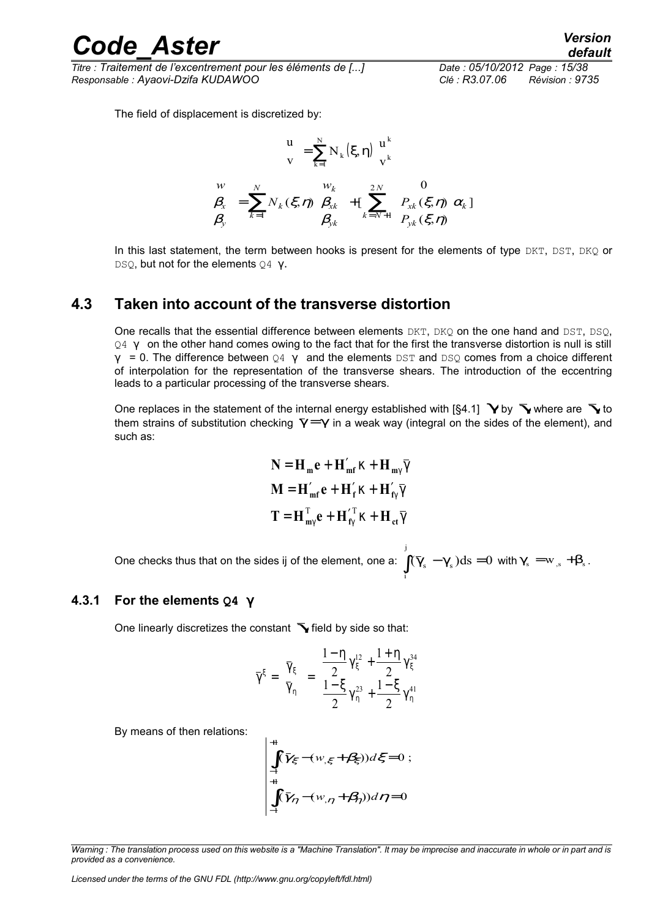The field of displacement is discretized by:

$$\begin{Bmatrix} u \\ v \end{Bmatrix} = \sum_{k=1}^{N} N_k(\xi,\eta) \begin{Bmatrix} u^k \\ v^k \end{Bmatrix}$$

$$\begin{Bmatrix} w \\ \beta_x \\ \beta_y \end{Bmatrix} = \sum_{k=1}^{N} N_k(\xi,\eta) \begin{Bmatrix} w_k \\ \beta_{xk} \\ \beta_{yk} \end{Bmatrix} + \left[ \sum_{k=N+1}^{2N} \begin{Bmatrix} 0 \\ P_{xk}(\xi,\eta) \\ P_{yk}(\xi,\eta) \end{Bmatrix} \alpha_k \right]$$

In this last statement, the term between hooks is present for the elements of type DKT, DST, DKQ or DSQ, but not for the elements Q4 $\gamma$.

## 4.3 Taken into account of the transverse distortion

One recalls that the essential difference between elements DKT, DKQ on the one hand and DST, DSQ, Q4 $\gamma$ on the other hand comes owing to the fact that for the first the transverse distortion is null is still $\gamma = 0$. The difference between Q4 $\gamma$ and the elements DST and DSQ comes from a choice different of interpolation for the representation of the transverse shears. The introduction of the eccentring leads to a particular processing of the transverse shears.

One replaces in the statement of the internal energy established with [§4.1] $\gamma$ by $\bar{\gamma}$ where are $\bar{\gamma}$ to them strains of substitution checking $\bar{\gamma}=\gamma$ in a weak way (integral on the sides of the element), and such as:

$$\mathbf{N} = \mathbf{H}_{\mathbf{m}}\mathbf{e} + \mathbf{H}'_{\mathbf{mf}}\kappa + \mathbf{H}_{\mathbf{m}\gamma}\bar{\gamma}$$

$$\mathbf{M} = \mathbf{H}'_{\mathbf{mf}}\mathbf{e} + \mathbf{H}'_{\mathbf{f}}\kappa + \mathbf{H}'_{\mathbf{f}\gamma}\bar{\gamma}$$

$$\mathbf{T} = \mathbf{H}^{T}_{\mathbf{m}\gamma}\mathbf{e} + \mathbf{H}'^{T}_{\mathbf{f}\gamma}\kappa + \mathbf{H}_{\mathbf{ct}}\bar{\gamma}$$

One checks thus that on the sides ij of the element, one a: $\int_i^j (\bar{\gamma}_s - \gamma_s)\,ds = 0$ with $\gamma_s = w_{,s} + \beta_s$.

### 4.3.1 For the elements Q4 $\gamma$

One linearly discretizes the constant $\bar{\gamma}$ field by side so that:

$$\bar{\gamma}^{\xi} = \begin{Bmatrix} \bar{\gamma}_{\xi} \\ \bar{\gamma}_{\eta} \end{Bmatrix} = \begin{Bmatrix} \dfrac{1-\eta}{2}\gamma_{\xi}^{12} + \dfrac{1+\eta}{2}\gamma_{\xi}^{34} \\ \dfrac{1-\xi}{2}\gamma_{\eta}^{23} + \dfrac{1-\xi}{2}\gamma_{\eta}^{41} \end{Bmatrix}$$

By means of then relations:

$$\left| \begin{array}{l} \displaystyle\int_{-1}^{+1} (\bar{\gamma}_{\xi} - (w_{,\xi} + \beta_{\xi}))\,d\xi = 0 \;; \\ \displaystyle\int_{-1}^{+1} (\bar{\gamma}_{\eta} - (w_{,\eta} + \beta_{\eta}))\,d\eta = 0 \end{array} \right.$$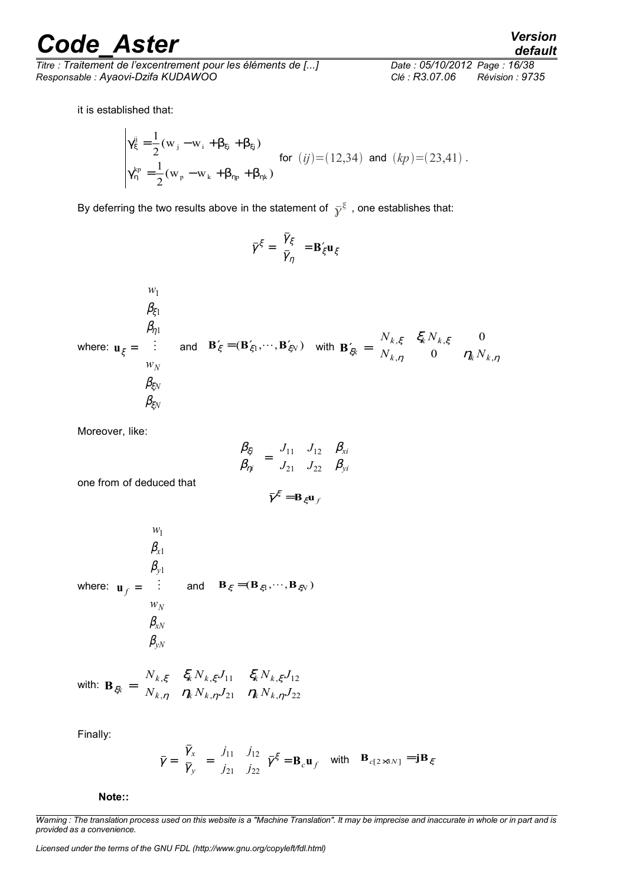it is established that:

$$\begin{cases} \gamma_\xi^{ij} = \frac{1}{2}(w_j - w_i + \beta_{\xi i} + \beta_{\xi j}) \\ \gamma_\eta^{kp} = \frac{1}{2}(w_p - w_k + \beta_{\eta p} + \beta_{\eta k}) \end{cases} \quad \text{for } (ij)=(12,34) \text{ and } (kp)=(23,41).$$

By deferring the two results above in the statement of $\bar{\gamma}^\xi$, one establishes that:

$$\bar{\gamma}^\xi = \begin{pmatrix} \bar{\gamma}_\xi \\ \bar{\gamma}_\eta \end{pmatrix} = \mathbf{B}'_\xi \mathbf{u}_\xi$$

where: $\mathbf{u}_\xi = \begin{pmatrix} w_1 \\ \beta_{\xi 1} \\ \beta_{\eta 1} \\ \vdots \\ w_N \\ \beta_{\xi N} \\ \beta_{\xi N} \end{pmatrix}$ and $\mathbf{B}'_\xi = (\mathbf{B}'_{\xi 1}, \cdots, \mathbf{B}'_{\xi N})$ with $\mathbf{B}'_{\xi k} = \begin{bmatrix} N_{k,\xi} & \xi_k N_{k,\xi} & 0 \\ N_{k,\eta} & 0 & \eta_k N_{k,\eta} \end{bmatrix}$

Moreover, like:

$$\begin{pmatrix} \beta_{\xi i} \\ \beta_{\eta i} \end{pmatrix} = \begin{bmatrix} J_{11} & J_{12} \\ J_{21} & J_{22} \end{bmatrix} \begin{pmatrix} \beta_{xi} \\ \beta_{yi} \end{pmatrix}$$

one from of deduced that

$$\bar{\gamma}^\xi = \mathbf{B}_\xi \mathbf{u}_f$$

where: $\mathbf{u}_f = \begin{pmatrix} w_1 \\ \beta_{x1} \\ \beta_{y1} \\ \vdots \\ w_N \\ \beta_{xN} \\ \beta_{yN} \end{pmatrix}$ and $\mathbf{B}_\xi = (\mathbf{B}_{\xi 1}, \cdots, \mathbf{B}_{\xi N})$

with: $\mathbf{B}_{\xi k} = \begin{bmatrix} N_{k,\xi} & \xi_k N_{k,\xi} J_{11} & \xi_k N_{k,\xi} J_{12} \\ N_{k,\eta} & \eta_k N_{k,\eta} J_{21} & \eta_k N_{k,\eta} J_{22} \end{bmatrix}$

Finally:

$$\bar{\gamma} = \begin{pmatrix} \bar{\gamma}_x \\ \bar{\gamma}_y \end{pmatrix} = \begin{bmatrix} j_{11} & j_{12} \\ j_{21} & j_{22} \end{bmatrix} \bar{\gamma}^\xi = \mathbf{B}_c \mathbf{u}_f \quad \text{with} \quad \mathbf{B}_{c[2\times 3N]} = \mathbf{j}\mathbf{B}_\xi$$

**Note::**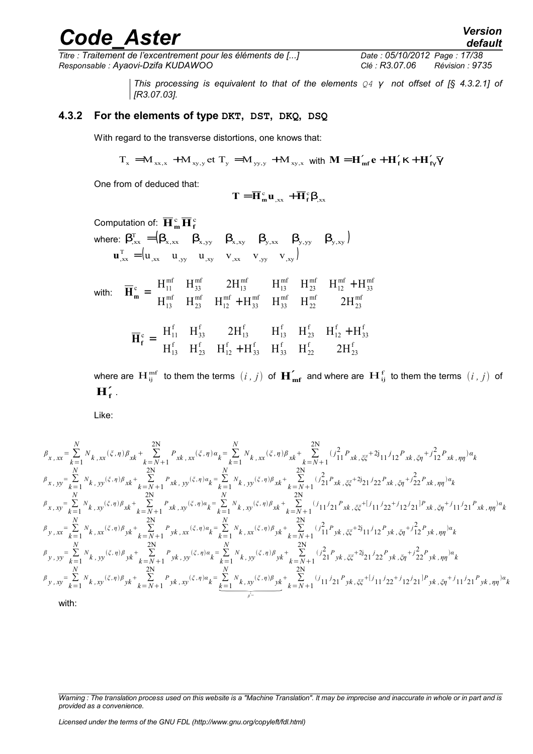*This processing is equivalent to that of the elements $Q4\ \gamma$ not offset of [§ 4.3.2.1] of [R3.07.03].*

### 4.3.2 For the elements of type DKT, DST, DKQ, DSQ

With regard to the transverse distortions, one knows that:

$$T_x = M_{xx,x} + M_{xy,y} \text{ et } T_y = M_{yy,y} + M_{xy,x} \text{ with } \mathbf{M} = \mathbf{H}'_{\mathbf{mf}}\mathbf{e} + \mathbf{H}'_{\mathbf{f}}\boldsymbol{\kappa} + \mathbf{H}'_{\mathbf{f\gamma}}\bar{\boldsymbol{\gamma}}$$

One from of deduced that:

$$\mathbf{T} = \overline{\mathbf{H}}^c_{\mathbf{m}}\mathbf{u}_{,xx} + \overline{\mathbf{H}}^c_{\mathbf{f}}\boldsymbol{\beta}_{,xx}$$

Computation of: $\overline{\mathbf{H}}^c_{\mathbf{m}}\ \overline{\mathbf{H}}^c_{\mathbf{f}}$

where: $\boldsymbol{\beta}^T_{,xx} = \begin{pmatrix} \beta_{x,xx} & \beta_{x,yy} & \beta_{x,xy} & \beta_{y,xx} & \beta_{y,yy} & \beta_{y,xy} \end{pmatrix}$

$\mathbf{u}^T_{,xx} = \begin{pmatrix} u_{,xx} & u_{,yy} & u_{,xy} & v_{,xx} & v_{,yy} & v_{,xy} \end{pmatrix}$

with: $\overline{\mathbf{H}}^c_{\mathbf{m}} = \begin{matrix} H^{mf}_{11} & H^{mf}_{33} & 2H^{mf}_{13} & H^{mf}_{13} & H^{mf}_{23} & H^{mf}_{12} + H^{mf}_{33} \\ H^{mf}_{13} & H^{mf}_{23} & H^{mf}_{12} + H^{mf}_{33} & H^{mf}_{33} & H^{mf}_{22} & 2H^{mf}_{23} \end{matrix}$

$\overline{\mathbf{H}}^c_{\mathbf{f}} = \begin{matrix} H^{f}_{11} & H^{f}_{33} & 2H^{f}_{13} & H^{f}_{13} & H^{f}_{23} & H^{f}_{12} + H^{f}_{33} \\ H^{f}_{13} & H^{f}_{23} & H^{f}_{12} + H^{f}_{33} & H^{f}_{33} & H^{f}_{22} & 2H^{f}_{23} \end{matrix}$

where are $H^{mf}_{ij}$ to them the terms $(i,j)$ of $\mathbf{H}'_{\mathbf{mf}}$ and where are $H^{f}_{ij}$ to them the terms $(i,j)$ of $\mathbf{H}'_{\mathbf{f}}$.

Like:

$$\beta_{x,xx} = \sum_{k=1}^{N} N_{k,xx}(\xi,\eta)\beta_{xk} + \sum_{k=N+1}^{2N} P_{xk,xx}(\xi,\eta)\alpha_k = \sum_{k=1}^{N} N_{k,xx}(\xi,\eta)\beta_{xk} + \sum_{k=N+1}^{2N} (j_{11}^2 P_{xk,\xi\xi} + 2j_{11}j_{12}P_{xk,\xi\eta} + j_{12}^2 P_{xk,\eta\eta})\alpha_k$$

$$\beta_{x,yy} = \sum_{k=1}^{N} N_{k,yy}(\xi,\eta)\beta_{xk} + \sum_{k=N+1}^{2N} P_{xk,yy}(\xi,\eta)\alpha_k = \sum_{k=1}^{N} N_{k,yy}(\xi,\eta)\beta_{xk} + \sum_{k=N+1}^{2N} (j_{21}^2 P_{xk,\xi\xi} + 2j_{21}j_{22}P_{xk,\xi\eta} + j_{22}^2 P_{xk,\eta\eta})\alpha_k$$

$$\beta_{x,xy} = \sum_{k=1}^{N} N_{k,xy}(\xi,\eta)\beta_{xk} + \sum_{k=N+1}^{2N} P_{xk,xy}(\xi,\eta)\alpha_k = \sum_{k=1}^{N} N_{k,xy}(\xi,\eta)\beta_{xk} + \sum_{k=N+1}^{2N} (j_{11}j_{21}P_{xk,\xi\xi} + [j_{11}j_{22} + j_{12}j_{21}]P_{xk,\xi\eta} + j_{11}j_{21}P_{xk,\eta\eta})\alpha_k$$

$$\beta_{y,xx} = \sum_{k=1}^{N} N_{k,xx}(\xi,\eta)\beta_{yk} + \sum_{k=N+1}^{2N} P_{yk,xx}(\xi,\eta)\alpha_k = \sum_{k=1}^{N} N_{k,xx}(\xi,\eta)\beta_{yk} + \sum_{k=N+1}^{2N} (j_{11}^2 P_{yk,\xi\xi} + 2j_{11}j_{12}P_{yk,\xi\eta} + j_{12}^2 P_{yk,\eta\eta})\alpha_k$$

$$\beta_{y,yy} = \sum_{k=1}^{N} N_{k,yy}(\xi,\eta)\beta_{yk} + \sum_{k=N+1}^{2N} P_{yk,yy}(\xi,\eta)\alpha_k = \sum_{k=1}^{N} N_{k,yy}(\xi,\eta)\beta_{yk} + \sum_{k=N+1}^{2N} (j_{21}^2 P_{yk,\xi\xi} + 2j_{21}j_{22}P_{yk,\xi\eta} + j_{22}^2 P_{yk,\eta\eta})\alpha_k$$

$$\beta_{y,xy} = \sum_{k=1}^{N} N_{k,xy}(\xi,\eta)\beta_{yk} + \sum_{k=N+1}^{2N} P_{yk,xy}(\xi,\eta)\alpha_k = \underbrace{\sum_{k=1}^{N} N_{k,xy}(\xi,\eta)\beta_{yk}}_{\beta^1_{y,xy}} + \sum_{k=N+1}^{2N} (j_{11}j_{21}P_{yk,\xi\xi} + [j_{11}j_{22} + j_{12}j_{21}]P_{yk,\xi\eta} + j_{11}j_{21}P_{yk,\eta\eta})\alpha_k$$

with: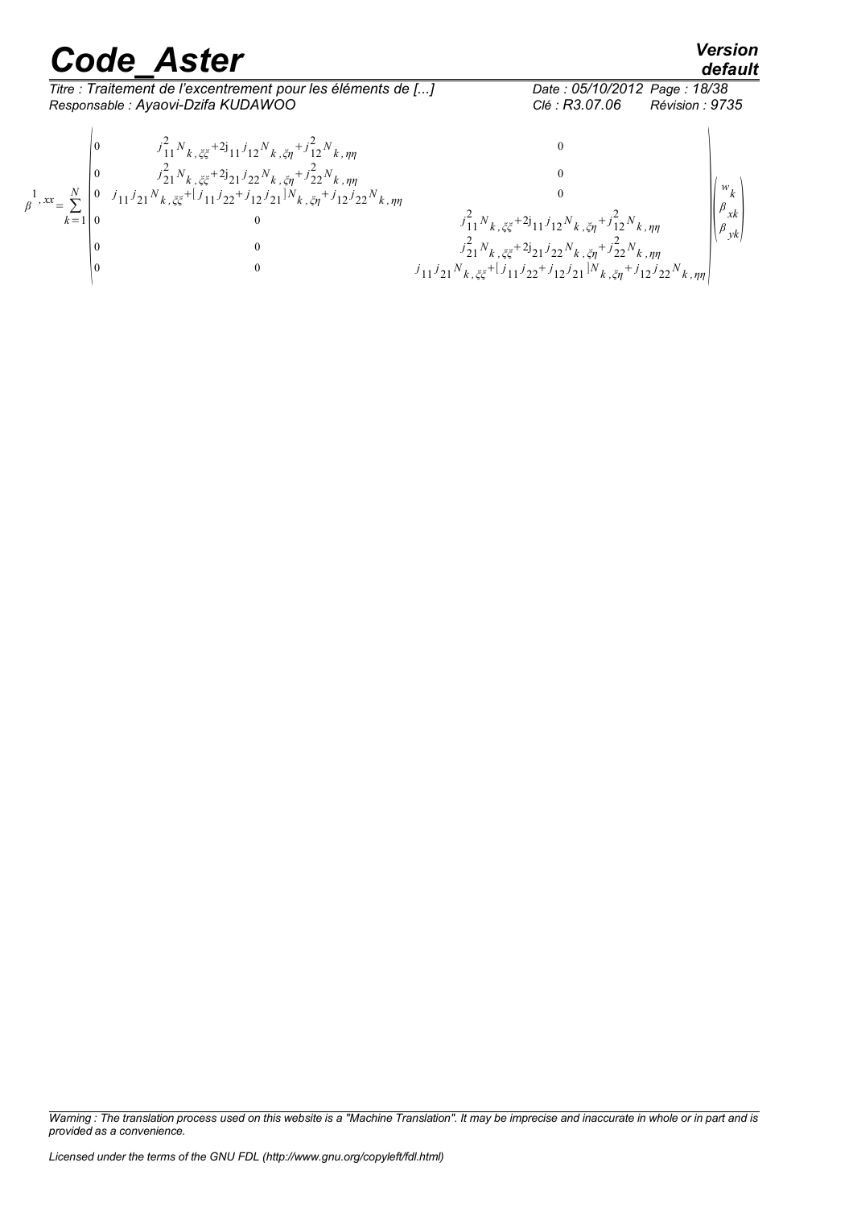$$\beta^{1}{}_{,xx} = \sum_{k=1}^{N} \begin{pmatrix} 0 & j_{11}^2 N_{k,\xi\xi} + 2 j_{11} j_{12} N_{k,\xi\eta} + j_{12}^2 N_{k,\eta\eta} & 0 \\ 0 & j_{21}^2 N_{k,\xi\xi} + 2 j_{21} j_{22} N_{k,\xi\eta} + j_{22}^2 N_{k,\eta\eta} & 0 \\ 0 & j_{11} j_{21} N_{k,\xi\xi} + [ j_{11} j_{22} + j_{12} j_{21} ] N_{k,\xi\eta} + j_{12} j_{22} N_{k,\eta\eta} & 0 \\ 0 & 0 & j_{11}^2 N_{k,\xi\xi} + 2 j_{11} j_{12} N_{k,\xi\eta} + j_{12}^2 N_{k,\eta\eta} \\ 0 & 0 & j_{21}^2 N_{k,\xi\xi} + 2 j_{21} j_{22} N_{k,\xi\eta} + j_{22}^2 N_{k,\eta\eta} \\ 0 & 0 & j_{11} j_{21} N_{k,\xi\xi} + [ j_{11} j_{22} + j_{12} j_{21} ] N_{k,\xi\eta} + j_{12} j_{22} N_{k,\eta\eta} \end{pmatrix} \begin{pmatrix} w_k \\ \beta_{xk} \\ \beta_{yk} \end{pmatrix}$$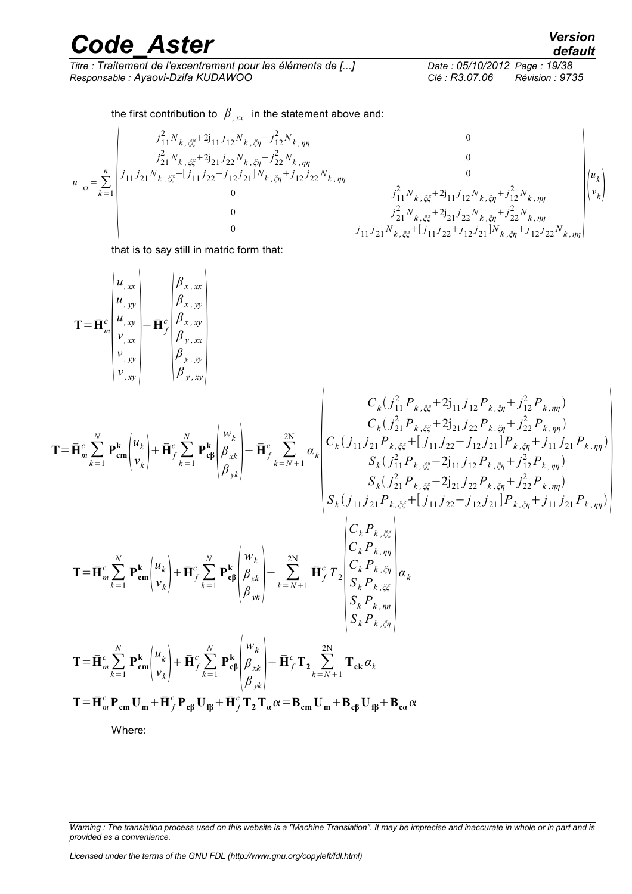the first contribution to $\beta_{,xx}$ in the statement above and:

$$u_{,xx}=\sum_{k=1}^{n}\begin{pmatrix} j_{11}^2 N_{k,\xi\xi}+2j_{11}j_{12}N_{k,\xi\eta}+j_{12}^2 N_{k,\eta\eta} & 0 \\ j_{21}^2 N_{k,\xi\xi}+2j_{21}j_{22}N_{k,\xi\eta}+j_{22}^2 N_{k,\eta\eta} & 0 \\ j_{11}j_{21}N_{k,\xi\xi}+[j_{11}j_{22}+j_{12}j_{21}]N_{k,\xi\eta}+j_{12}j_{22}N_{k,\eta\eta} & 0 \\ 0 & j_{11}^2 N_{k,\xi\xi}+2j_{11}j_{12}N_{k,\xi\eta}+j_{12}^2 N_{k,\eta\eta} \\ 0 & j_{21}^2 N_{k,\xi\xi}+2j_{21}j_{22}N_{k,\xi\eta}+j_{22}^2 N_{k,\eta\eta} \\ 0 & j_{11}j_{21}N_{k,\xi\xi}+[j_{11}j_{22}+j_{12}j_{21}]N_{k,\xi\eta}+j_{12}j_{22}N_{k,\eta\eta} \end{pmatrix}\begin{pmatrix} u_k \\ v_k \end{pmatrix}$$

that is to say still in matric form that:

$$\mathbf{T}=\bar{\mathbf{H}}_m^c\begin{pmatrix} u_{,xx} \\ u_{,yy} \\ u_{,xy} \\ v_{,xx} \\ v_{,yy} \\ v_{,xy} \end{pmatrix}+\bar{\mathbf{H}}_f^c\begin{pmatrix} \beta_{x,xx} \\ \beta_{x,yy} \\ \beta_{x,xy} \\ \beta_{y,xx} \\ \beta_{y,yy} \\ \beta_{y,xy} \end{pmatrix}$$

$$\mathbf{T}=\bar{\mathbf{H}}_m^c\sum_{k=1}^{N}\mathbf{P_{cm}^k}\begin{pmatrix} u_k \\ v_k \end{pmatrix}+\bar{\mathbf{H}}_f^c\sum_{k=1}^{N}\mathbf{P_{c\beta}^k}\begin{pmatrix} w_k \\ \beta_{xk} \\ \beta_{yk} \end{pmatrix}+\bar{\mathbf{H}}_f^c\sum_{k=N+1}^{2N}\alpha_k\begin{pmatrix} C_k(j_{11}^2 P_{k,\xi\xi}+2j_{11}j_{12}P_{k,\xi\eta}+j_{12}^2 P_{k,\eta\eta}) \\ C_k(j_{21}^2 P_{k,\xi\xi}+2j_{21}j_{22}P_{k,\xi\eta}+j_{22}^2 P_{k,\eta\eta}) \\ C_k(j_{11}j_{21}P_{k,\xi\xi}+[j_{11}j_{22}+j_{12}j_{21}]P_{k,\xi\eta}+j_{11}j_{21}P_{k,\eta\eta}) \\ S_k(j_{11}^2 P_{k,\xi\xi}+2j_{11}j_{12}P_{k,\xi\eta}+j_{12}^2 P_{k,\eta\eta}) \\ S_k(j_{21}^2 P_{k,\xi\xi}+2j_{21}j_{22}P_{k,\xi\eta}+j_{22}^2 P_{k,\eta\eta}) \\ S_k(j_{11}j_{21}P_{k,\xi\xi}+[j_{11}j_{22}+j_{12}j_{21}]P_{k,\xi\eta}+j_{11}j_{21}P_{k,\eta\eta}) \end{pmatrix}$$

$$\mathbf{T}=\bar{\mathbf{H}}_m^c\sum_{k=1}^{N}\mathbf{P_{cm}^k}\begin{pmatrix} u_k \\ v_k \end{pmatrix}+\bar{\mathbf{H}}_f^c\sum_{k=1}^{N}\mathbf{P_{c\beta}^k}\begin{pmatrix} w_k \\ \beta_{xk} \\ \beta_{yk} \end{pmatrix}+\sum_{k=N+1}^{2N}\bar{\mathbf{H}}_f^c T_2\begin{pmatrix} C_k P_{k,\xi\xi} \\ C_k P_{k,\eta\eta} \\ C_k P_{k,\xi\eta} \\ S_k P_{k,\xi\xi} \\ S_k P_{k,\eta\eta} \\ S_k P_{k,\xi\eta} \end{pmatrix}\alpha_k$$

$$\mathbf{T}=\bar{\mathbf{H}}_m^c\sum_{k=1}^{N}\mathbf{P_{cm}^k}\begin{pmatrix} u_k \\ v_k \end{pmatrix}+\bar{\mathbf{H}}_f^c\sum_{k=1}^{N}\mathbf{P_{c\beta}^k}\begin{pmatrix} w_k \\ \beta_{xk} \\ \beta_{yk} \end{pmatrix}+\bar{\mathbf{H}}_f^c\mathbf{T_2}\sum_{k=N+1}^{2N}\mathbf{T_{ck}}\alpha_k$$

$$\mathbf{T}=\bar{\mathbf{H}}_m^c\mathbf{P_{cm}}\mathbf{U_m}+\bar{\mathbf{H}}_f^c\mathbf{P_{c\beta}}\mathbf{U_{f\beta}}+\bar{\mathbf{H}}_f^c\mathbf{T_2}\mathbf{T_\alpha}\alpha=\mathbf{B_{cm}}\mathbf{U_m}+\mathbf{B_{c\beta}}\mathbf{U_{f\beta}}+\mathbf{B_{c\alpha}}\alpha$$

Where: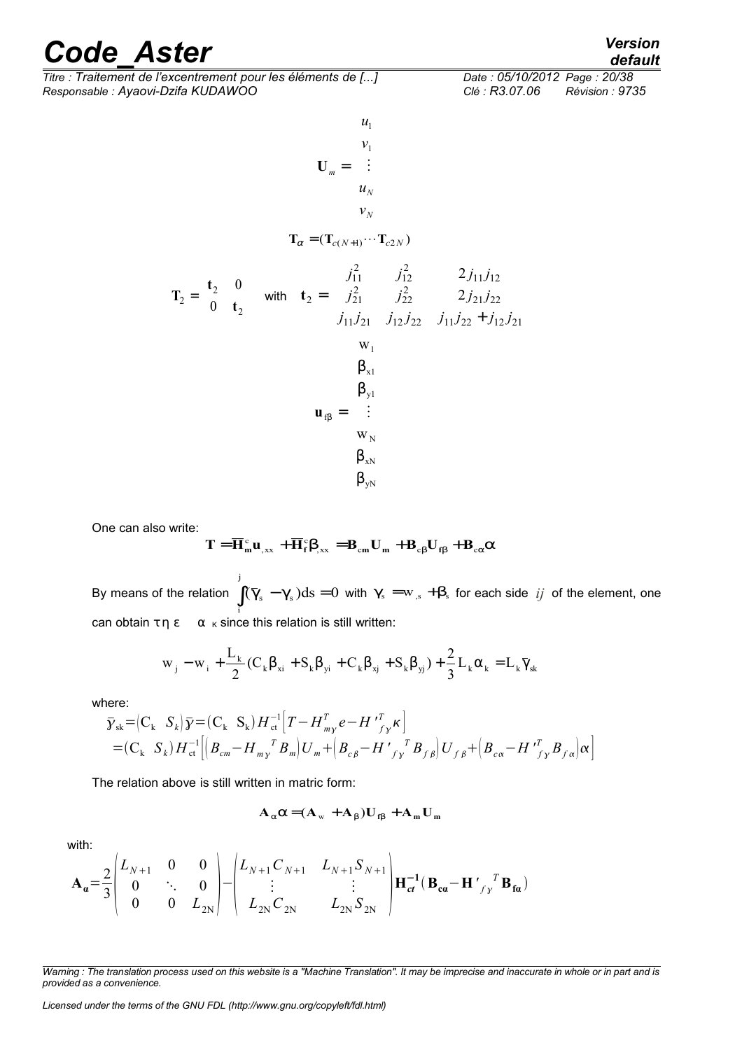$$\mathbf{U}_m = \begin{pmatrix} u_1 \\ v_1 \\ \vdots \\ u_N \\ v_N \end{pmatrix}$$

$$\mathbf{T}_\alpha = (\mathbf{T}_{c(N+1)} \cdots \mathbf{T}_{c2N})$$

$$\mathbf{T}_2 = \begin{pmatrix} \mathbf{t}_2 & 0 \\ 0 & \mathbf{t}_2 \end{pmatrix} \quad \text{with} \quad \mathbf{t}_2 = \begin{pmatrix} j_{11}^2 & j_{12}^2 & 2 j_{11} j_{12} \\ j_{21}^2 & j_{22}^2 & 2 j_{21} j_{22} \\ j_{11} j_{21} & j_{12} j_{22} & j_{11} j_{22} + j_{12} j_{21} \end{pmatrix}$$

$$\mathbf{u}_{f\beta} = \begin{pmatrix} w_1 \\ \beta_{x1} \\ \beta_{y1} \\ \vdots \\ w_N \\ \beta_{xN} \\ \beta_{yN} \end{pmatrix}$$

One can also write:

$$\mathbf{T} = \overline{\mathbf{H}}_{\mathbf{m}}^{c} \mathbf{u}_{,xx} + \overline{\mathbf{H}}_{\mathbf{f}}^{c} \boldsymbol{\beta}_{,xx} = \mathbf{B}_{c\mathbf{m}} \mathbf{U}_{\mathbf{m}} + \mathbf{B}_{c\beta} \mathbf{U}_{f\beta} + \mathbf{B}_{c\alpha} \boldsymbol{\alpha}$$

By means of the relation $\int_i^j (\bar{\gamma}_s - \gamma_s) \mathrm{d}s = 0$ with $\gamma_s = w_{,s} + \beta_s$ for each side $ij$ of the element, one can obtain τη ε $\alpha_K$ since this relation is still written:

$$w_j - w_i + \frac{L_k}{2} (C_k \beta_{xi} + S_k \beta_{yi} + C_k \beta_{xj} + S_k \beta_{yj}) + \frac{2}{3} L_k \alpha_k = L_k \bar{\gamma}_{sk}$$

where:

$$\begin{aligned}
\bar{\gamma}_{sk} &= (C_k \;\; S_k) \bar{\gamma} = (C_k \;\; S_k) H_{ct}^{-1} \left[ T - H_{m\gamma}^T e - H'^{T}_{f\gamma} \kappa \right] \\
&= (C_k \;\; S_k) H_{ct}^{-1} \left[ \left( B_{cm} - H_{m\gamma}^{\;T} B_m \right) U_m + \left( B_{c\beta} - H'^{\;T}_{f\gamma} B_{f\beta} \right) U_{f\beta} + \left( B_{c\alpha} - H'^{T}_{f\gamma} B_{f\alpha} \right) \alpha \right]
\end{aligned}$$

The relation above is still written in matric form:

$$\mathbf{A}_\alpha \boldsymbol{\alpha} = (\mathbf{A}_w + \mathbf{A}_\beta) \mathbf{U}_{f\beta} + \mathbf{A}_{\mathbf{m}} \mathbf{U}_{\mathbf{m}}$$

with:

$$\mathbf{A}_\alpha = \frac{2}{3} \begin{pmatrix} L_{N+1} & 0 & 0 \\ 0 & \ddots & 0 \\ 0 & 0 & L_{2N} \end{pmatrix} - \begin{pmatrix} L_{N+1} C_{N+1} & L_{N+1} S_{N+1} \\ \vdots & \vdots \\ L_{2N} C_{2N} & L_{2N} S_{2N} \end{pmatrix} \mathbf{H}_{ct}^{-1} \left( \mathbf{B}_{c\alpha} - \mathbf{H}'^{\;T}_{f\gamma} \mathbf{B}_{f\alpha} \right)$$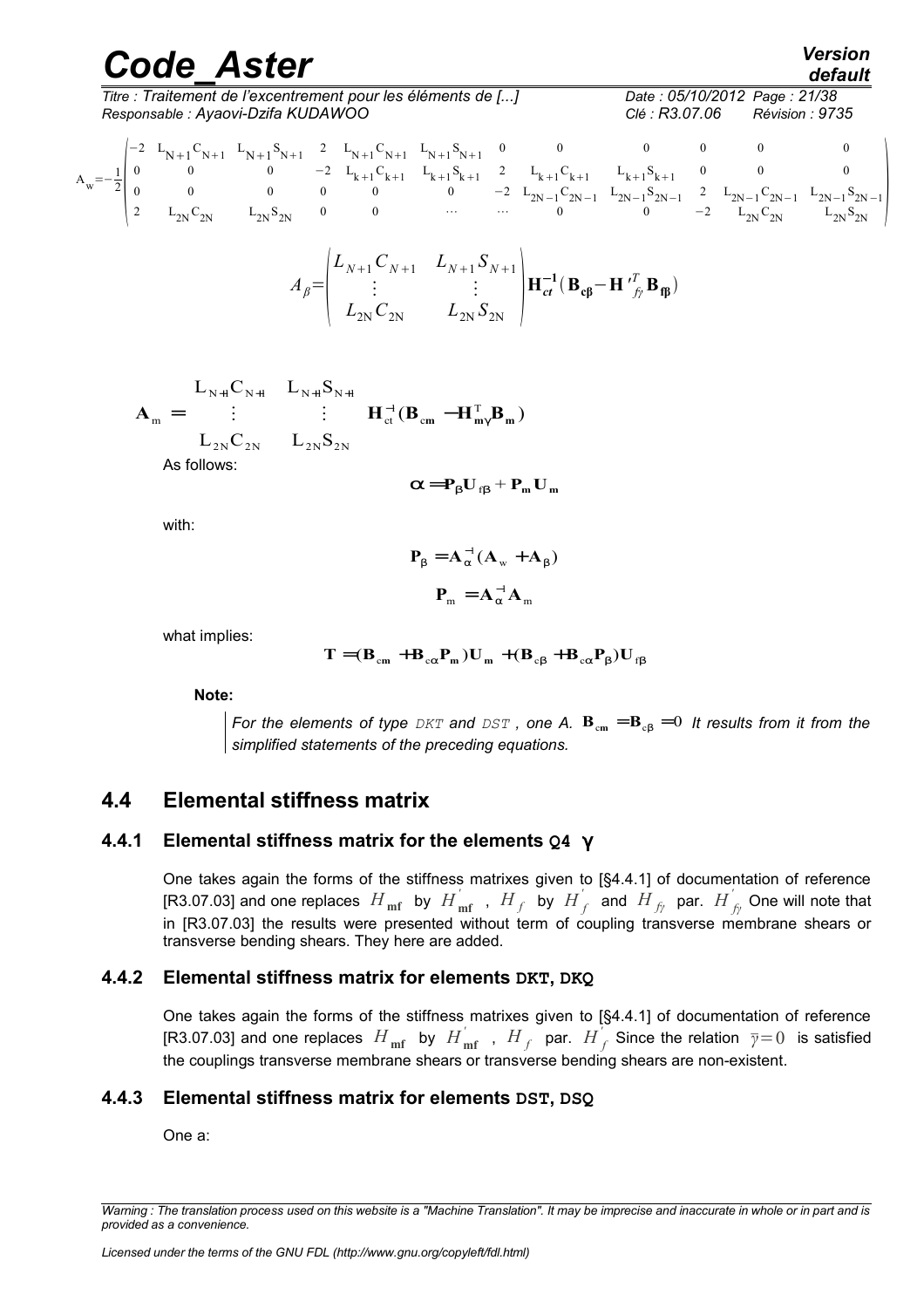$$A_w = -\frac{1}{2}\begin{pmatrix} -2 & L_{N+1}C_{N+1} & L_{N+1}S_{N+1} & 2 & L_{N+1}C_{N+1} & L_{N+1}S_{N+1} & 0 & 0 & 0 & 0 & 0 & 0 \\ 0 & 0 & 0 & -2 & L_{k+1}C_{k+1} & L_{k+1}S_{k+1} & 2 & L_{k+1}C_{k+1} & L_{k+1}S_{k+1} & 0 & 0 & 0 \\ 0 & 0 & 0 & 0 & 0 & 0 & -2 & L_{2N-1}C_{2N-1} & L_{2N-1}S_{2N-1} & 2 & L_{2N-1}C_{2N-1} & L_{2N-1}S_{2N-1} \\ 2 & L_{2N}C_{2N} & L_{2N}S_{2N} & 0 & 0 & \cdots & \cdots & 0 & 0 & -2 & L_{2N}C_{2N} & L_{2N}S_{2N} \end{pmatrix}$$

$$A_\beta = \begin{pmatrix} L_{N+1}C_{N+1} & L_{N+1}S_{N+1} \\ \vdots & \vdots \\ L_{2N}C_{2N} & L_{2N}S_{2N} \end{pmatrix} \mathbf{H}_{ct}^{-1}(\mathbf{B}_{c\beta} - \mathbf{H}'^{T}_{f\gamma}\mathbf{B}_{f\beta})$$

$$\mathbf{A}_m = \begin{pmatrix} L_{N+1}C_{N+1} & L_{N+1}S_{N+1} \\ \vdots & \vdots \\ L_{2N}C_{2N} & L_{2N}S_{2N} \end{pmatrix} \mathbf{H}_{ct}^{-1}(\mathbf{B}_{cm} - \mathbf{H}_{m\gamma}^{T}\mathbf{B}_{m})$$

As follows:

$$\boldsymbol{\alpha} = \mathbf{P}_\beta \mathbf{U}_{f\beta} + \mathbf{P}_m \mathbf{U}_m$$

with:

$$\mathbf{P}_\beta = \mathbf{A}_\alpha^{-1}(\mathbf{A}_w + \mathbf{A}_\beta)$$

$$\mathbf{P}_m = \mathbf{A}_\alpha^{-1}\mathbf{A}_m$$

what implies:

$$\mathbf{T} = (\mathbf{B}_{cm} + \mathbf{B}_{c\alpha}\mathbf{P}_m)\mathbf{U}_m + (\mathbf{B}_{c\beta} + \mathbf{B}_{c\alpha}\mathbf{P}_\beta)\mathbf{U}_{f\beta}$$

**Note:**

> *For the elements of type DKT and DST , one A.* $\mathbf{B}_{cm} = \mathbf{B}_{c\beta} = 0$ *It results from it from the simplified statements of the preceding equations.*

## 4.4 Elemental stiffness matrix

### 4.4.1 Elemental stiffness matrix for the elements Q4 γ

One takes again the forms of the stiffness matrixes given to [§4.4.1] of documentation of reference [R3.07.03] and one replaces $H_{\mathbf{mf}}$ by $H'_{\mathbf{mf}}$ , $H_f$ by $H'_f$ and $H_{f\gamma}$ par. $H'_{f\gamma}$ One will note that in [R3.07.03] the results were presented without term of coupling transverse membrane shears or transverse bending shears. They here are added.

### 4.4.2 Elemental stiffness matrix for elements DKT, DKQ

One takes again the forms of the stiffness matrixes given to [§4.4.1] of documentation of reference [R3.07.03] and one replaces $H_{\mathbf{mf}}$ by $H'_{\mathbf{mf}}$ , $H_f$ par. $H'_f$ Since the relation $\bar{\gamma}=0$ is satisfied the couplings transverse membrane shears or transverse bending shears are non-existent.

### 4.4.3 Elemental stiffness matrix for elements DST, DSQ

One a: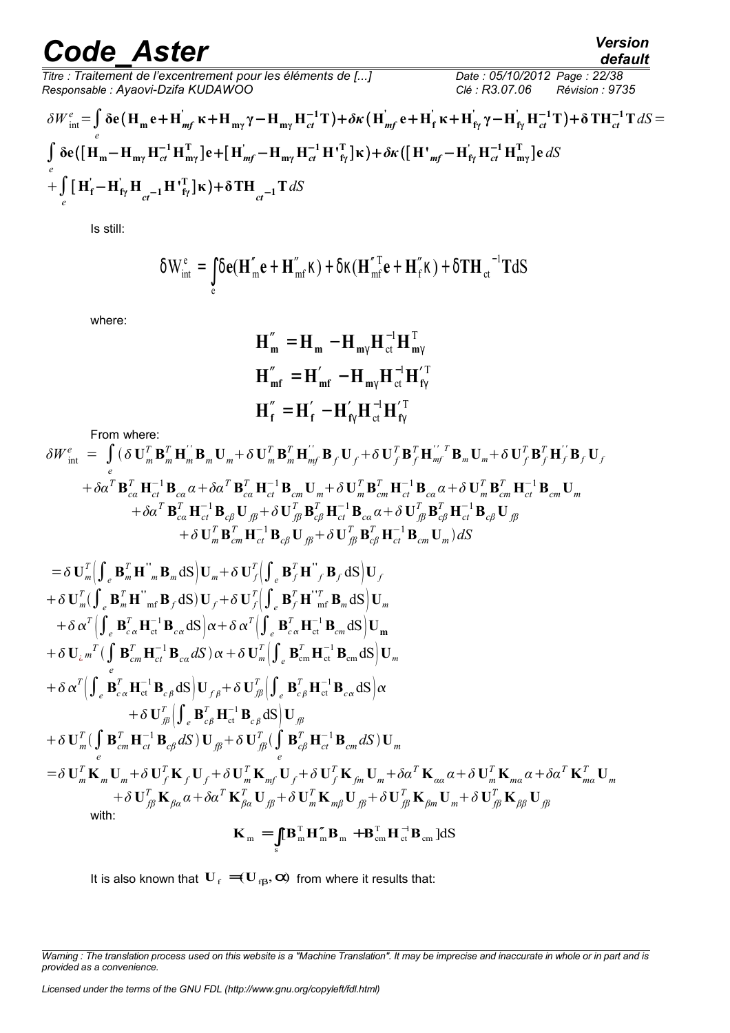$$\delta W_{\text{int}}^{e}=\int_{e}\delta\mathbf{e}\left(\mathbf{H_m}\mathbf{e}+\mathbf{H}_{mf}^{'}\boldsymbol{\kappa}+\mathbf{H}_{\mathbf{m}\gamma}\boldsymbol{\gamma}-\mathbf{H}_{\mathbf{m}\gamma}\mathbf{H}_{ct}^{-1}\mathbf{T}\right)+\delta\boldsymbol{\kappa}\left(\mathbf{H}_{mf}^{'}\mathbf{e}+\mathbf{H}_{\mathbf{f}}^{'}\boldsymbol{\kappa}+\mathbf{H}_{\mathbf{f}\gamma}^{'}\boldsymbol{\gamma}-\mathbf{H}_{\mathbf{f}\gamma}^{'}\mathbf{H}_{ct}^{-1}\mathbf{T}\right)+\delta\mathbf{T}\mathbf{H}_{ct}^{-1}\mathbf{T}\,dS=$$

$$\int_{e}\delta\mathbf{e}\left([\mathbf{H_m}-\mathbf{H}_{\mathbf{m}\gamma}\mathbf{H}_{ct}^{-1}\mathbf{H}_{\mathbf{m}\gamma}^{\mathbf{T}}]\mathbf{e}+[\mathbf{H}_{mf}^{'}-\mathbf{H}_{\mathbf{m}\gamma}\mathbf{H}_{ct}^{-1}\mathbf{H}'^{\mathbf{T}}_{\mathbf{f}\gamma}]\boldsymbol{\kappa}\right)+\delta\boldsymbol{\kappa}\left([\mathbf{H}'_{mf}-\mathbf{H}_{\mathbf{f}\gamma}^{'}\mathbf{H}_{ct}^{-1}\mathbf{H}_{\mathbf{m}\gamma}^{\mathbf{T}}]\mathbf{e}\,dS\right.$$

$$\left.+\int_{e}[\mathbf{H}_{\mathbf{f}}^{'}-\mathbf{H}_{\mathbf{f}\gamma}^{'}\mathbf{H}_{ct}^{-1}\mathbf{H}'^{\mathbf{T}}_{\mathbf{f}\gamma}]\boldsymbol{\kappa}\right)+\delta\mathbf{T}\mathbf{H}_{ct}^{-1}\mathbf{T}\,dS$$

Is still:

$$\delta W_{\text{int}}^{e}=\int_{e}\delta\mathbf{e}(\mathbf{H}_{m}^{''}\mathbf{e}+\mathbf{H}_{mf}^{''}\boldsymbol{\kappa})+\delta\boldsymbol{\kappa}(\mathbf{H}_{mf}^{''T}\mathbf{e}+\mathbf{H}_{f}^{''}\boldsymbol{\kappa})+\delta\mathbf{T}\mathbf{H}_{ct}^{-1}\mathbf{T}dS$$

where:

$$\mathbf{H}_{\mathbf{m}}^{''}=\mathbf{H}_{\mathbf{m}}-\mathbf{H}_{\mathbf{m}\gamma}\mathbf{H}_{ct}^{-1}\mathbf{H}_{\mathbf{m}\gamma}^{T}$$

$$\mathbf{H}_{\mathbf{mf}}^{''}=\mathbf{H}_{\mathbf{mf}}^{'}-\mathbf{H}_{\mathbf{m}\gamma}\mathbf{H}_{ct}^{-1}\mathbf{H}_{\mathbf{f}\gamma}^{'T}$$

$$\mathbf{H}_{\mathbf{f}}^{''}=\mathbf{H}_{\mathbf{f}}^{'}-\mathbf{H}_{\mathbf{f}\gamma}^{'}\mathbf{H}_{ct}^{-1}\mathbf{H}_{\mathbf{f}\gamma}^{'T}$$

From where:

$$\begin{aligned}\delta W_{\text{int}}^{e}=\int_{e}(&\delta\mathbf{U}_{m}^{T}\mathbf{B}_{m}^{T}\mathbf{H}_{m}^{''}\mathbf{B}_{m}\mathbf{U}_{m}+\delta\mathbf{U}_{m}^{T}\mathbf{B}_{m}^{T}\mathbf{H}_{mf}^{''}\mathbf{B}_{f}\mathbf{U}_{f}+\delta\mathbf{U}_{f}^{T}\mathbf{B}_{f}^{T}\mathbf{H}_{mf}^{''T}\mathbf{B}_{m}\mathbf{U}_{m}+\delta\mathbf{U}_{f}^{T}\mathbf{B}_{f}^{T}\mathbf{H}_{f}^{''}\mathbf{B}_{f}\mathbf{U}_{f}\\&+\delta\alpha^{T}\mathbf{B}_{c\alpha}^{T}\mathbf{H}_{ct}^{-1}\mathbf{B}_{c\alpha}\alpha+\delta\alpha^{T}\mathbf{B}_{c\alpha}^{T}\mathbf{H}_{ct}^{-1}\mathbf{B}_{cm}\mathbf{U}_{m}+\delta\mathbf{U}_{m}^{T}\mathbf{B}_{cm}^{T}\mathbf{H}_{ct}^{-1}\mathbf{B}_{c\alpha}\alpha+\delta\mathbf{U}_{m}^{T}\mathbf{B}_{cm}^{T}\mathbf{H}_{ct}^{-1}\mathbf{B}_{cm}\mathbf{U}_{m}\\&+\delta\alpha^{T}\mathbf{B}_{c\alpha}^{T}\mathbf{H}_{ct}^{-1}\mathbf{B}_{c\beta}\mathbf{U}_{f\beta}+\delta\mathbf{U}_{f\beta}^{T}\mathbf{B}_{c\beta}^{T}\mathbf{H}_{ct}^{-1}\mathbf{B}_{c\alpha}\alpha+\delta\mathbf{U}_{f\beta}^{T}\mathbf{B}_{c\beta}^{T}\mathbf{H}_{ct}^{-1}\mathbf{B}_{c\beta}\mathbf{U}_{f\beta}\\&+\delta\mathbf{U}_{m}^{T}\mathbf{B}_{cm}^{T}\mathbf{H}_{ct}^{-1}\mathbf{B}_{c\beta}\mathbf{U}_{f\beta}+\delta\mathbf{U}_{f\beta}^{T}\mathbf{B}_{c\beta}^{T}\mathbf{H}_{ct}^{-1}\mathbf{B}_{cm}\mathbf{U}_{m})\,dS\end{aligned}$$

$$\begin{aligned}&=\delta\mathbf{U}_{m}^{T}\left(\int_{e}\mathbf{B}_{m}^{T}\mathbf{H}^{''}{}_{m}\mathbf{B}_{m}\,dS\right)\mathbf{U}_{m}+\delta\mathbf{U}_{f}^{T}\left(\int_{e}\mathbf{B}_{f}^{T}\mathbf{H}^{''}{}_{f}\mathbf{B}_{f}\,dS\right)\mathbf{U}_{f}\\&+\delta\mathbf{U}_{m}^{T}\left(\int_{e}\mathbf{B}_{m}^{T}\mathbf{H}^{''}{}_{\text{mf}}\mathbf{B}_{f}\,dS\right)\mathbf{U}_{f}+\delta\mathbf{U}_{f}^{T}\left(\int_{e}\mathbf{B}_{f}^{T}\mathbf{H}^{''T}{}_{\text{mf}}\mathbf{B}_{m}\,dS\right)\mathbf{U}_{m}\\&+\delta\alpha^{T}\left(\int_{e}\mathbf{B}_{c\alpha}^{T}\mathbf{H}_{\text{ct}}^{-1}\mathbf{B}_{c\alpha}\,dS\right)\alpha+\delta\alpha^{T}\left(\int_{e}\mathbf{B}_{c\alpha}^{T}\mathbf{H}_{\text{ct}}^{-1}\mathbf{B}_{cm}\,dS\right)\mathbf{U}_{\mathbf{m}}\\&+\delta\mathbf{U}_{m}^{T}\left(\int_{e}\mathbf{B}_{cm}^{T}\mathbf{H}_{ct}^{-1}\mathbf{B}_{c\alpha}\,dS\right)\alpha+\delta\mathbf{U}_{m}^{T}\left(\int_{e}\mathbf{B}_{\text{cm}}^{T}\mathbf{H}_{\text{ct}}^{-1}\mathbf{B}_{\text{cm}}\,dS\right)\mathbf{U}_{m}\\&+\delta\alpha^{T}\left(\int_{e}\mathbf{B}_{c\alpha}^{T}\mathbf{H}_{\text{ct}}^{-1}\mathbf{B}_{c\beta}\,dS\right)\mathbf{U}_{f\beta}+\delta\mathbf{U}_{f\beta}^{T}\left(\int_{e}\mathbf{B}_{c\beta}^{T}\mathbf{H}_{\text{ct}}^{-1}\mathbf{B}_{c\alpha}\,dS\right)\alpha\\&+\delta\mathbf{U}_{f\beta}^{T}\left(\int_{e}\mathbf{B}_{c\beta}^{T}\mathbf{H}_{\text{ct}}^{-1}\mathbf{B}_{c\beta}\,dS\right)\mathbf{U}_{f\beta}\\&+\delta\mathbf{U}_{m}^{T}\left(\int_{e}\mathbf{B}_{cm}^{T}\mathbf{H}_{ct}^{-1}\mathbf{B}_{c\beta}\,dS\right)\mathbf{U}_{f\beta}+\delta\mathbf{U}_{f\beta}^{T}\left(\int_{e}\mathbf{B}_{c\beta}^{T}\mathbf{H}_{ct}^{-1}\mathbf{B}_{cm}\,dS\right)\mathbf{U}_{m}\\&=\delta\mathbf{U}_{m}^{T}\mathbf{K}_{m}\mathbf{U}_{m}+\delta\mathbf{U}_{f}^{T}\mathbf{K}_{f}\mathbf{U}_{f}+\delta\mathbf{U}_{m}^{T}\mathbf{K}_{mf}\mathbf{U}_{f}+\delta\mathbf{U}_{f}^{T}\mathbf{K}_{fm}\mathbf{U}_{m}+\delta\alpha^{T}\mathbf{K}_{\alpha\alpha}\alpha+\delta\mathbf{U}_{m}^{T}\mathbf{K}_{m\alpha}\alpha+\delta\alpha^{T}\mathbf{K}_{m\alpha}^{T}\mathbf{U}_{m}\\&\quad+\delta\mathbf{U}_{f\beta}^{T}\mathbf{K}_{\beta\alpha}\alpha+\delta\alpha^{T}\mathbf{K}_{\beta\alpha}^{T}\mathbf{U}_{f\beta}+\delta\mathbf{U}_{m}^{T}\mathbf{K}_{m\beta}\mathbf{U}_{f\beta}+\delta\mathbf{U}_{f\beta}^{T}\mathbf{K}_{\beta m}\mathbf{U}_{m}+\delta\mathbf{U}_{f\beta}^{T}\mathbf{K}_{\beta\beta}\mathbf{U}_{f\beta}\end{aligned}$$

with:

$$\mathbf{K}_{m}=\int_{s}[\mathbf{B}_{m}^{T}\mathbf{H}_{m}^{''}\mathbf{B}_{m}+\mathbf{B}_{cm}^{T}\mathbf{H}_{ct}^{-1}\mathbf{B}_{cm}]dS$$

It is also known that $\mathbf{U}_{f}=(\mathbf{U}_{f\beta},\alpha)$ from where it results that: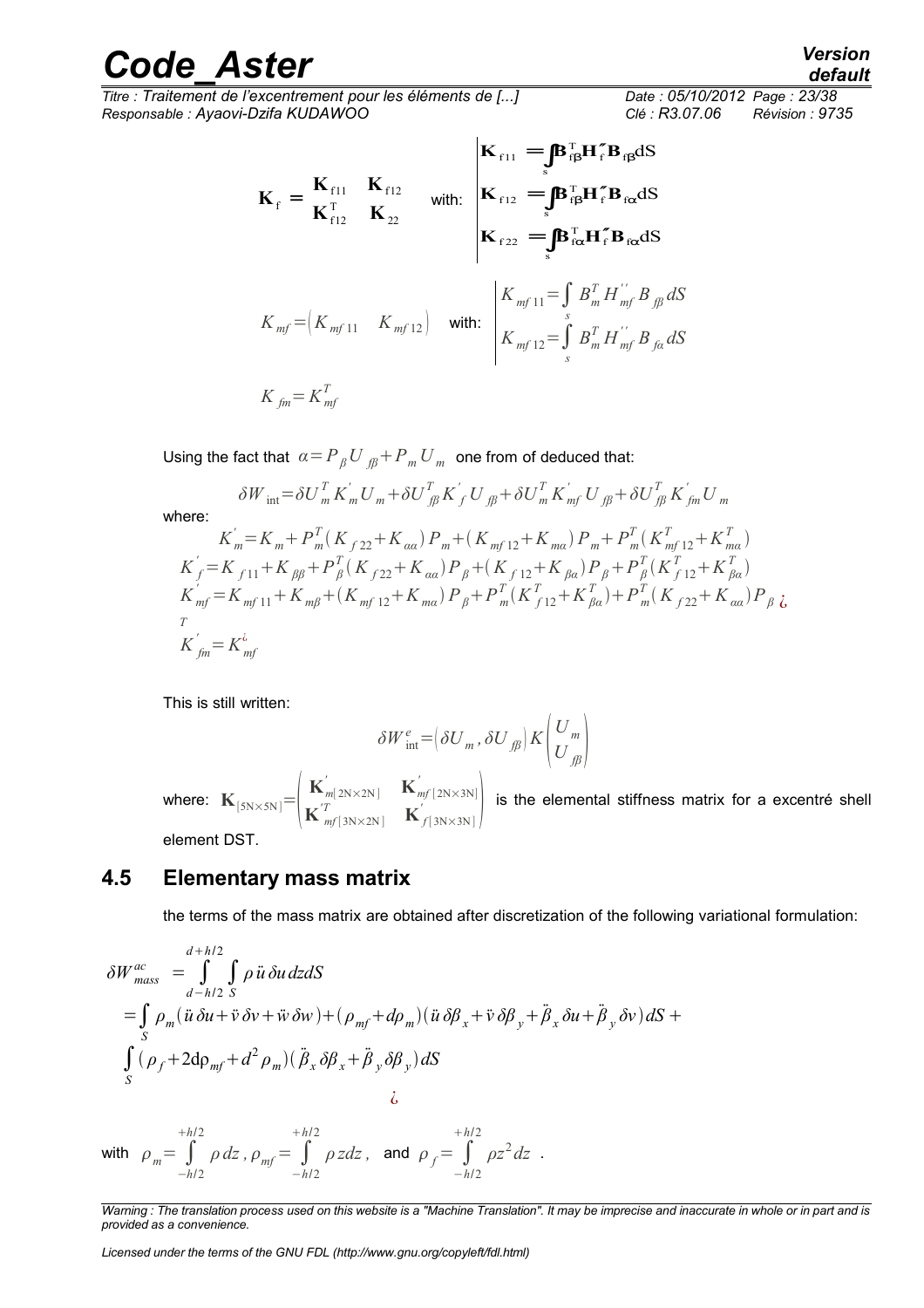$$\mathbf{K}_f = \begin{matrix} \mathbf{K}_{f11} & \mathbf{K}_{f12} \\ \mathbf{K}_{f12}^T & \mathbf{K}_{22} \end{matrix} \quad \text{with:} \quad \begin{vmatrix} \mathbf{K}_{f11} = \int_s \mathbf{B}_{f\beta}^T \mathbf{H}_f'' \mathbf{B}_{f\beta} dS \\ \mathbf{K}_{f12} = \int_s \mathbf{B}_{f\beta}^T \mathbf{H}_f'' \mathbf{B}_{f\alpha} dS \\ \mathbf{K}_{f22} = \int_s \mathbf{B}_{f\alpha}^T \mathbf{H}_f'' \mathbf{B}_{f\alpha} dS \end{vmatrix}$$

$$K_{mf} = \begin{pmatrix} K_{mf11} & K_{mf12} \end{pmatrix} \quad \text{with:} \quad \begin{vmatrix} K_{mf11} = \int_s B_m^T H_{mf}'' B_{f\beta} dS \\ K_{mf12} = \int_s B_m^T H_{mf}'' B_{f\alpha} dS \end{vmatrix}$$

$$K_{fm} = K_{mf}^T$$

Using the fact that $\alpha = P_\beta U_{f\beta} + P_m U_m$ one from of deduced that:

$$\delta W_{\text{int}} = \delta U_m^T K_m' U_m + \delta U_{f\beta}^T K_f' U_{f\beta} + \delta U_m^T K_{mf}' U_{f\beta} + \delta U_{f\beta}^T K_{fm}' U_m$$

where:

$$K_m' = K_m + P_m^T (K_{f22} + K_{\alpha\alpha}) P_m + (K_{mf12} + K_{m\alpha}) P_m + P_m^T (K_{mf12}^T + K_{m\alpha}^T)$$
$$K_f' = K_{f11} + K_{\beta\beta} + P_\beta^T (K_{f22} + K_{\alpha\alpha}) P_\beta + (K_{f12} + K_{\beta\alpha}) P_\beta + P_\beta^T (K_{f12}^T + K_{\beta\alpha}^T)$$
$$K_{mf}' = K_{mf11} + K_{m\beta} + (K_{mf12} + K_{m\alpha}) P_\beta + P_m^T (K_{f12}^T + K_{\beta\alpha}^T) + P_m^T (K_{f22} + K_{\alpha\alpha}) P_\beta ¿$$
$$K_{fm}' = K_{mf}^{¿ T}$$

This is still written:

$$\delta W_{\text{int}}^e = \begin{pmatrix} \delta U_m, \delta U_{f\beta} \end{pmatrix} K \begin{pmatrix} U_m \\ U_{f\beta} \end{pmatrix}$$

where: $\mathbf{K}_{[5N \times 5N]} = \begin{pmatrix} \mathbf{K}_{m[2N \times 2N]}' & \mathbf{K}_{mf[2N \times 3N]}' \\ \mathbf{K}_{mf[3N \times 2N]}'^T & \mathbf{K}_{f[3N \times 3N]}' \end{pmatrix}$ is the elemental stiffness matrix for a excentré shell element DST.

## 4.5 Elementary mass matrix

the terms of the mass matrix are obtained after discretization of the following variational formulation:

$$\begin{aligned} \delta W_{mass}^{ac} &= \int_{d-h/2}^{d+h/2} \int_S \rho \ddot{u} \delta u \, dz dS \\ &= \int_S \rho_m (\ddot{u} \delta u + \ddot{v} \delta v + \ddot{w} \delta w) + (\rho_{mf} + d\rho_m)(\ddot{u} \delta \beta_x + \ddot{v} \delta \beta_y + \ddot{\beta}_x \delta u + \ddot{\beta}_y \delta v) dS + \\ & \int_S (\rho_f + 2d\rho_{mf} + d^2 \rho_m)(\ddot{\beta}_x \delta \beta_x + \ddot{\beta}_y \delta \beta_y) dS \\ & ¿ \end{aligned}$$

with $\rho_m = \int_{-h/2}^{+h/2} \rho \, dz$, $\rho_{mf} = \int_{-h/2}^{+h/2} \rho z dz$, and $\rho_f = \int_{-h/2}^{+h/2} \rho z^2 dz$ .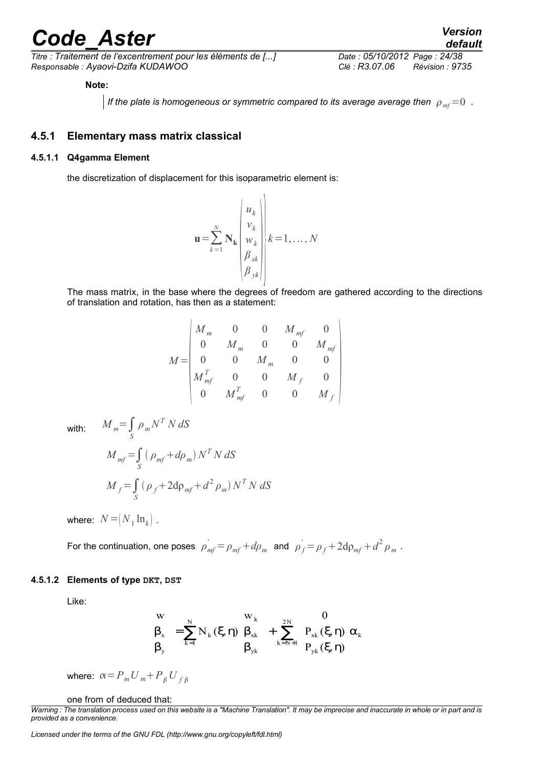**Note:**

*If the plate is homogeneous or symmetric compared to its average average then* $\rho_{mf}=0$ *.*

### 4.5.1 Elementary mass matrix classical

#### 4.5.1.1 Q4gamma Element

the discretization of displacement for this isoparametric element is:

$$\mathbf{u}=\sum_{k=1}^{N}\mathbf{N_k}\begin{pmatrix}u_k\\v_k\\w_k\\\beta_{xk}\\\beta_{yk}\end{pmatrix}k=1,\ldots,N$$

The mass matrix, in the base where the degrees of freedom are gathered according to the directions of translation and rotation, has then as a statement:

$$M=\begin{pmatrix}M_m & 0 & 0 & M_{mf} & 0\\0 & M_m & 0 & 0 & M_{mf}\\0 & 0 & M_m & 0 & 0\\M_{mf}^T & 0 & 0 & M_f & 0\\0 & M_{mf}^T & 0 & 0 & M_f\end{pmatrix}$$

with:
$$M_m=\int_S \rho_m N^T N\,dS$$

$$M_{mf}=\int_S (\rho_{mf}+d\rho_m)N^T N\,dS$$

$$M_f=\int_S (\rho_f+2d\rho_{mf}+d^2\rho_m)N^T N\,dS$$

where: $N=(N_1 \ln_k)$ .

For the continuation, one poses $\rho_{mf}^{'}=\rho_{mf}+d\rho_m$ and $\rho_f^{'}=\rho_f+2d\rho_{mf}+d^2\rho_m$ .

#### 4.5.1.2 Elements of type DKT, DST

Like:

$$\begin{matrix}w\\\beta_x\\\beta_y\end{matrix}=\sum_{k=1}^{N}N_k(\xi,\eta)\begin{matrix}w_k\\\beta_{xk}\\\beta_{yk}\end{matrix}+\sum_{k=N+1}^{2N}\begin{matrix}0\\P_{xk}(\xi,\eta)\\P_{yk}(\xi,\eta)\end{matrix}\alpha_k$$

where: $\alpha=P_m U_m+P_\beta U_{f\beta}$

one from of deduced that: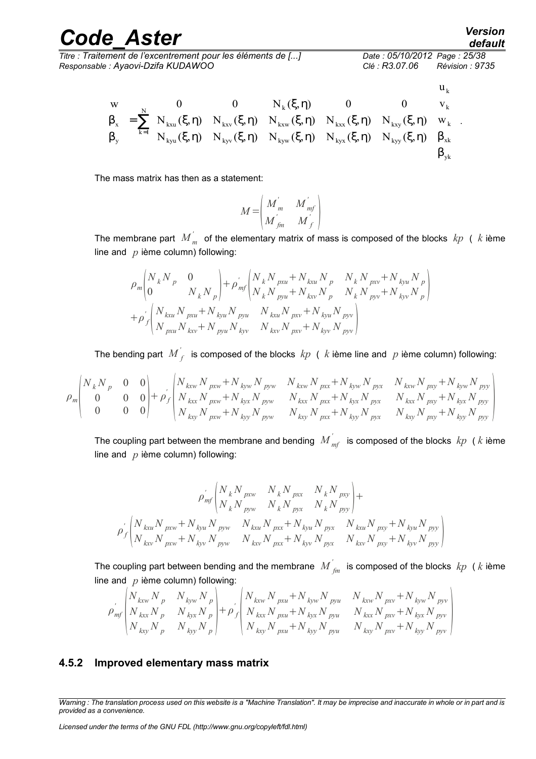$$\begin{pmatrix} w \\ \beta_x \\ \beta_y \end{pmatrix} = \sum_{k=1}^{N} \begin{pmatrix} 0 & 0 & N_k(\xi,\eta) & 0 & 0 \\ N_{kxu}(\xi,\eta) & N_{kxv}(\xi,\eta) & N_{kxw}(\xi,\eta) & N_{kxx}(\xi,\eta) & N_{kxy}(\xi,\eta) \\ N_{kyu}(\xi,\eta) & N_{kyv}(\xi,\eta) & N_{kyw}(\xi,\eta) & N_{kyx}(\xi,\eta) & N_{kyy}(\xi,\eta) \end{pmatrix} \begin{pmatrix} u_k \\ v_k \\ w_k \\ \beta_{xk} \\ \beta_{yk} \end{pmatrix}.$$

The mass matrix has then as a statement:

$$M = \begin{pmatrix} M'_m & M'_{mf} \\ M'_{fm} & M'_f \end{pmatrix}$$

The membrane part $M'_m$ of the elementary matrix of mass is composed of the blocks $kp$ ( $k$ ième line and $p$ ième column) following:

$$\rho_m \begin{pmatrix} N_k N_p & 0 \\ 0 & N_k N_p \end{pmatrix} + \rho'_{mf} \begin{pmatrix} N_k N_{pxu} + N_{kxu} N_p & N_k N_{pxv} + N_{kyu} N_p \\ N_k N_{pyu} + N_{kxv} N_p & N_k N_{pyv} + N_{kyv} N_p \end{pmatrix}$$
$$+ \rho'_f \begin{pmatrix} N_{kxu} N_{pxu} + N_{kyu} N_{pyu} & N_{kxu} N_{pxv} + N_{kyu} N_{pyv} \\ N_{pxu} N_{kxv} + N_{pyu} N_{kyv} & N_{kxv} N_{pxv} + N_{kyv} N_{pyv} \end{pmatrix}$$

The bending part $M'_f$ is composed of the blocks $kp$ ( $k$ ième line and $p$ ième column) following:

$$\rho_m \begin{pmatrix} N_k N_p & 0 & 0 \\ 0 & 0 & 0 \\ 0 & 0 & 0 \end{pmatrix} + \rho'_f \begin{pmatrix} N_{kxw} N_{pxw} + N_{kyw} N_{pyw} & N_{kxw} N_{pxx} + N_{kyw} N_{pyx} & N_{kxw} N_{pxy} + N_{kyw} N_{pyy} \\ N_{kxx} N_{pxw} + N_{kyx} N_{pyw} & N_{kxx} N_{pxx} + N_{kyx} N_{pyx} & N_{kxx} N_{pxy} + N_{kyx} N_{pyy} \\ N_{kxy} N_{pxw} + N_{kyy} N_{pyw} & N_{kxy} N_{pxx} + N_{kyy} N_{pyx} & N_{kxy} N_{pxy} + N_{kyy} N_{pyy} \end{pmatrix}$$

The coupling part between the membrane and bending $M'_{mf}$ is composed of the blocks $kp$ ( $k$ ième line and $p$ ième column) following:

$$\rho'_{mf} \begin{pmatrix} N_k N_{pxw} & N_k N_{pxx} & N_k N_{pxy} \\ N_k N_{pyw} & N_k N_{pyx} & N_k N_{pyy} \end{pmatrix} +$$
$$\rho'_f \begin{pmatrix} N_{kxu} N_{pxw} + N_{kyu} N_{pyw} & N_{kxu} N_{pxx} + N_{kyu} N_{pyx} & N_{kxu} N_{pxy} + N_{kyu} N_{pyy} \\ N_{kxv} N_{pxw} + N_{kyv} N_{pyw} & N_{kxv} N_{pxx} + N_{kyv} N_{pyx} & N_{kxv} N_{pxy} + N_{kyv} N_{pyy} \end{pmatrix}$$

The coupling part between bending and the membrane $M'_{fm}$ is composed of the blocks $kp$ ( $k$ ième line and $p$ ième column) following:

$$\rho'_{mf} \begin{pmatrix} N_{kxw} N_p & N_{kyw} N_p \\ N_{kxx} N_p & N_{kyx} N_p \\ N_{kxy} N_p & N_{kyy} N_p \end{pmatrix} + \rho'_f \begin{pmatrix} N_{kxw} N_{pxu} + N_{kyw} N_{pyu} & N_{kxw} N_{pxv} + N_{kyw} N_{pyv} \\ N_{kxx} N_{pxu} + N_{kyx} N_{pyu} & N_{kxx} N_{pxv} + N_{kyx} N_{pyv} \\ N_{kxy} N_{pxu} + N_{kyy} N_{pyu} & N_{kxy} N_{pxv} + N_{kyy} N_{pyv} \end{pmatrix}$$

### 4.5.2 Improved elementary mass matrix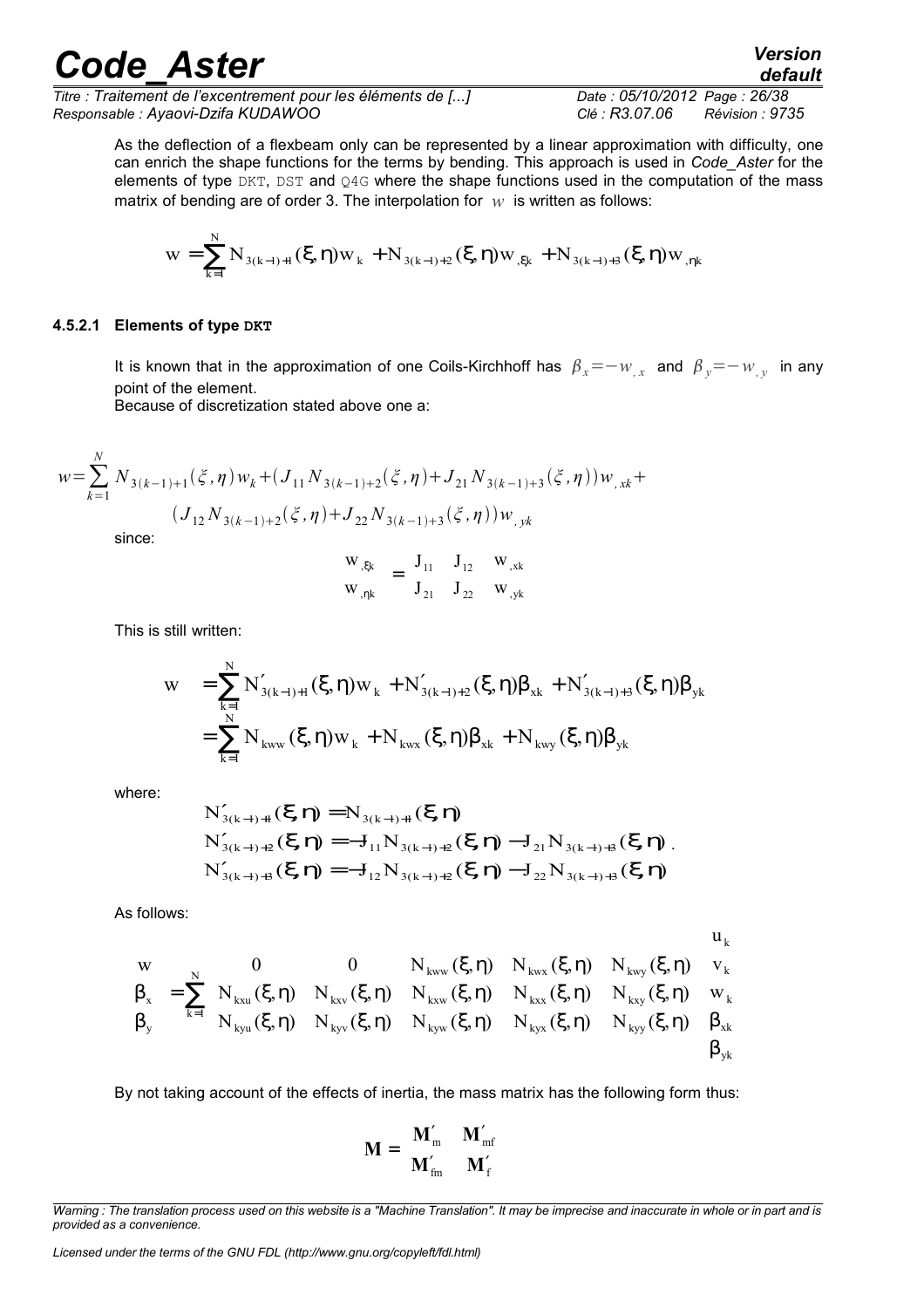As the deflection of a flexbeam only can be represented by a linear approximation with difficulty, one can enrich the shape functions for the terms by bending. This approach is used in *Code_Aster* for the elements of type DKT, DST and Q4G where the shape functions used in the computation of the mass matrix of bending are of order 3. The interpolation for $w$ is written as follows:

$$w = \sum_{k=1}^{N} N_{3(k-1)+1}(\xi,\eta) w_k + N_{3(k-1)+2}(\xi,\eta) w_{,\xi k} + N_{3(k-1)+3}(\xi,\eta) w_{,\eta k}$$

#### 4.5.2.1 Elements of type DKT

It is known that in the approximation of one Coils-Kirchhoff has $\beta_x = -w_{,x}$ and $\beta_y = -w_{,y}$ in any point of the element.
Because of discretization stated above one a:

$$w = \sum_{k=1}^{N} N_{3(k-1)+1}(\xi,\eta) w_k + (J_{11} N_{3(k-1)+2}(\xi,\eta) + J_{21} N_{3(k-1)+3}(\xi,\eta)) w_{,xk} + (J_{12} N_{3(k-1)+2}(\xi,\eta) + J_{22} N_{3(k-1)+3}(\xi,\eta)) w_{,yk}$$

since:

$$\begin{pmatrix} w_{,\xi k} \\ w_{,\eta k} \end{pmatrix} = \begin{pmatrix} J_{11} & J_{12} \\ J_{21} & J_{22} \end{pmatrix} \begin{pmatrix} w_{,xk} \\ w_{,yk} \end{pmatrix}$$

This is still written:

$$\begin{aligned} w &= \sum_{k=1}^{N} N'_{3(k-1)+1}(\xi,\eta) w_k + N'_{3(k-1)+2}(\xi,\eta) \beta_{xk} + N'_{3(k-1)+3}(\xi,\eta) \beta_{yk} \\ &= \sum_{k=1}^{N} N_{kww}(\xi,\eta) w_k + N_{kwx}(\xi,\eta) \beta_{xk} + N_{kwy}(\xi,\eta) \beta_{yk} \end{aligned}$$

where:

$$\begin{aligned} N'_{3(k-1)+1}(\xi,\eta) &= N_{3(k-1)+1}(\xi,\eta) \\ N'_{3(k-1)+2}(\xi,\eta) &= -J_{11} N_{3(k-1)+2}(\xi,\eta) - J_{21} N_{3(k-1)+3}(\xi,\eta) \\ N'_{3(k-1)+3}(\xi,\eta) &= -J_{12} N_{3(k-1)+2}(\xi,\eta) - J_{22} N_{3(k-1)+3}(\xi,\eta) \end{aligned}.$$

As follows:

$$\begin{pmatrix} w \\ \beta_x \\ \beta_y \end{pmatrix} = \sum_{k=1}^{N} \begin{pmatrix} 0 & 0 & N_{kww}(\xi,\eta) & N_{kwx}(\xi,\eta) & N_{kwy}(\xi,\eta) \\ N_{kxu}(\xi,\eta) & N_{kxv}(\xi,\eta) & N_{kxw}(\xi,\eta) & N_{kxx}(\xi,\eta) & N_{kxy}(\xi,\eta) \\ N_{kyu}(\xi,\eta) & N_{kyv}(\xi,\eta) & N_{kyw}(\xi,\eta) & N_{kyx}(\xi,\eta) & N_{kyy}(\xi,\eta) \end{pmatrix} \begin{pmatrix} u_k \\ v_k \\ w_k \\ \beta_{xk} \\ \beta_{yk} \end{pmatrix}$$

By not taking account of the effects of inertia, the mass matrix has the following form thus:

$$\mathbf{M} = \begin{pmatrix} \mathbf{M}'_m & \mathbf{M}'_{mf} \\ \mathbf{M}'_{fm} & \mathbf{M}'_f \end{pmatrix}$$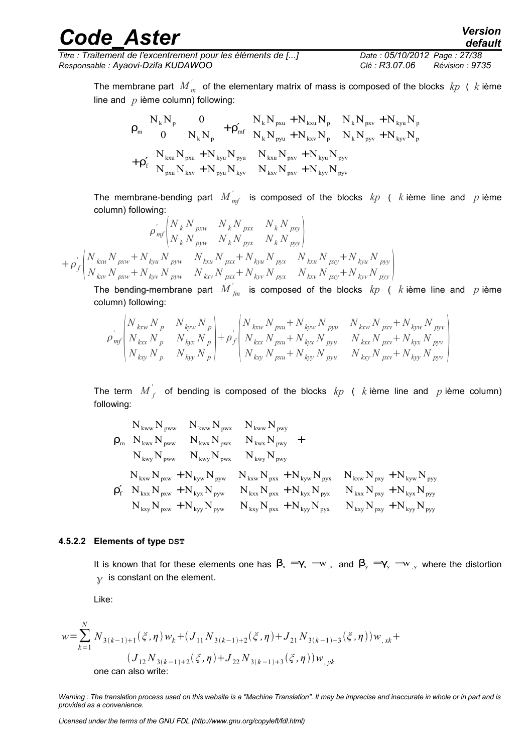The membrane part $M'_m$ of the elementary matrix of mass is composed of the blocks $kp$ ( $k$ ième line and $p$ ième column) following:

$$\rho_m \begin{pmatrix} N_k N_p & 0 \\ 0 & N_k N_p \end{pmatrix} + \rho'_{mf} \begin{pmatrix} N_k N_{pxu} + N_{kxu} N_p & N_k N_{pxv} + N_{kyu} N_p \\ N_k N_{pyu} + N_{kxv} N_p & N_k N_{pyv} + N_{kyv} N_p \end{pmatrix}$$
$$+ \rho'_f \begin{pmatrix} N_{kxu} N_{pxu} + N_{kyu} N_{pyu} & N_{kxu} N_{pxv} + N_{kyu} N_{pyv} \\ N_{pxu} N_{kxv} + N_{pyu} N_{kyv} & N_{kxv} N_{pxv} + N_{kyv} N_{pyv} \end{pmatrix}$$

The membrane-bending part $M'_{mf}$ is composed of the blocks $kp$ ( $k$ ième line and $p$ ième column) following:

$$\rho'_{mf} \begin{pmatrix} N_k N_{pxw} & N_k N_{pxx} & N_k N_{pxy} \\ N_k N_{pyw} & N_k N_{pyx} & N_k N_{pyy} \end{pmatrix}$$
$$+ \rho'_f \begin{pmatrix} N_{kxu} N_{pxw} + N_{kyu} N_{pyw} & N_{kxu} N_{pxx} + N_{kyu} N_{pyx} & N_{kxu} N_{pxy} + N_{kyu} N_{pyy} \\ N_{kxv} N_{pxw} + N_{kyv} N_{pyw} & N_{kxv} N_{pxx} + N_{kyv} N_{pyx} & N_{kxv} N_{pxy} + N_{kyv} N_{pyy} \end{pmatrix}$$

The bending-membrane part $M'_{fm}$ is composed of the blocks $kp$ ( $k$ ième line and $p$ ième column) following:

$$\rho'_{mf} \begin{pmatrix} N_{kxw} N_p & N_{kyw} N_p \\ N_{kxx} N_p & N_{kyx} N_p \\ N_{kxy} N_p & N_{kyy} N_p \end{pmatrix} + \rho'_f \begin{pmatrix} N_{kxw} N_{pxu} + N_{kyw} N_{pyu} & N_{kxw} N_{pxv} + N_{kyw} N_{pyv} \\ N_{kxx} N_{pxu} + N_{kyx} N_{pyu} & N_{kxx} N_{pxv} + N_{kyx} N_{pyv} \\ N_{kxy} N_{pxu} + N_{kyy} N_{pyu} & N_{kxy} N_{pxv} + N_{kyy} N_{pyv} \end{pmatrix}$$

The term $M'_f$ of bending is composed of the blocks $kp$ ( $k$ ième line and $p$ ième column) following:

$$\rho_m \begin{pmatrix} N_{kww} N_{pww} & N_{kww} N_{pwx} & N_{kww} N_{pwy} \\ N_{kwx} N_{pww} & N_{kwx} N_{pwx} & N_{kwx} N_{pwy} \\ N_{kwy} N_{pww} & N_{kwy} N_{pwx} & N_{kwy} N_{pwy} \end{pmatrix} +$$
$$\rho'_f \begin{pmatrix} N_{kxw} N_{pxw} + N_{kyw} N_{pyw} & N_{kxw} N_{pxx} + N_{kyw} N_{pyx} & N_{kxw} N_{pxy} + N_{kyw} N_{pyy} \\ N_{kxx} N_{pxw} + N_{kyx} N_{pyw} & N_{kxx} N_{pxx} + N_{kyx} N_{pyx} & N_{kxx} N_{pxy} + N_{kyx} N_{pyy} \\ N_{kxy} N_{pxw} + N_{kyy} N_{pyw} & N_{kxy} N_{pxx} + N_{kyy} N_{pyx} & N_{kxy} N_{pxy} + N_{kyy} N_{pyy} \end{pmatrix}$$

#### 4.5.2.2 Elements of type **DST**

It is known that for these elements one has $\beta_x = \gamma_x - w_{,x}$ and $\beta_y = \gamma_y - w_{,y}$ where the distortion $\gamma$ is constant on the element.

Like:

$$w = \sum_{k=1}^{N} N_{3(k-1)+1}(\xi,\eta) w_k + (J_{11} N_{3(k-1)+2}(\xi,\eta) + J_{21} N_{3(k-1)+3}(\xi,\eta)) w_{,xk} +$$
$$(J_{12} N_{3(k-1)+2}(\xi,\eta) + J_{22} N_{3(k-1)+3}(\xi,\eta)) w_{,yk}$$

one can also write: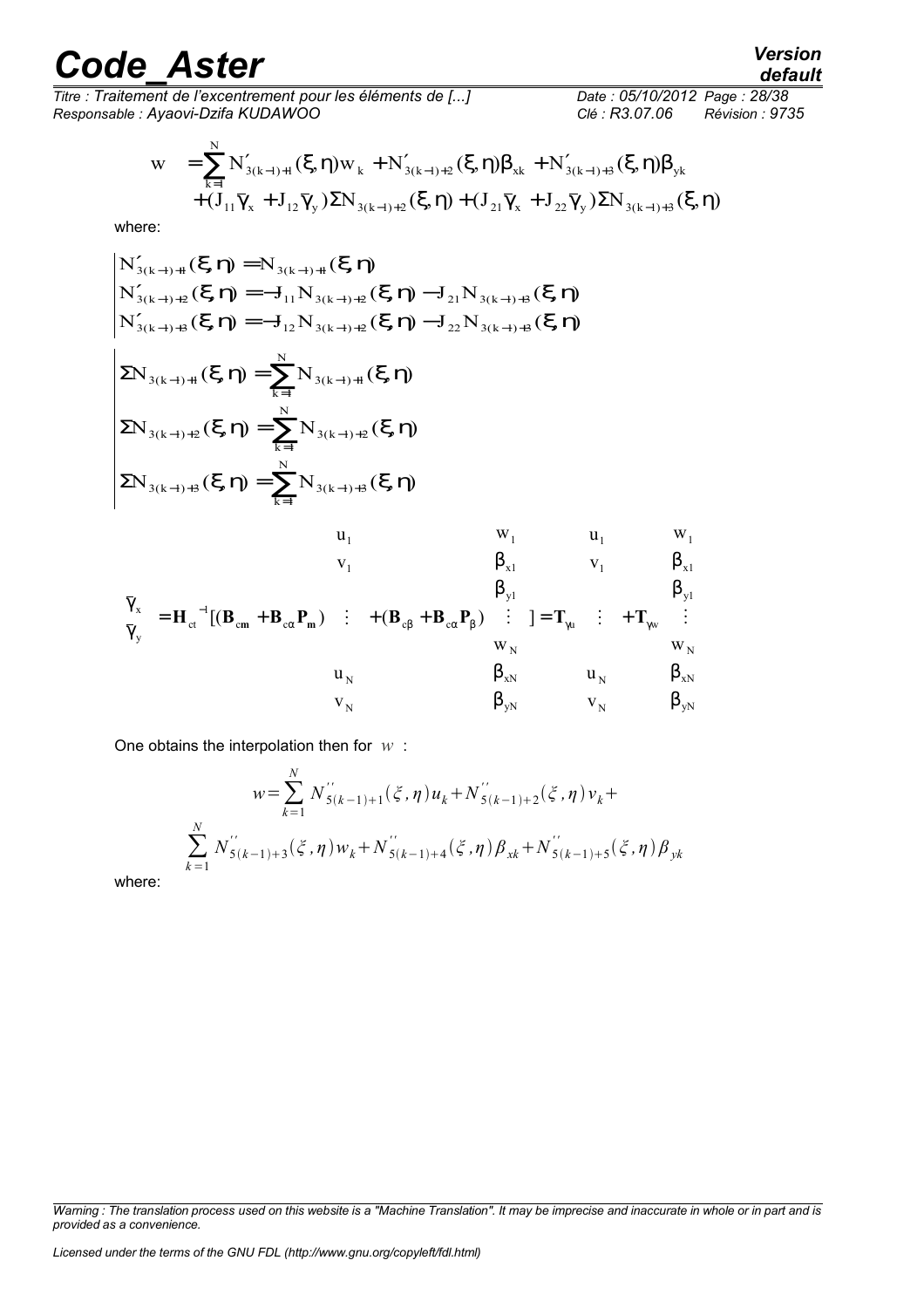$$
\begin{aligned}
w = & \sum_{k=1}^{N} N'_{3(k-1)+1}(\xi,\eta) w_k + N'_{3(k-1)+2}(\xi,\eta)\beta_{xk} + N'_{3(k-1)+3}(\xi,\eta)\beta_{yk} \\
& + (J_{11}\bar{\gamma}_x + J_{12}\bar{\gamma}_y)\Sigma N_{3(k-1)+2}(\xi,\eta) + (J_{21}\bar{\gamma}_x + J_{22}\bar{\gamma}_y)\Sigma N_{3(k-1)+3}(\xi,\eta)
\end{aligned}
$$

where:

$$
\left|
\begin{array}{l}
N'_{3(k-1)+1}(\xi,\eta) = N_{3(k-1)+1}(\xi,\eta) \\
N'_{3(k-1)+2}(\xi,\eta) = -J_{11} N_{3(k-1)+2}(\xi,\eta) - J_{21} N_{3(k-1)+3}(\xi,\eta) \\
N'_{3(k-1)+3}(\xi,\eta) = -J_{12} N_{3(k-1)+2}(\xi,\eta) - J_{22} N_{3(k-1)+3}(\xi,\eta)
\end{array}
\right.
$$

$$
\left|
\begin{array}{l}
\Sigma N_{3(k-1)+1}(\xi,\eta) = \sum_{k=1}^{N} N_{3(k-1)+1}(\xi,\eta) \\
\Sigma N_{3(k-1)+2}(\xi,\eta) = \sum_{k=1}^{N} N_{3(k-1)+2}(\xi,\eta) \\
\Sigma N_{3(k-1)+3}(\xi,\eta) = \sum_{k=1}^{N} N_{3(k-1)+3}(\xi,\eta)
\end{array}
\right.
$$

$$
\begin{pmatrix} \bar{\gamma}_x \\ \bar{\gamma}_y \end{pmatrix} = \mathbf{H}_{ct}^{-1}\left[(\mathbf{B}_{cm} + \mathbf{B}_{c\alpha}\mathbf{P}_m)\begin{pmatrix} u_1 \\ v_1 \\ \vdots \\ u_N \\ v_N \end{pmatrix} + (\mathbf{B}_{c\beta} + \mathbf{B}_{c\alpha}\mathbf{P}_\beta)\begin{pmatrix} w_1 \\ \beta_{x1} \\ \beta_{y1} \\ \vdots \\ w_N \\ \beta_{xN} \\ \beta_{yN} \end{pmatrix}\right] = \mathbf{T}_{\gamma u}\begin{pmatrix} u_1 \\ v_1 \\ \vdots \\ u_N \\ v_N \end{pmatrix} + \mathbf{T}_{\gamma w}\begin{pmatrix} w_1 \\ \beta_{x1} \\ \beta_{y1} \\ \vdots \\ w_N \\ \beta_{xN} \\ \beta_{yN} \end{pmatrix}
$$

One obtains the interpolation then for $w$ :

$$
\begin{aligned}
w = & \sum_{k=1}^{N} N''_{5(k-1)+1}(\xi,\eta) u_k + N''_{5(k-1)+2}(\xi,\eta) v_k + \\
& \sum_{k=1}^{N} N''_{5(k-1)+3}(\xi,\eta) w_k + N''_{5(k-1)+4}(\xi,\eta)\beta_{xk} + N''_{5(k-1)+5}(\xi,\eta)\beta_{yk}
\end{aligned}
$$

where: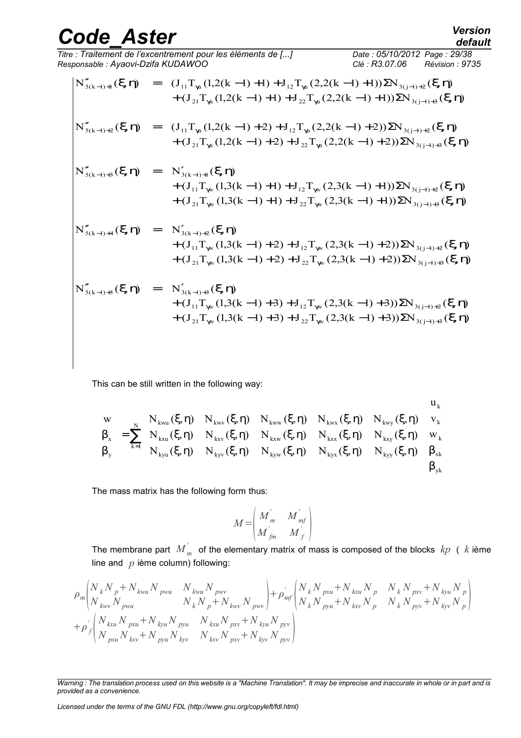$$
\begin{aligned}
N''_{5(k-1)+1}(\xi,\eta) &= (J_{11}T_{\gamma u}(1,2(k-1)+1)+J_{12}T_{\gamma u}(2,2(k-1)+1))\Sigma N_{3(j-1)+2}(\xi,\eta) \\
&\quad +(J_{21}T_{\gamma u}(1,2(k-1)+1)+J_{22}T_{\gamma u}(2,2(k-1)+1))\Sigma N_{3(j-1)+3}(\xi,\eta) \\
N''_{5(k-1)+2}(\xi,\eta) &= (J_{11}T_{\gamma u}(1,2(k-1)+2)+J_{12}T_{\gamma u}(2,2(k-1)+2))\Sigma N_{3(j-1)+2}(\xi,\eta) \\
&\quad +(J_{21}T_{\gamma u}(1,2(k-1)+2)+J_{22}T_{\gamma u}(2,2(k-1)+2))\Sigma N_{3(j-1)+3}(\xi,\eta) \\
N''_{5(k-1)+3}(\xi,\eta) &= N'_{3(k-1)+1}(\xi,\eta) \\
&\quad +(J_{11}T_{\gamma w}(1,3(k-1)+1)+J_{12}T_{\gamma w}(2,3(k-1)+1))\Sigma N_{3(j-1)+2}(\xi,\eta) \\
&\quad +(J_{21}T_{\gamma w}(1,3(k-1)+1)+J_{22}T_{\gamma w}(2,3(k-1)+1))\Sigma N_{3(j-1)+3}(\xi,\eta) \\
N''_{5(k-1)+4}(\xi,\eta) &= N'_{3(k-1)+2}(\xi,\eta) \\
&\quad +(J_{11}T_{\gamma w}(1,3(k-1)+2)+J_{12}T_{\gamma w}(2,3(k-1)+2))\Sigma N_{3(j-1)+2}(\xi,\eta) \\
&\quad +(J_{21}T_{\gamma w}(1,3(k-1)+2)+J_{22}T_{\gamma w}(2,3(k-1)+2))\Sigma N_{3(j-1)+3}(\xi,\eta) \\
N''_{5(k-1)+5}(\xi,\eta) &= N'_{3(k-1)+3}(\xi,\eta) \\
&\quad +(J_{11}T_{\gamma w}(1,3(k-1)+3)+J_{12}T_{\gamma w}(2,3(k-1)+3))\Sigma N_{3(j-1)+2}(\xi,\eta) \\
&\quad +(J_{21}T_{\gamma w}(1,3(k-1)+3)+J_{22}T_{\gamma w}(2,3(k-1)+3))\Sigma N_{3(j-1)+3}(\xi,\eta)
\end{aligned}
$$

This can be still written in the following way:

$$
\begin{pmatrix} w \\ \beta_x \\ \beta_y \end{pmatrix} = \sum_{k=1}^{N} \begin{pmatrix} N_{kwu}(\xi,\eta) & N_{kwv}(\xi,\eta) & N_{kww}(\xi,\eta) & N_{kwx}(\xi,\eta) & N_{kwy}(\xi,\eta) \\ N_{kxu}(\xi,\eta) & N_{kxv}(\xi,\eta) & N_{kxw}(\xi,\eta) & N_{kxx}(\xi,\eta) & N_{kxy}(\xi,\eta) \\ N_{kyu}(\xi,\eta) & N_{kyv}(\xi,\eta) & N_{kyw}(\xi,\eta) & N_{kyx}(\xi,\eta) & N_{kyy}(\xi,\eta) \end{pmatrix} \begin{pmatrix} u_k \\ v_k \\ w_k \\ \beta_{xk} \\ \beta_{yk} \end{pmatrix}
$$

The mass matrix has the following form thus:

$$
M = \begin{pmatrix} M'_m & M'_{mf} \\ M'_{fm} & M'_f \end{pmatrix}
$$

The membrane part $M'_m$ of the elementary matrix of mass is composed of the blocks $kp$ ( $k$ ième line and $p$ ième column) following:

$$
\rho_m \begin{pmatrix} N_k N_p + N_{kwu} N_{pwu} & N_{kwu} N_{pwv} \\ N_{kwv} N_{pwu} & N_k N_p + N_{kwv} N_{pwv} \end{pmatrix} + \rho'_{mf} \begin{pmatrix} N_k N_{pxu} + N_{kxu} N_p & N_k N_{pxv} + N_{kyu} N_p \\ N_k N_{pyu} + N_{kxv} N_p & N_k N_{pyv} + N_{kyv} N_p \end{pmatrix}
$$
$$
+ \rho'_f \begin{pmatrix} N_{kxu} N_{pxu} + N_{kyu} N_{pyu} & N_{kxu} N_{pxv} + N_{kyu} N_{pyv} \\ N_{pxu} N_{kxv} + N_{pyu} N_{kyv} & N_{kxv} N_{pxv} + N_{kyv} N_{pyv} \end{pmatrix}
$$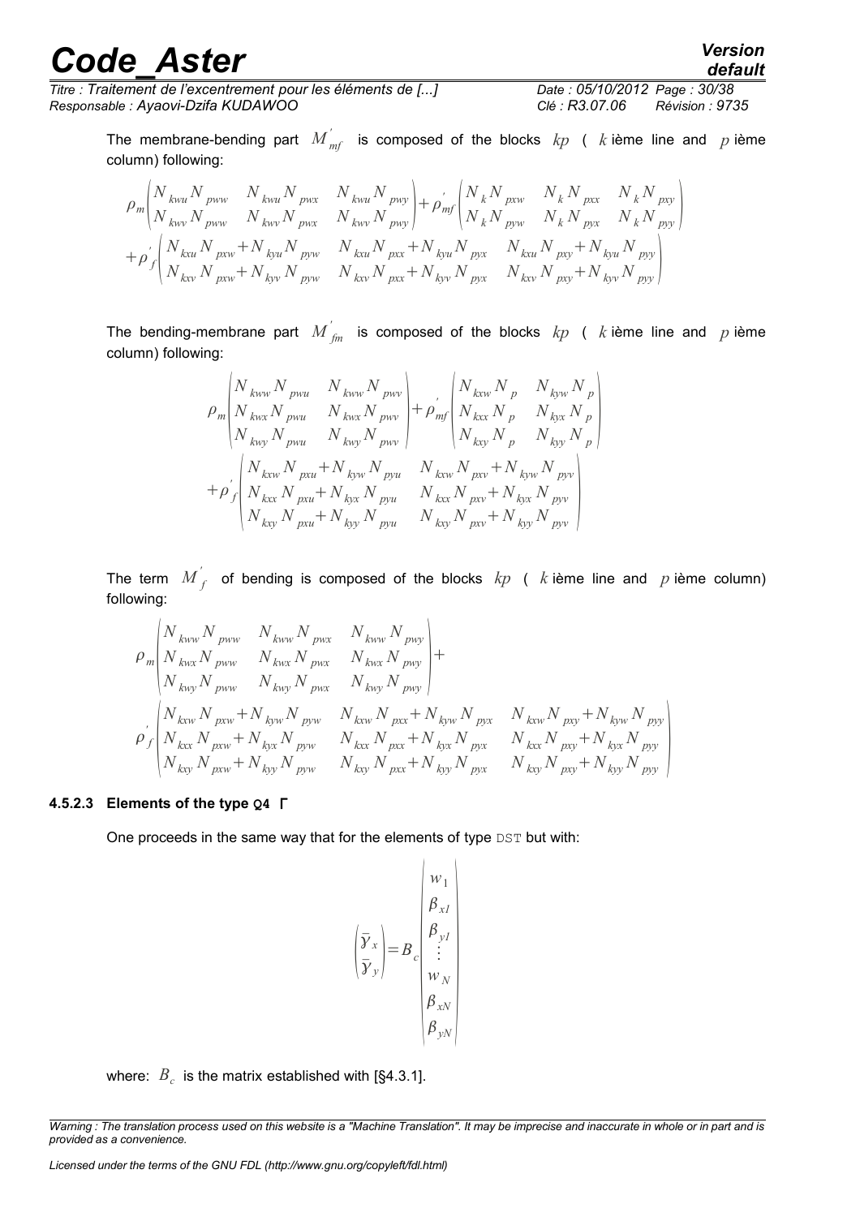The membrane-bending part $M'_{mf}$ is composed of the blocks $kp$ ( $k$ ième line and $p$ ième column) following:

$$\rho_m \begin{pmatrix} N_{kwu} N_{pww} & N_{kwu} N_{pwx} & N_{kwu} N_{pwy} \\ N_{kwv} N_{pww} & N_{kwv} N_{pwx} & N_{kwv} N_{pwy} \end{pmatrix} + \rho'_{mf} \begin{pmatrix} N_k N_{pxw} & N_k N_{pxx} & N_k N_{pxy} \\ N_k N_{pyw} & N_k N_{pyx} & N_k N_{pyy} \end{pmatrix}$$
$$+ \rho'_f \begin{pmatrix} N_{kxu} N_{pxw} + N_{kyu} N_{pyw} & N_{kxu} N_{pxx} + N_{kyu} N_{pyx} & N_{kxu} N_{pxy} + N_{kyu} N_{pyy} \\ N_{kxv} N_{pxw} + N_{kyv} N_{pyw} & N_{kxv} N_{pxx} + N_{kyv} N_{pyx} & N_{kxv} N_{pxy} + N_{kyv} N_{pyy} \end{pmatrix}$$

The bending-membrane part $M'_{fm}$ is composed of the blocks $kp$ ( $k$ ième line and $p$ ième column) following:

$$\rho_m \begin{pmatrix} N_{kww} N_{pwu} & N_{kww} N_{pwv} \\ N_{kwx} N_{pwu} & N_{kwx} N_{pwv} \\ N_{kwy} N_{pwu} & N_{kwy} N_{pwv} \end{pmatrix} + \rho'_{mf} \begin{pmatrix} N_{kxw} N_p & N_{kyw} N_p \\ N_{kxx} N_p & N_{kyx} N_p \\ N_{kxy} N_p & N_{kyy} N_p \end{pmatrix}$$
$$+ \rho'_f \begin{pmatrix} N_{kxw} N_{pxu} + N_{kyw} N_{pyu} & N_{kxw} N_{pxv} + N_{kyw} N_{pyv} \\ N_{kxx} N_{pxu} + N_{kyx} N_{pyu} & N_{kxx} N_{pxv} + N_{kyx} N_{pyv} \\ N_{kxy} N_{pxu} + N_{kyy} N_{pyu} & N_{kxy} N_{pxv} + N_{kyy} N_{pyv} \end{pmatrix}$$

The term $M'_f$ of bending is composed of the blocks $kp$ ( $k$ ième line and $p$ ième column) following:

$$\rho_m \begin{pmatrix} N_{kww} N_{pww} & N_{kww} N_{pwx} & N_{kww} N_{pwy} \\ N_{kwx} N_{pww} & N_{kwx} N_{pwx} & N_{kwx} N_{pwy} \\ N_{kwy} N_{pww} & N_{kwy} N_{pwx} & N_{kwy} N_{pwy} \end{pmatrix} +$$
$$\rho'_f \begin{pmatrix} N_{kxw} N_{pxw} + N_{kyw} N_{pyw} & N_{kxw} N_{pxx} + N_{kyw} N_{pyx} & N_{kxw} N_{pxy} + N_{kyw} N_{pyy} \\ N_{kxx} N_{pxw} + N_{kyx} N_{pyw} & N_{kxx} N_{pxx} + N_{kyx} N_{pyx} & N_{kxx} N_{pxy} + N_{kyx} N_{pyy} \\ N_{kxy} N_{pxw} + N_{kyy} N_{pyw} & N_{kxy} N_{pxx} + N_{kyy} N_{pyx} & N_{kxy} N_{pxy} + N_{kyy} N_{pyy} \end{pmatrix}$$

#### 4.5.2.3 Elements of the type Q4 Γ

One proceeds in the same way that for the elements of type DST but with:

$$\begin{pmatrix} \bar{\gamma}_x \\ \bar{\gamma}_y \end{pmatrix} = B_c \begin{pmatrix} w_1 \\ \beta_{x1} \\ \beta_{y1} \\ \vdots \\ w_N \\ \beta_{xN} \\ \beta_{yN} \end{pmatrix}$$

where: $B_c$ is the matrix established with [§4.3.1].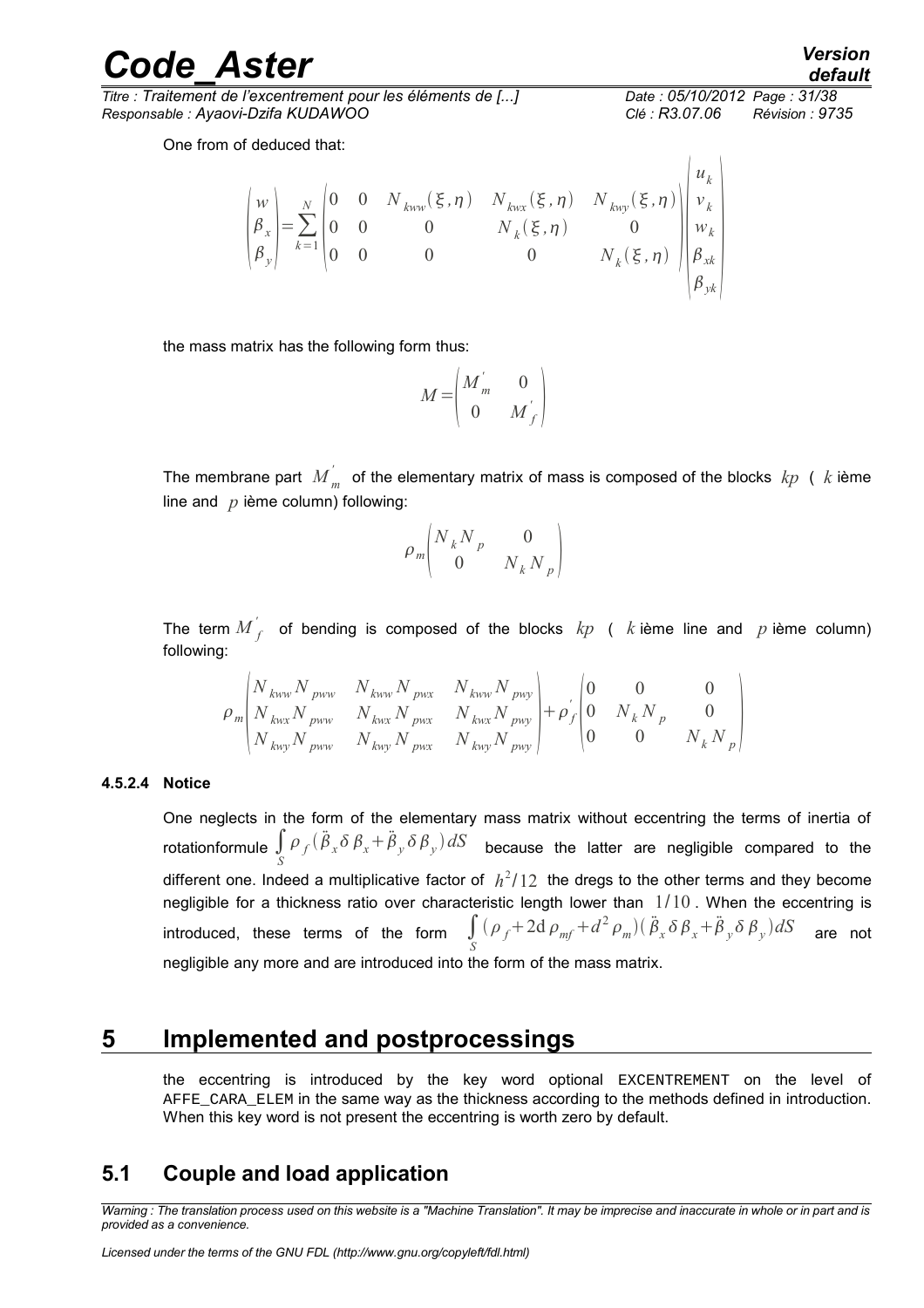One from of deduced that:

$$\begin{pmatrix} w \\ \beta_x \\ \beta_y \end{pmatrix} = \sum_{k=1}^{N} \begin{pmatrix} 0 & 0 & N_{kww}(\xi,\eta) & N_{kwx}(\xi,\eta) & N_{kwy}(\xi,\eta) \\ 0 & 0 & 0 & N_k(\xi,\eta) & 0 \\ 0 & 0 & 0 & 0 & N_k(\xi,\eta) \end{pmatrix} \begin{pmatrix} u_k \\ v_k \\ w_k \\ \beta_{xk} \\ \beta_{yk} \end{pmatrix}$$

the mass matrix has the following form thus:

$$M = \begin{pmatrix} M'_m & 0 \\ 0 & M'_f \end{pmatrix}$$

The membrane part $M'_m$ of the elementary matrix of mass is composed of the blocks $kp$ ( $k$ ième line and $p$ ième column) following:

$$\rho_m \begin{pmatrix} N_k N_p & 0 \\ 0 & N_k N_p \end{pmatrix}$$

The term $M'_f$ of bending is composed of the blocks $kp$ ( $k$ ième line and $p$ ième column) following:

$$\rho_m \begin{pmatrix} N_{kww} N_{pww} & N_{kww} N_{pwx} & N_{kww} N_{pwy} \\ N_{kwx} N_{pww} & N_{kwx} N_{pwx} & N_{kwx} N_{pwy} \\ N_{kwy} N_{pww} & N_{kwy} N_{pwx} & N_{kwy} N_{pwy} \end{pmatrix} + \rho'_f \begin{pmatrix} 0 & 0 & 0 \\ 0 & N_k N_p & 0 \\ 0 & 0 & N_k N_p \end{pmatrix}$$

#### 4.5.2.4 Notice

One neglects in the form of the elementary mass matrix without eccentring the terms of inertia of rotationformule $\int_S \rho_f (\ddot{\beta}_x \delta \beta_x + \ddot{\beta}_y \delta \beta_y) dS$ because the latter are negligible compared to the different one. Indeed a multiplicative factor of $h^2/12$ the dregs to the other terms and they become negligible for a thickness ratio over characteristic length lower than $1/10$. When the eccentring is introduced, these terms of the form $\int_S (\rho_f + 2\mathrm{d}\,\rho_{mf} + d^2 \rho_m)(\ddot{\beta}_x \delta \beta_x + \ddot{\beta}_y \delta \beta_y) dS$ are not negligible any more and are introduced into the form of the mass matrix.

# 5 Implemented and postprocessings

the eccentring is introduced by the key word optional EXCENTREMENT on the level of AFFE_CARA_ELEM in the same way as the thickness according to the methods defined in introduction. When this key word is not present the eccentring is worth zero by default.

## 5.1 Couple and load application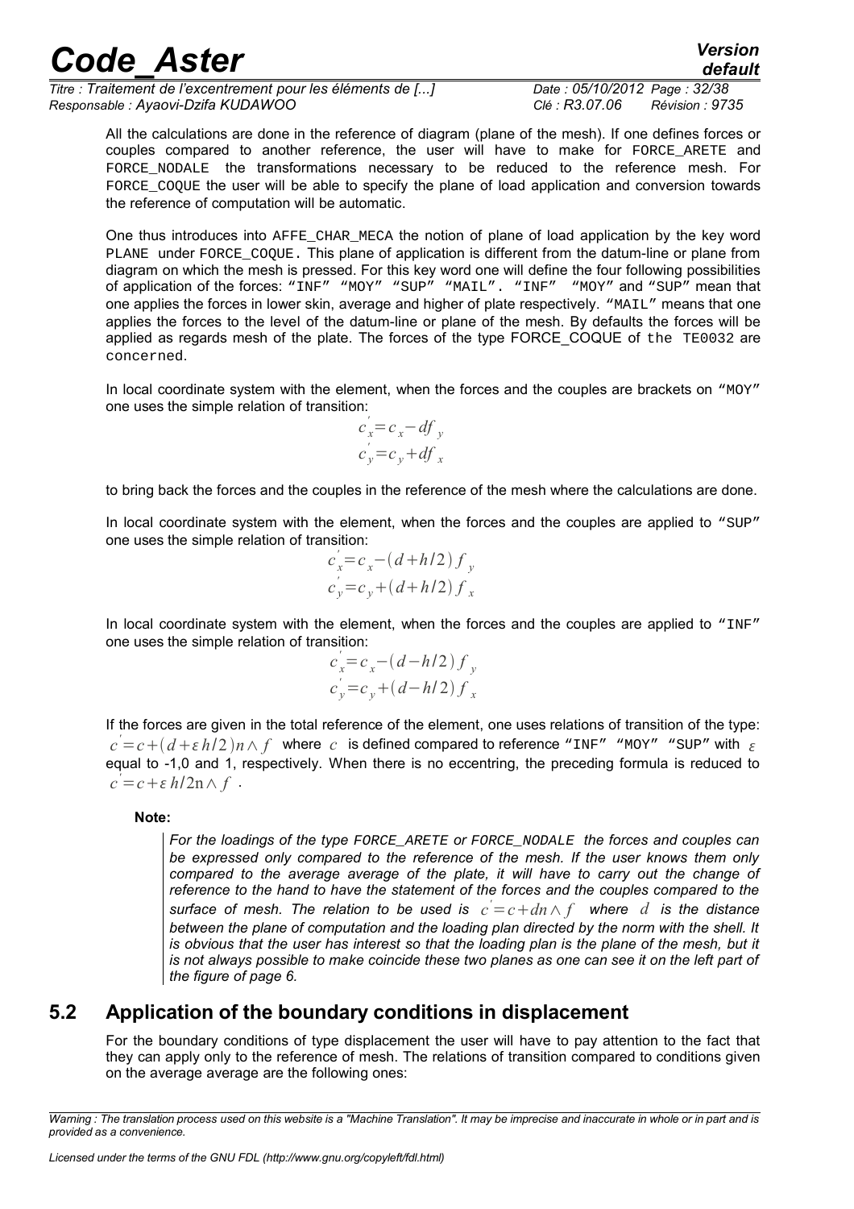All the calculations are done in the reference of diagram (plane of the mesh). If one defines forces or couples compared to another reference, the user will have to make for FORCE_ARETE and FORCE_NODALE the transformations necessary to be reduced to the reference mesh. For FORCE_COQUE the user will be able to specify the plane of load application and conversion towards the reference of computation will be automatic.

One thus introduces into AFFE_CHAR_MECA the notion of plane of load application by the key word PLANE under FORCE_COQUE. This plane of application is different from the datum-line or plane from diagram on which the mesh is pressed. For this key word one will define the four following possibilities of application of the forces: "INF" "MOY" "SUP" "MAIL". "INF" "MOY" and "SUP" mean that one applies the forces in lower skin, average and higher of plate respectively. "MAIL" means that one applies the forces to the level of the datum-line or plane of the mesh. By defaults the forces will be applied as regards mesh of the plate. The forces of the type FORCE_COQUE of the TE0032 are concerned.

In local coordinate system with the element, when the forces and the couples are brackets on "MOY" one uses the simple relation of transition:

$$c_x' = c_x - d f_y$$
$$c_y' = c_y + d f_x$$

to bring back the forces and the couples in the reference of the mesh where the calculations are done.

In local coordinate system with the element, when the forces and the couples are applied to "SUP" one uses the simple relation of transition:

$$c_x' = c_x - (d + h/2) f_y$$
$$c_y' = c_y + (d + h/2) f_x$$

In local coordinate system with the element, when the forces and the couples are applied to "INF" one uses the simple relation of transition:

$$c_x' = c_x - (d - h/2) f_y$$
$$c_y' = c_y + (d - h/2) f_x$$

If the forces are given in the total reference of the element, one uses relations of transition of the type: $c' = c + (d + \varepsilon h/2) n \wedge f$ where $c$ is defined compared to reference "INF" "MOY" "SUP" with $\varepsilon$ equal to -1,0 and 1, respectively. When there is no eccentring, the preceding formula is reduced to $c' = c + \varepsilon h/2 \mathrm{n} \wedge f$ .

**Note:**

*For the loadings of the type FORCE_ARETE or FORCE_NODALE the forces and couples can be expressed only compared to the reference of the mesh. If the user knows them only compared to the average average of the plate, it will have to carry out the change of reference to the hand to have the statement of the forces and the couples compared to the surface of mesh. The relation to be used is $c' = c + d n \wedge f$ where $d$ is the distance between the plane of computation and the loading plan directed by the norm with the shell. It is obvious that the user has interest so that the loading plan is the plane of the mesh, but it is not always possible to make coincide these two planes as one can see it on the left part of the figure of page 6.*

## 5.2 Application of the boundary conditions in displacement

For the boundary conditions of type displacement the user will have to pay attention to the fact that they can apply only to the reference of mesh. The relations of transition compared to conditions given on the average average are the following ones: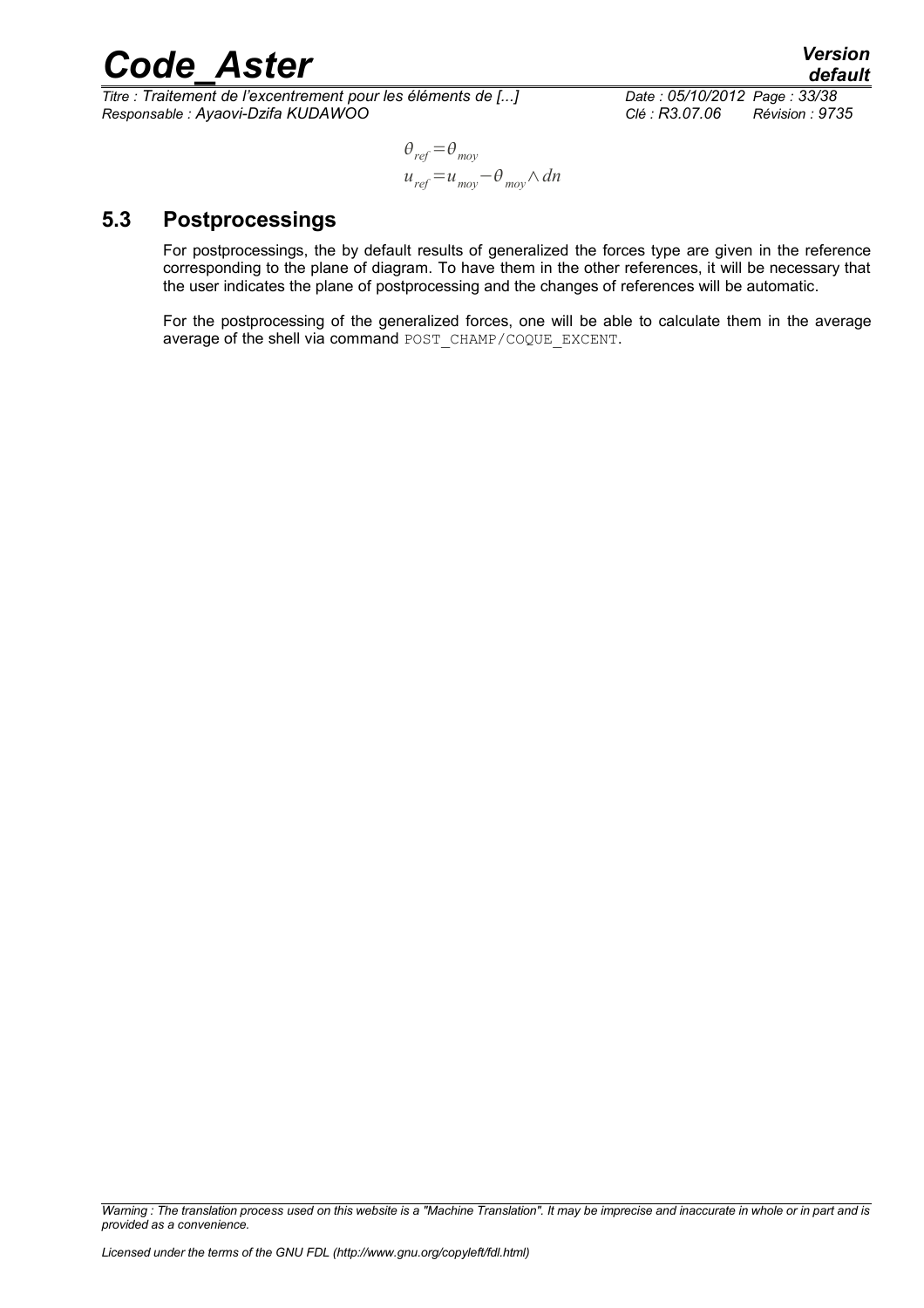$$\theta_{ref} = \theta_{moy}$$
$$u_{ref} = u_{moy} - \theta_{moy} \wedge dn$$

## 5.3 Postprocessings

For postprocessings, the by default results of generalized the forces type are given in the reference corresponding to the plane of diagram. To have them in the other references, it will be necessary that the user indicates the plane of postprocessing and the changes of references will be automatic.

For the postprocessing of the generalized forces, one will be able to calculate them in the average average of the shell via command POST_CHAMP/COQUE_EXCENT.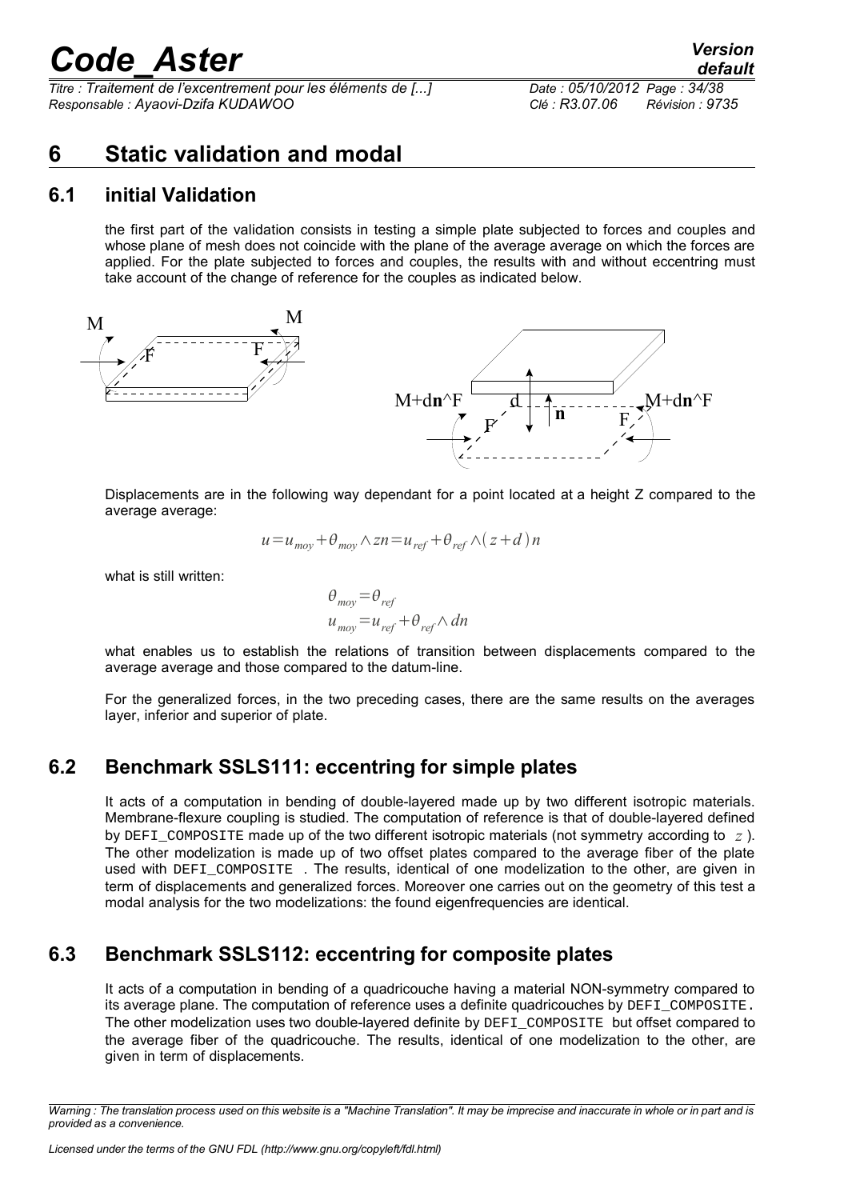# 6 Static validation and modal

## 6.1 initial Validation

the first part of the validation consists in testing a simple plate subjected to forces and couples and whose plane of mesh does not coincide with the plane of the average average on which the forces are applied. For the plate subjected to forces and couples, the results with and without eccentring must take account of the change of reference for the couples as indicated below.

M
F
M
F

M+dn^F
d
n
M+dn^F
F
F

Displacements are in the following way dependant for a point located at a height Z compared to the average average:

$$u = u_{moy} + \theta_{moy} \wedge z n = u_{ref} + \theta_{ref} \wedge (z+d) n$$

what is still written:

$$\theta_{moy} = \theta_{ref}$$

$$u_{moy} = u_{ref} + \theta_{ref} \wedge d n$$

what enables us to establish the relations of transition between displacements compared to the average average and those compared to the datum-line.

For the generalized forces, in the two preceding cases, there are the same results on the averages layer, inferior and superior of plate.

## 6.2 Benchmark SSLS111: eccentring for simple plates

It acts of a computation in bending of double-layered made up by two different isotropic materials. Membrane-flexure coupling is studied. The computation of reference is that of double-layered defined by DEFI_COMPOSITE made up of the two different isotropic materials (not symmetry according to $z$). The other modelization is made up of two offset plates compared to the average fiber of the plate used with DEFI_COMPOSITE . The results, identical of one modelization to the other, are given in term of displacements and generalized forces. Moreover one carries out on the geometry of this test a modal analysis for the two modelizations: the found eigenfrequencies are identical.

## 6.3 Benchmark SSLS112: eccentring for composite plates

It acts of a computation in bending of a quadricouche having a material NON-symmetry compared to its average plane. The computation of reference uses a definite quadricouches by DEFI_COMPOSITE. The other modelization uses two double-layered definite by DEFI_COMPOSITE but offset compared to the average fiber of the quadricouche. The results, identical of one modelization to the other, are given in term of displacements.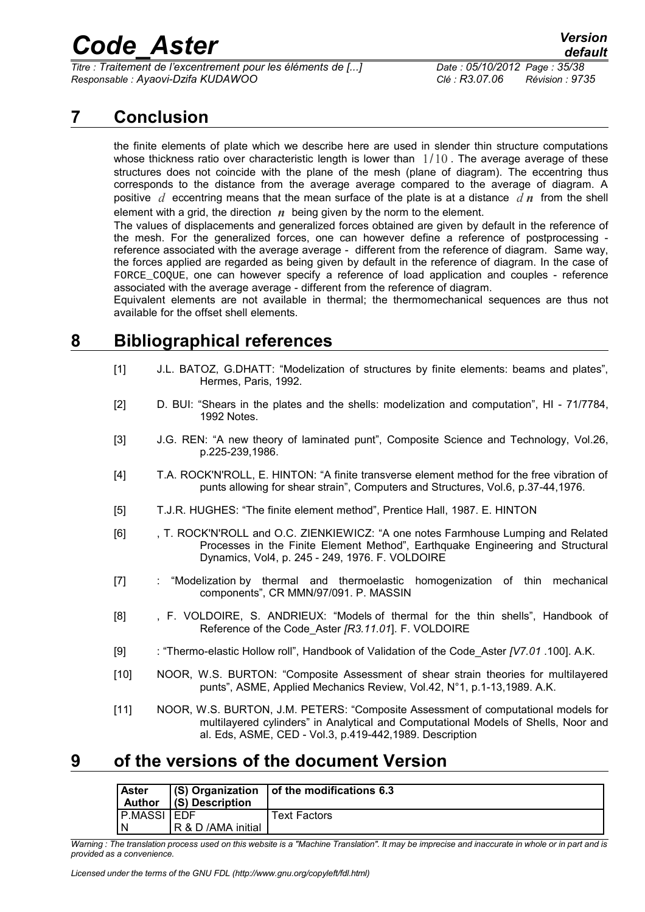# 7 Conclusion

the finite elements of plate which we describe here are used in slender thin structure computations whose thickness ratio over characteristic length is lower than $1/10$. The average average of these structures does not coincide with the plane of the mesh (plane of diagram). The eccentring thus corresponds to the distance from the average average compared to the average of diagram. A positive $d$ eccentring means that the mean surface of the plate is at a distance $d\boldsymbol{n}$ from the shell element with a grid, the direction $\boldsymbol{n}$ being given by the norm to the element.

The values of displacements and generalized forces obtained are given by default in the reference of the mesh. For the generalized forces, one can however define a reference of postprocessing - reference associated with the average average - different from the reference of diagram. Same way, the forces applied are regarded as being given by default in the reference of diagram. In the case of FORCE_COQUE, one can however specify a reference of load application and couples - reference associated with the average average - different from the reference of diagram.

Equivalent elements are not available in thermal; the thermomechanical sequences are thus not available for the offset shell elements.

# 8 Bibliographical references

[1] J.L. BATOZ, G.DHATT: "Modelization of structures by finite elements: beams and plates", Hermes, Paris, 1992.

[2] D. BUI: "Shears in the plates and the shells: modelization and computation", HI - 71/7784, 1992 Notes.

[3] J.G. REN: "A new theory of laminated punt", Composite Science and Technology, Vol.26, p.225-239,1986.

[4] T.A. ROCK'N'ROLL, E. HINTON: "A finite transverse element method for the free vibration of punts allowing for shear strain", Computers and Structures, Vol.6, p.37-44,1976.

[5] T.J.R. HUGHES: "The finite element method", Prentice Hall, 1987. E. HINTON

[6] , T. ROCK'N'ROLL and O.C. ZIENKIEWICZ: "A one notes Farmhouse Lumping and Related Processes in the Finite Element Method", Earthquake Engineering and Structural Dynamics, Vol4, p. 245 - 249, 1976. F. VOLDOIRE

[7] : "Modelization by thermal and thermoelastic homogenization of thin mechanical components", CR MMN/97/091. P. MASSIN

[8] , F. VOLDOIRE, S. ANDRIEUX: "Models of thermal for the thin shells", Handbook of Reference of the Code_Aster *[R3.11.01*]. F. VOLDOIRE

[9] : "Thermo-elastic Hollow roll", Handbook of Validation of the Code_Aster *[V7.01* .100]. A.K.

[10] NOOR, W.S. BURTON: "Composite Assessment of shear strain theories for multilayered punts", ASME, Applied Mechanics Review, Vol.42, N°1, p.1-13,1989. A.K.

[11] NOOR, W.S. BURTON, J.M. PETERS: "Composite Assessment of computational models for multilayered cylinders" in Analytical and Computational Models of Shells, Noor and al. Eds, ASME, CED - Vol.3, p.419-442,1989. Description

# 9 of the versions of the document Version

| Aster Author | (S) Organization (S) Description | of the modifications 6.3 |
|---|---|---|
| P.MASSIN | EDF R & D /AMA initial | Text Factors |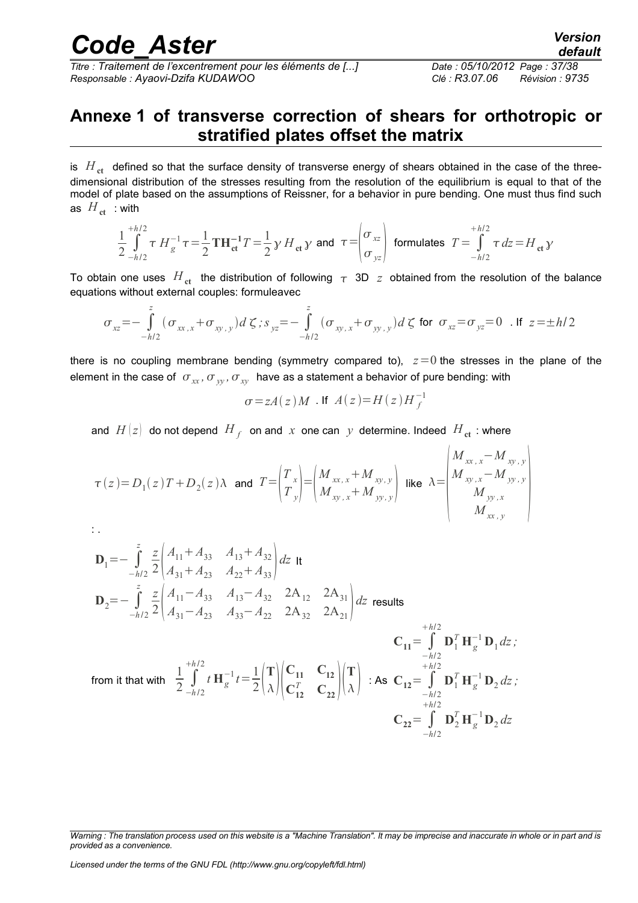## Annexe 1 of transverse correction of shears for orthotropic or stratified plates offset the matrix

is $H_{\mathbf{ct}}$ defined so that the surface density of transverse energy of shears obtained in the case of the three-dimensional distribution of the stresses resulting from the resolution of the equilibrium is equal to that of the model of plate based on the assumptions of Reissner, for a behavior in pure bending. One must thus find such as $H_{\mathbf{ct}}$ : with

$$\frac{1}{2}\int_{-h/2}^{+h/2} \tau\, H_g^{-1}\tau = \frac{1}{2}\mathbf{T}\mathbf{H}_{\mathbf{ct}}^{-1}T = \frac{1}{2}\gamma\, H_{\mathbf{ct}}\,\gamma \text{ and } \tau = \begin{pmatrix}\sigma_{xz}\\ \sigma_{yz}\end{pmatrix} \text{ formulates } T = \int_{-h/2}^{+h/2} \tau\, dz = H_{\mathbf{ct}}\,\gamma$$

To obtain one uses $H_{\mathbf{ct}}$ the distribution of following $\tau$ 3D $z$ obtained from the resolution of the balance equations without external couples: formuleavec

$$\sigma_{xz} = -\int_{-h/2}^{z} (\sigma_{xx,x} + \sigma_{xy,y})\, d\zeta \, ; s_{yz} = -\int_{-h/2}^{z} (\sigma_{xy,x} + \sigma_{yy,y})\, d\zeta \text{ for } \sigma_{xz} = \sigma_{yz} = 0 \text{ . If } z = \pm h/2$$

there is no coupling membrane bending (symmetry compared to), $z=0$ the stresses in the plane of the element in the case of $\sigma_{xx}, \sigma_{yy}, \sigma_{xy}$ have as a statement a behavior of pure bending: with

$$\sigma = zA(z)M \text{ . If } A(z) = H(z)H_f^{-1}$$

and $H(z)$ do not depend $H_f$ on and $x$ one can $y$ determine. Indeed $H_{\mathbf{ct}}$ : where

$$\tau(z) = D_1(z)T + D_2(z)\lambda \text{ and } T = \begin{pmatrix}T_x\\ T_y\end{pmatrix} = \begin{pmatrix}M_{xx,x} + M_{xy,y}\\ M_{xy,x} + M_{yy,y}\end{pmatrix} \text{ like } \lambda = \begin{pmatrix}M_{xx,x} - M_{xy,y}\\ M_{xy,x} - M_{yy,y}\\ M_{yy,x}\\ M_{xx,y}\end{pmatrix}$$

: .

$$\mathbf{D}_1 = -\int_{-h/2}^{z} \frac{z}{2}\begin{pmatrix}A_{11} + A_{33} & A_{13} + A_{32}\\ A_{31} + A_{23} & A_{22} + A_{33}\end{pmatrix} dz \text{ It}$$

$$\mathbf{D}_2 = -\int_{-h/2}^{z} \frac{z}{2}\begin{pmatrix}A_{11} - A_{33} & A_{13} - A_{32} & 2A_{12} & 2A_{31}\\ A_{31} - A_{23} & A_{33} - A_{22} & 2A_{32} & 2A_{21}\end{pmatrix} dz \text{ results}$$

from it that with $\frac{1}{2}\int_{-h/2}^{+h/2} t\, \mathbf{H}_g^{-1} t = \frac{1}{2}\begin{pmatrix}\mathbf{T}\\ \lambda\end{pmatrix}\begin{pmatrix}\mathbf{C_{11}} & \mathbf{C_{12}}\\ \mathbf{C}_{\mathbf{12}}^T & \mathbf{C_{22}}\end{pmatrix}\begin{pmatrix}\mathbf{T}\\ \lambda\end{pmatrix}$ : As

$$\mathbf{C_{11}} = \int_{-h/2}^{+h/2} \mathbf{D}_1^T \mathbf{H}_g^{-1} \mathbf{D}_1\, dz \, ;$$

$$\mathbf{C_{12}} = \int_{-h/2}^{+h/2} \mathbf{D}_1^T \mathbf{H}_g^{-1} \mathbf{D}_2\, dz \, ;$$

$$\mathbf{C_{22}} = \int_{-h/2}^{+h/2} \mathbf{D}_2^T \mathbf{H}_g^{-1} \mathbf{D}_2\, dz$$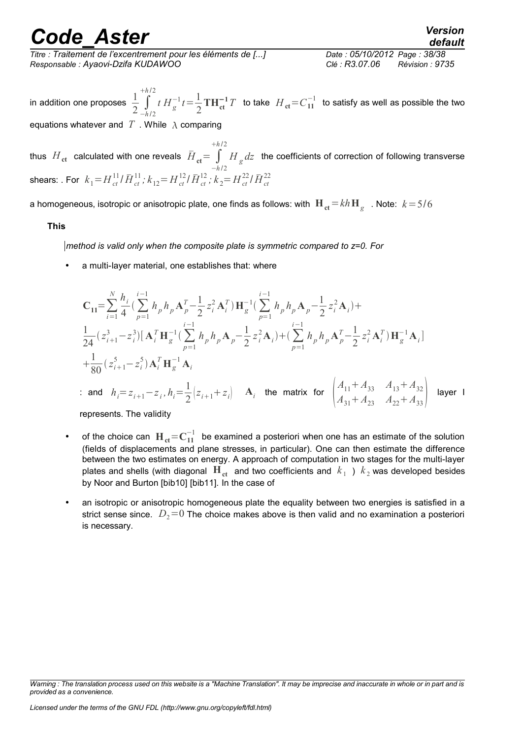in addition one proposes $\frac{1}{2}\int_{-h/2}^{+h/2} t\,H_g^{-1} t = \frac{1}{2}\mathbf{T}\mathbf{H}_{\mathbf{ct}}^{-1} T$ to take $H_{\mathbf{ct}} = C_{\mathbf{11}}^{-1}$ to satisfy as well as possible the two equations whatever and $T$ . While $\lambda$ comparing

thus $H_{\mathbf{ct}}$ calculated with one reveals $\bar{H}_{\mathbf{ct}} = \int_{-h/2}^{+h/2} H_g\,dz$ the coefficients of correction of following transverse shears: . For $k_1 = H_{ct}^{11}/\bar{H}_{ct}^{11}$; $k_{12} = H_{ct}^{12}/\bar{H}_{ct}^{12}$; $k_2 = H_{ct}^{22}/\bar{H}_{ct}^{22}$

a homogeneous, isotropic or anisotropic plate, one finds as follows: with $\mathbf{H}_{\mathbf{ct}} = kh\,\mathbf{H}_g$ . Note: $k = 5/6$

**This**

*method is valid only when the composite plate is symmetric compared to z=0. For*

- a multi-layer material, one establishes that: where

$$
\begin{aligned}
\mathbf{C}_{\mathbf{11}} = & \sum_{i=1}^{N} \frac{h_i}{4}\Big(\sum_{p=1}^{i-1} h_p h_p \mathbf{A}_p^T - \frac{1}{2} z_i^2 \mathbf{A}_i^T\Big)\mathbf{H}_g^{-1}\Big(\sum_{p=1}^{i-1} h_p h_p \mathbf{A}_p - \frac{1}{2} z_i^2 \mathbf{A}_i\Big) + \\
& \frac{1}{24}(z_{i+1}^3 - z_i^3)\Big[\mathbf{A}_i^T \mathbf{H}_g^{-1}\Big(\sum_{p=1}^{i-1} h_p h_p \mathbf{A}_p - \frac{1}{2} z_i^2 \mathbf{A}_i\Big) + \Big(\sum_{p=1}^{i-1} h_p h_p \mathbf{A}_p^T - \frac{1}{2} z_i^2 \mathbf{A}_i^T\Big)\mathbf{H}_g^{-1}\mathbf{A}_i\Big] \\
& + \frac{1}{80}(z_{i+1}^5 - z_i^5)\mathbf{A}_i^T \mathbf{H}_g^{-1}\mathbf{A}_i
\end{aligned}
$$

: and $h_i = z_{i+1} - z_i, h_i = \frac{1}{2}(z_{i+1} + z_i)$ $\mathbf{A}_i$ the matrix for $\begin{pmatrix} A_{11}+A_{33} & A_{13}+A_{32} \\ A_{31}+A_{23} & A_{22}+A_{33} \end{pmatrix}$ layer I represents. The validity

- of the choice can $\mathbf{H}_{\mathbf{ct}} = \mathbf{C}_{\mathbf{11}}^{-1}$ be examined a posteriori when one has an estimate of the solution (fields of displacements and plane stresses, in particular). One can then estimate the difference between the two estimates on energy. A approach of computation in two stages for the multi-layer plates and shells (with diagonal $\mathbf{H}_{\mathbf{ct}}$ and two coefficients and $k_1$ ) $k_2$ was developed besides by Noor and Burton [bib10] [bib11]. In the case of
- an isotropic or anisotropic homogeneous plate the equality between two energies is satisfied in a strict sense since. $D_2 = 0$ The choice makes above is then valid and no examination a posteriori is necessary.